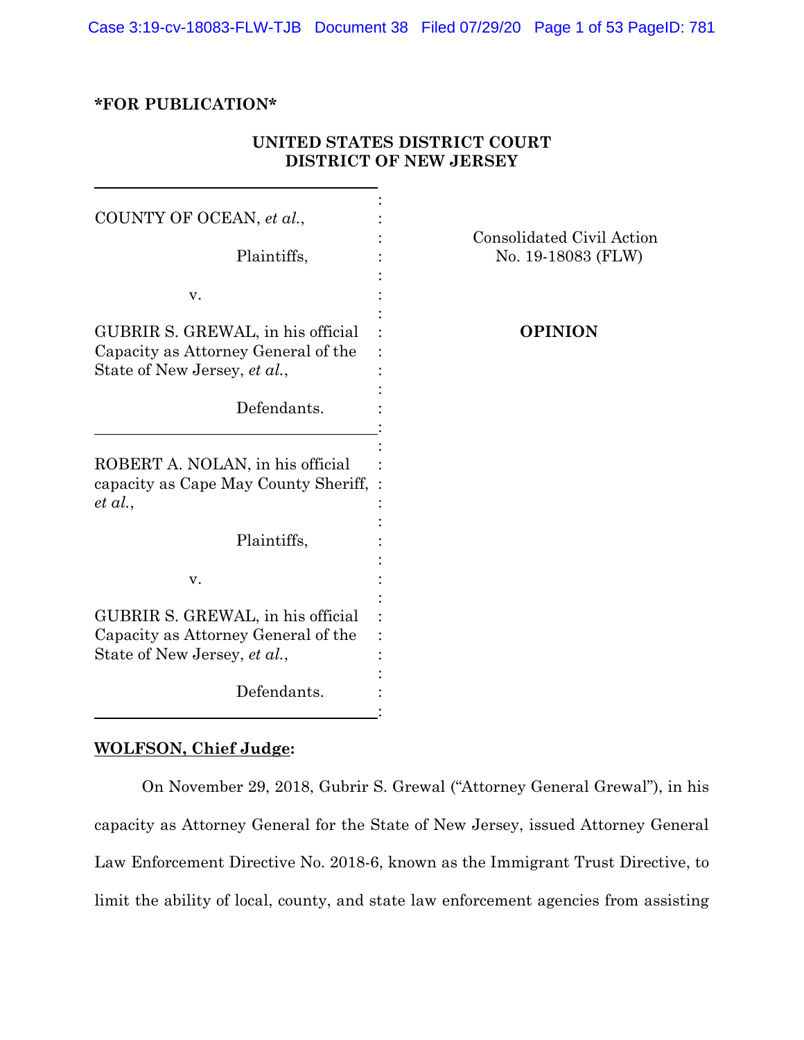**\*FOR PUBLICATION\***

**UNITED STATES DISTRICT COURT**
**DISTRICT OF NEW JERSEY**

COUNTY OF OCEAN, *et al.*,

Plaintiffs,

v.

GUBRIR S. GREWAL, in his official Capacity as Attorney General of the State of New Jersey, *et al.*,

Defendants.

---

ROBERT A. NOLAN, in his official capacity as Cape May County Sheriff, *et al.*,

Plaintiffs,

v.

GUBRIR S. GREWAL, in his official Capacity as Attorney General of the State of New Jersey, *et al.*,

Defendants.

Consolidated Civil Action No. 19-18083 (FLW)

**OPINION**

**WOLFSON, Chief Judge:**

On November 29, 2018, Gubrir S. Grewal ("Attorney General Grewal"), in his capacity as Attorney General for the State of New Jersey, issued Attorney General Law Enforcement Directive No. 2018-6, known as the Immigrant Trust Directive, to limit the ability of local, county, and state law enforcement agencies from assisting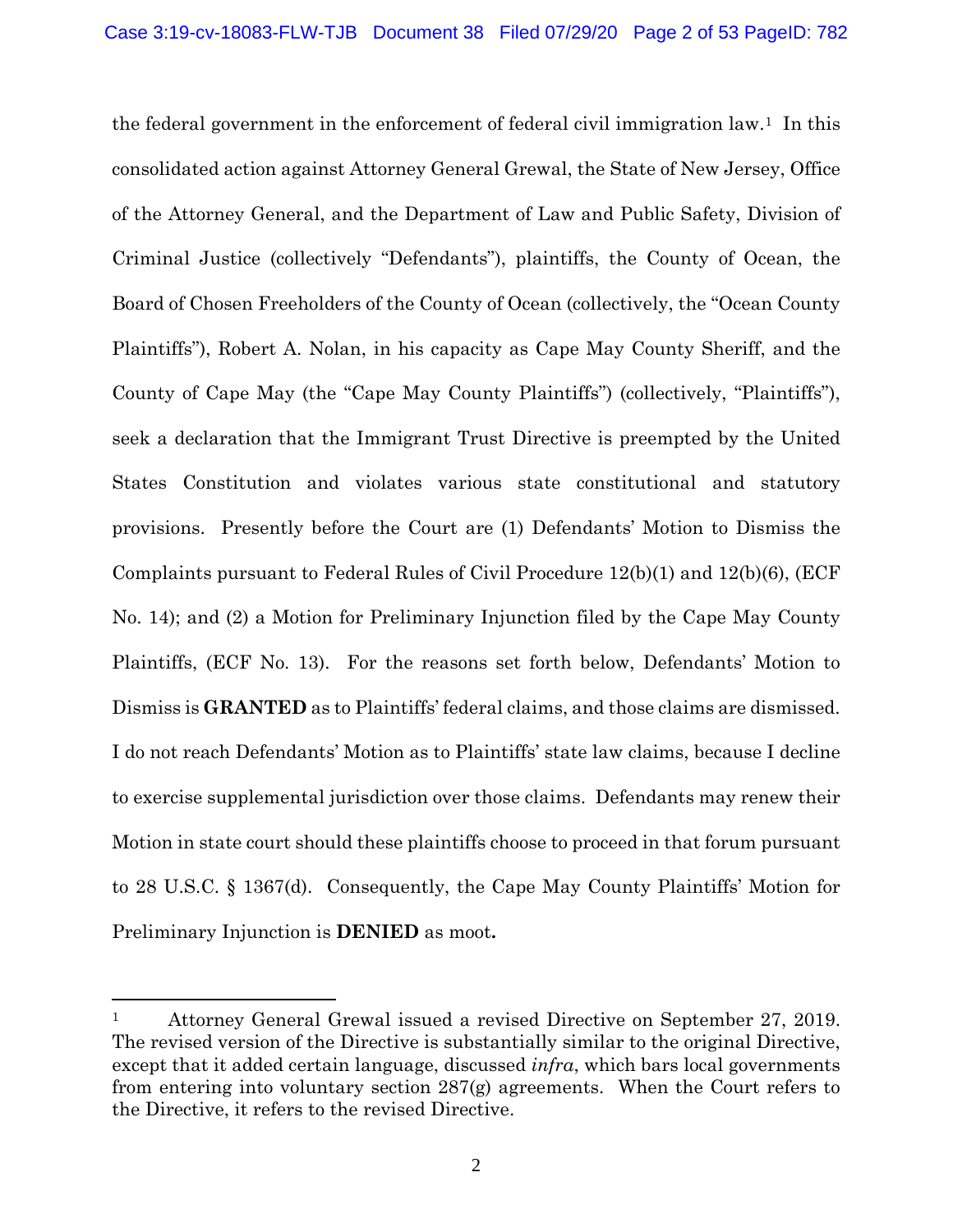the federal government in the enforcement of federal civil immigration law.[1] In this consolidated action against Attorney General Grewal, the State of New Jersey, Office of the Attorney General, and the Department of Law and Public Safety, Division of Criminal Justice (collectively "Defendants"), plaintiffs, the County of Ocean, the Board of Chosen Freeholders of the County of Ocean (collectively, the "Ocean County Plaintiffs"), Robert A. Nolan, in his capacity as Cape May County Sheriff, and the County of Cape May (the "Cape May County Plaintiffs") (collectively, "Plaintiffs"), seek a declaration that the Immigrant Trust Directive is preempted by the United States Constitution and violates various state constitutional and statutory provisions. Presently before the Court are (1) Defendants' Motion to Dismiss the Complaints pursuant to Federal Rules of Civil Procedure 12(b)(1) and 12(b)(6), (ECF No. 14); and (2) a Motion for Preliminary Injunction filed by the Cape May County Plaintiffs, (ECF No. 13). For the reasons set forth below, Defendants' Motion to Dismiss is **GRANTED** as to Plaintiffs' federal claims, and those claims are dismissed. I do not reach Defendants' Motion as to Plaintiffs' state law claims, because I decline to exercise supplemental jurisdiction over those claims. Defendants may renew their Motion in state court should these plaintiffs choose to proceed in that forum pursuant to 28 U.S.C. § 1367(d). Consequently, the Cape May County Plaintiffs' Motion for Preliminary Injunction is **DENIED** as moot**.**

---

[1] Attorney General Grewal issued a revised Directive on September 27, 2019. The revised version of the Directive is substantially similar to the original Directive, except that it added certain language, discussed *infra*, which bars local governments from entering into voluntary section 287(g) agreements. When the Court refers to the Directive, it refers to the revised Directive.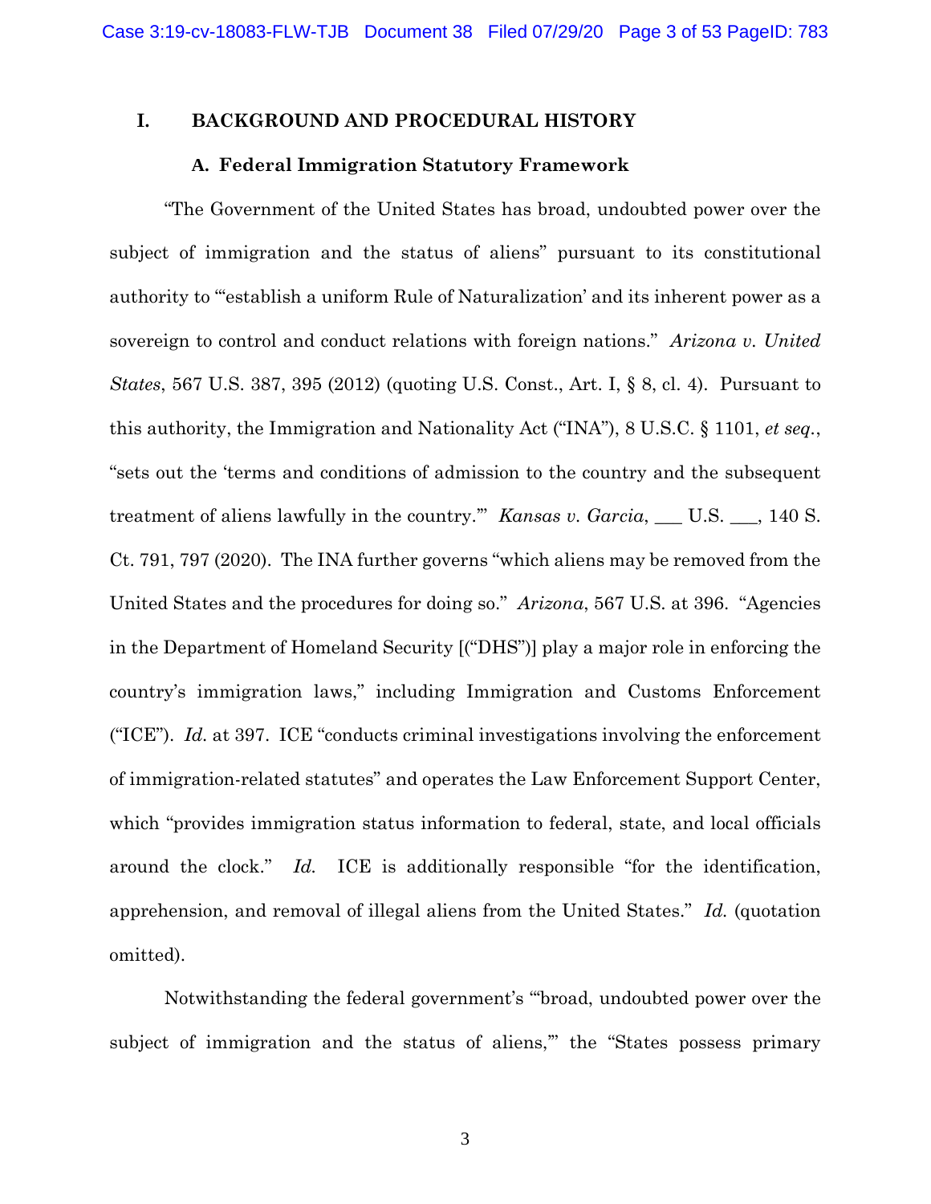## I. BACKGROUND AND PROCEDURAL HISTORY

### A. Federal Immigration Statutory Framework

"The Government of the United States has broad, undoubted power over the subject of immigration and the status of aliens" pursuant to its constitutional authority to "'establish a uniform Rule of Naturalization' and its inherent power as a sovereign to control and conduct relations with foreign nations." *Arizona v. United States*, 567 U.S. 387, 395 (2012) (quoting U.S. Const., Art. I, § 8, cl. 4). Pursuant to this authority, the Immigration and Nationality Act ("INA"), 8 U.S.C. § 1101, *et seq.*, "sets out the 'terms and conditions of admission to the country and the subsequent treatment of aliens lawfully in the country.'" *Kansas v. Garcia*, ___ U.S. ___, 140 S. Ct. 791, 797 (2020). The INA further governs "which aliens may be removed from the United States and the procedures for doing so." *Arizona*, 567 U.S. at 396. "Agencies in the Department of Homeland Security [("DHS")] play a major role in enforcing the country's immigration laws," including Immigration and Customs Enforcement ("ICE"). *Id.* at 397. ICE "conducts criminal investigations involving the enforcement of immigration-related statutes" and operates the Law Enforcement Support Center, which "provides immigration status information to federal, state, and local officials around the clock." *Id.* ICE is additionally responsible "for the identification, apprehension, and removal of illegal aliens from the United States." *Id.* (quotation omitted).

Notwithstanding the federal government's "'broad, undoubted power over the subject of immigration and the status of aliens,'" the "States possess primary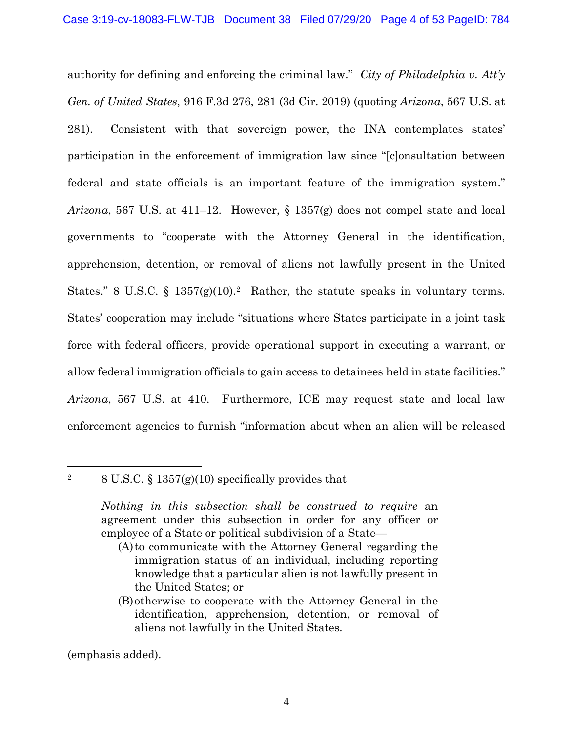authority for defining and enforcing the criminal law." *City of Philadelphia v. Att'y Gen. of United States*, 916 F.3d 276, 281 (3d Cir. 2019) (quoting *Arizona*, 567 U.S. at 281). Consistent with that sovereign power, the INA contemplates states' participation in the enforcement of immigration law since "[c]onsultation between federal and state officials is an important feature of the immigration system." *Arizona*, 567 U.S. at 411–12. However, § 1357(g) does not compel state and local governments to "cooperate with the Attorney General in the identification, apprehension, detention, or removal of aliens not lawfully present in the United States." 8 U.S.C. § 1357(g)(10).[2] Rather, the statute speaks in voluntary terms. States' cooperation may include "situations where States participate in a joint task force with federal officers, provide operational support in executing a warrant, or allow federal immigration officials to gain access to detainees held in state facilities." *Arizona*, 567 U.S. at 410. Furthermore, ICE may request state and local law enforcement agencies to furnish "information about when an alien will be released

---

[2] 8 U.S.C. § 1357(g)(10) specifically provides that

> *Nothing in this subsection shall be construed to require* an agreement under this subsection in order for any officer or employee of a State or political subdivision of a State—
>
> (A) to communicate with the Attorney General regarding the immigration status of an individual, including reporting knowledge that a particular alien is not lawfully present in the United States; or
>
> (B) otherwise to cooperate with the Attorney General in the identification, apprehension, detention, or removal of aliens not lawfully in the United States.

(emphasis added).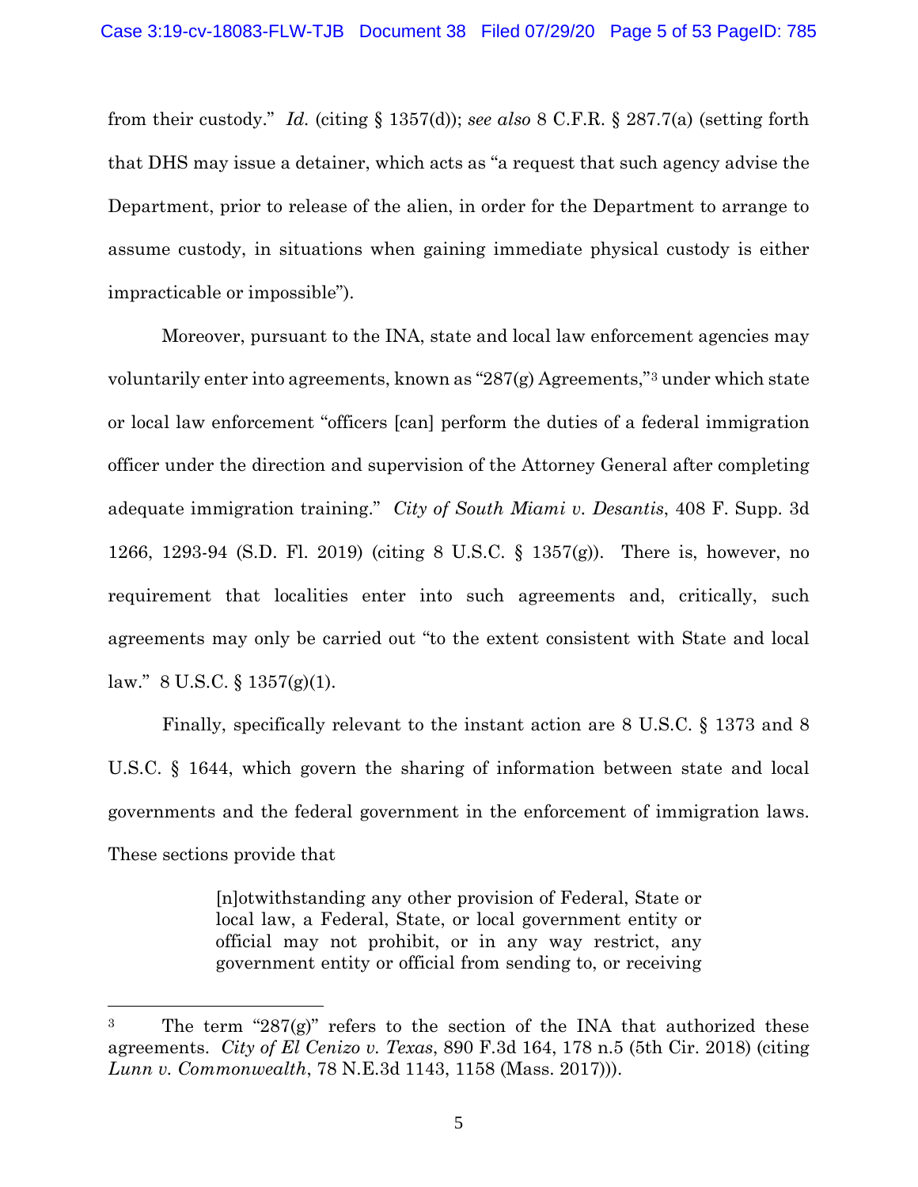from their custody." *Id.* (citing § 1357(d)); *see also* 8 C.F.R. § 287.7(a) (setting forth that DHS may issue a detainer, which acts as "a request that such agency advise the Department, prior to release of the alien, in order for the Department to arrange to assume custody, in situations when gaining immediate physical custody is either impracticable or impossible").

Moreover, pursuant to the INA, state and local law enforcement agencies may voluntarily enter into agreements, known as "287(g) Agreements,"[3] under which state or local law enforcement "officers [can] perform the duties of a federal immigration officer under the direction and supervision of the Attorney General after completing adequate immigration training." *City of South Miami v. Desantis*, 408 F. Supp. 3d 1266, 1293-94 (S.D. Fl. 2019) (citing 8 U.S.C. § 1357(g)). There is, however, no requirement that localities enter into such agreements and, critically, such agreements may only be carried out "to the extent consistent with State and local law." 8 U.S.C. § 1357(g)(1).

Finally, specifically relevant to the instant action are 8 U.S.C. § 1373 and 8 U.S.C. § 1644, which govern the sharing of information between state and local governments and the federal government in the enforcement of immigration laws. These sections provide that

> [n]otwithstanding any other provision of Federal, State or local law, a Federal, State, or local government entity or official may not prohibit, or in any way restrict, any government entity or official from sending to, or receiving

---

[3] The term "287(g)" refers to the section of the INA that authorized these agreements. *City of El Cenizo v. Texas*, 890 F.3d 164, 178 n.5 (5th Cir. 2018) (citing *Lunn v. Commonwealth*, 78 N.E.3d 1143, 1158 (Mass. 2017))).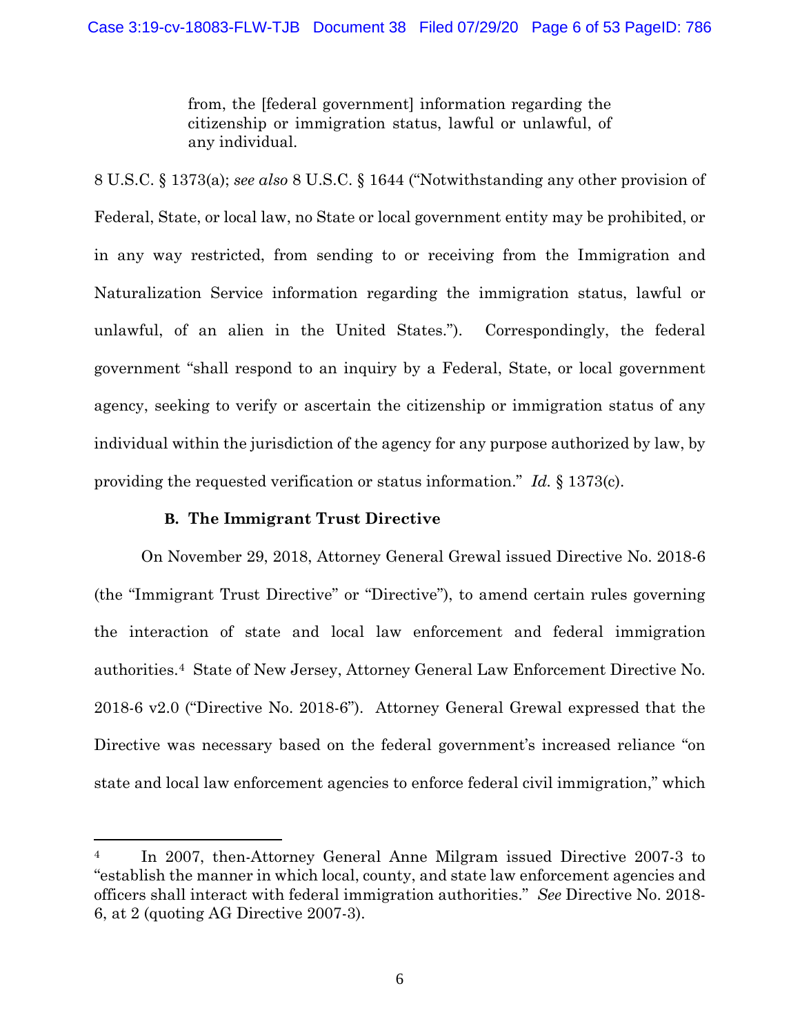> from, the [federal government] information regarding the citizenship or immigration status, lawful or unlawful, of any individual.

8 U.S.C. § 1373(a); *see also* 8 U.S.C. § 1644 ("Notwithstanding any other provision of Federal, State, or local law, no State or local government entity may be prohibited, or in any way restricted, from sending to or receiving from the Immigration and Naturalization Service information regarding the immigration status, lawful or unlawful, of an alien in the United States."). Correspondingly, the federal government "shall respond to an inquiry by a Federal, State, or local government agency, seeking to verify or ascertain the citizenship or immigration status of any individual within the jurisdiction of the agency for any purpose authorized by law, by providing the requested verification or status information." *Id.* § 1373(c).

### B. The Immigrant Trust Directive

On November 29, 2018, Attorney General Grewal issued Directive No. 2018-6 (the "Immigrant Trust Directive" or "Directive"), to amend certain rules governing the interaction of state and local law enforcement and federal immigration authorities.[4] State of New Jersey, Attorney General Law Enforcement Directive No. 2018-6 v2.0 ("Directive No. 2018-6"). Attorney General Grewal expressed that the Directive was necessary based on the federal government's increased reliance "on state and local law enforcement agencies to enforce federal civil immigration," which

---

[4] In 2007, then-Attorney General Anne Milgram issued Directive 2007-3 to "establish the manner in which local, county, and state law enforcement agencies and officers shall interact with federal immigration authorities." *See* Directive No. 2018-6, at 2 (quoting AG Directive 2007-3).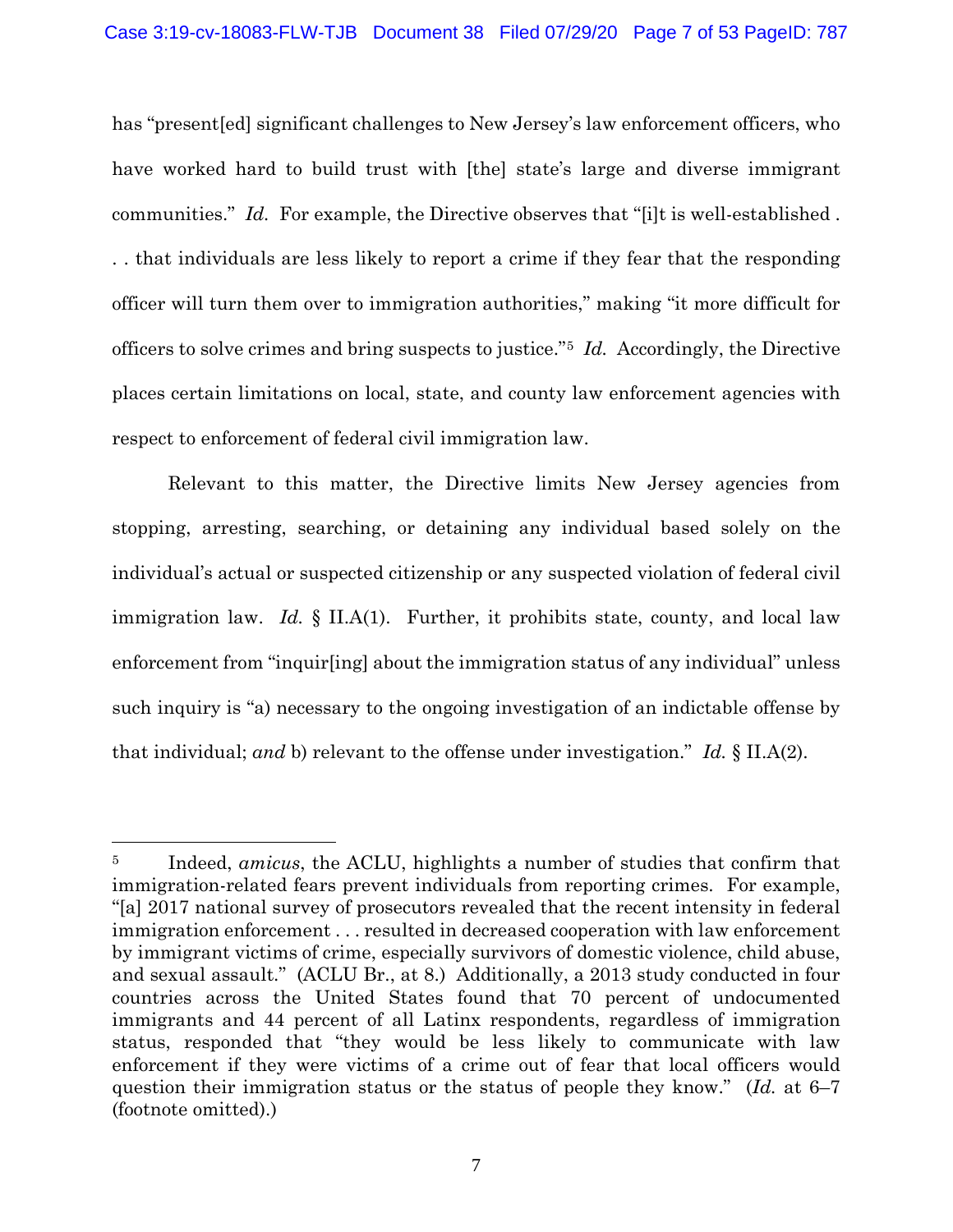has "present[ed] significant challenges to New Jersey's law enforcement officers, who have worked hard to build trust with [the] state's large and diverse immigrant communities." *Id.* For example, the Directive observes that "[i]t is well-established . . . that individuals are less likely to report a crime if they fear that the responding officer will turn them over to immigration authorities," making "it more difficult for officers to solve crimes and bring suspects to justice."[5] *Id.* Accordingly, the Directive places certain limitations on local, state, and county law enforcement agencies with respect to enforcement of federal civil immigration law.

Relevant to this matter, the Directive limits New Jersey agencies from stopping, arresting, searching, or detaining any individual based solely on the individual's actual or suspected citizenship or any suspected violation of federal civil immigration law. *Id.* § II.A(1). Further, it prohibits state, county, and local law enforcement from "inquir[ing] about the immigration status of any individual" unless such inquiry is "a) necessary to the ongoing investigation of an indictable offense by that individual; *and* b) relevant to the offense under investigation." *Id.* § II.A(2).

---

[5] Indeed, *amicus*, the ACLU, highlights a number of studies that confirm that immigration-related fears prevent individuals from reporting crimes. For example, "[a] 2017 national survey of prosecutors revealed that the recent intensity in federal immigration enforcement . . . resulted in decreased cooperation with law enforcement by immigrant victims of crime, especially survivors of domestic violence, child abuse, and sexual assault." (ACLU Br., at 8.) Additionally, a 2013 study conducted in four countries across the United States found that 70 percent of undocumented immigrants and 44 percent of all Latinx respondents, regardless of immigration status, responded that "they would be less likely to communicate with law enforcement if they were victims of a crime out of fear that local officers would question their immigration status or the status of people they know." (*Id.* at 6–7 (footnote omitted).)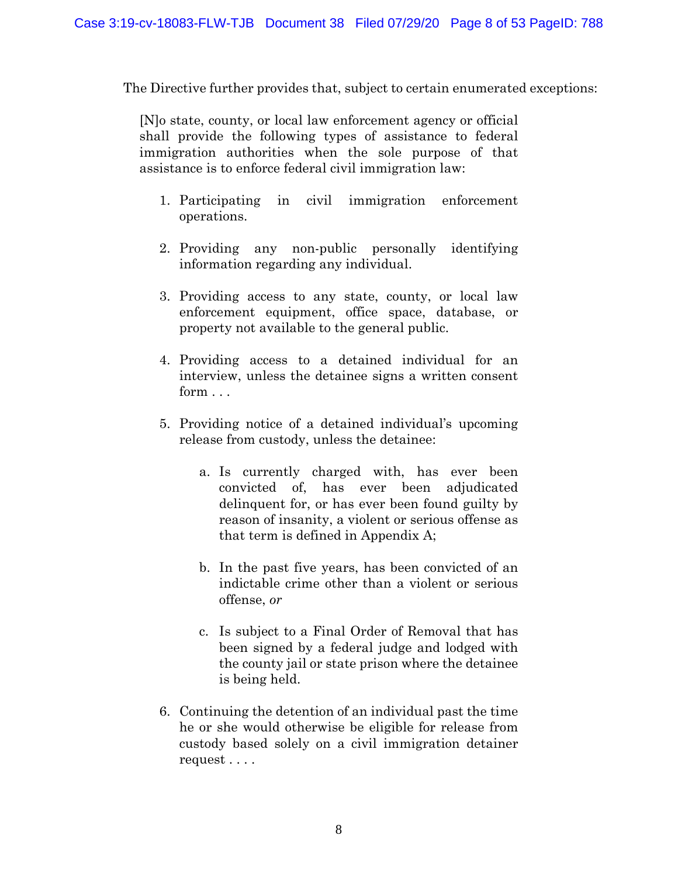The Directive further provides that, subject to certain enumerated exceptions:

> [N]o state, county, or local law enforcement agency or official shall provide the following types of assistance to federal immigration authorities when the sole purpose of that assistance is to enforce federal civil immigration law:
>
> 1. Participating in civil immigration enforcement operations.
>
> 2. Providing any non-public personally identifying information regarding any individual.
>
> 3. Providing access to any state, county, or local law enforcement equipment, office space, database, or property not available to the general public.
>
> 4. Providing access to a detained individual for an interview, unless the detainee signs a written consent form . . .
>
> 5. Providing notice of a detained individual's upcoming release from custody, unless the detainee:
>
>     a. Is currently charged with, has ever been convicted of, has ever been adjudicated delinquent for, or has ever been found guilty by reason of insanity, a violent or serious offense as that term is defined in Appendix A;
>
>     b. In the past five years, has been convicted of an indictable crime other than a violent or serious offense, *or*
>
>     c. Is subject to a Final Order of Removal that has been signed by a federal judge and lodged with the county jail or state prison where the detainee is being held.
>
> 6. Continuing the detention of an individual past the time he or she would otherwise be eligible for release from custody based solely on a civil immigration detainer request . . . .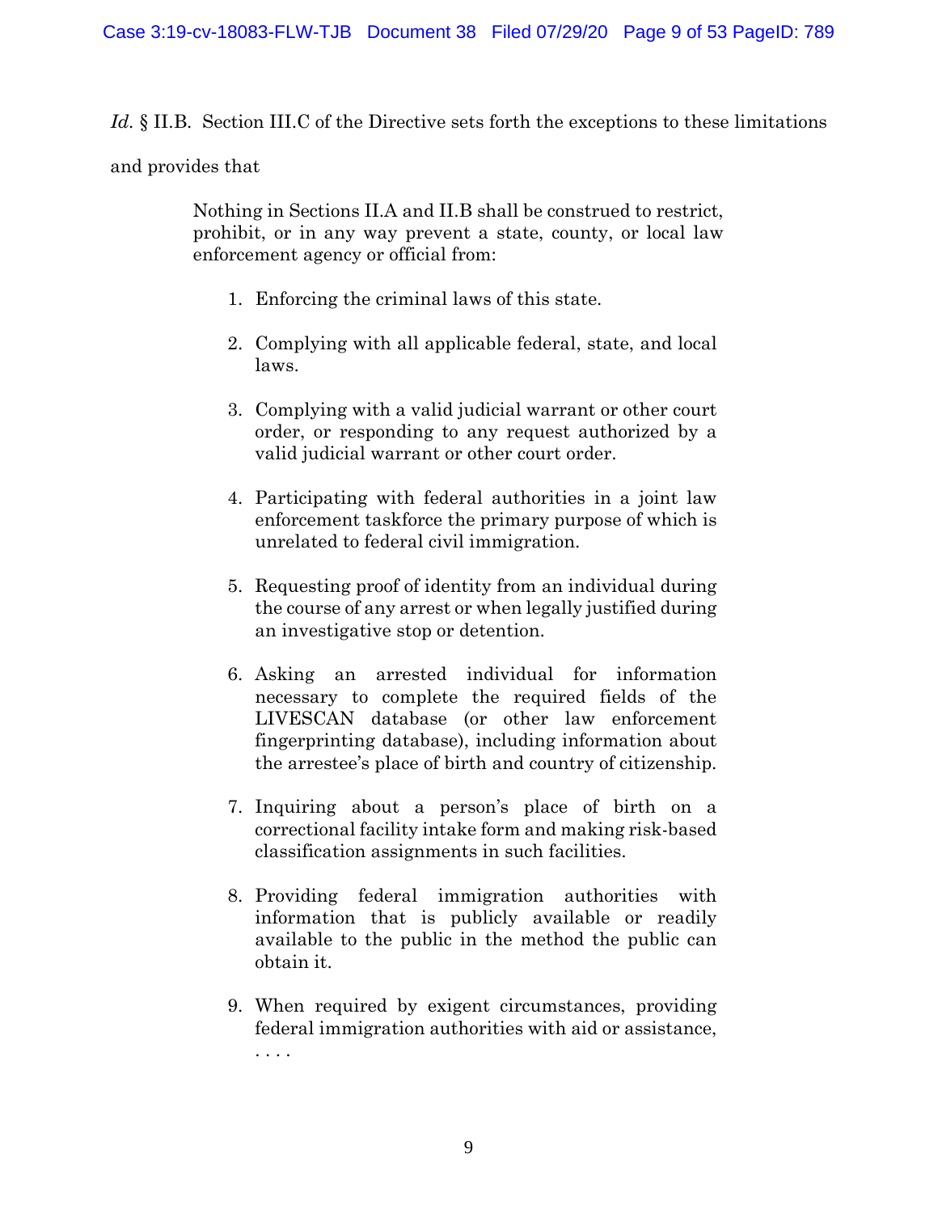*Id.* § II.B. Section III.C of the Directive sets forth the exceptions to these limitations and provides that

> Nothing in Sections II.A and II.B shall be construed to restrict, prohibit, or in any way prevent a state, county, or local law enforcement agency or official from:
>
> 1. Enforcing the criminal laws of this state.
>
> 2. Complying with all applicable federal, state, and local laws.
>
> 3. Complying with a valid judicial warrant or other court order, or responding to any request authorized by a valid judicial warrant or other court order.
>
> 4. Participating with federal authorities in a joint law enforcement taskforce the primary purpose of which is unrelated to federal civil immigration.
>
> 5. Requesting proof of identity from an individual during the course of any arrest or when legally justified during an investigative stop or detention.
>
> 6. Asking an arrested individual for information necessary to complete the required fields of the LIVESCAN database (or other law enforcement fingerprinting database), including information about the arrestee's place of birth and country of citizenship.
>
> 7. Inquiring about a person's place of birth on a correctional facility intake form and making risk-based classification assignments in such facilities.
>
> 8. Providing federal immigration authorities with information that is publicly available or readily available to the public in the method the public can obtain it.
>
> 9. When required by exigent circumstances, providing federal immigration authorities with aid or assistance, . . . .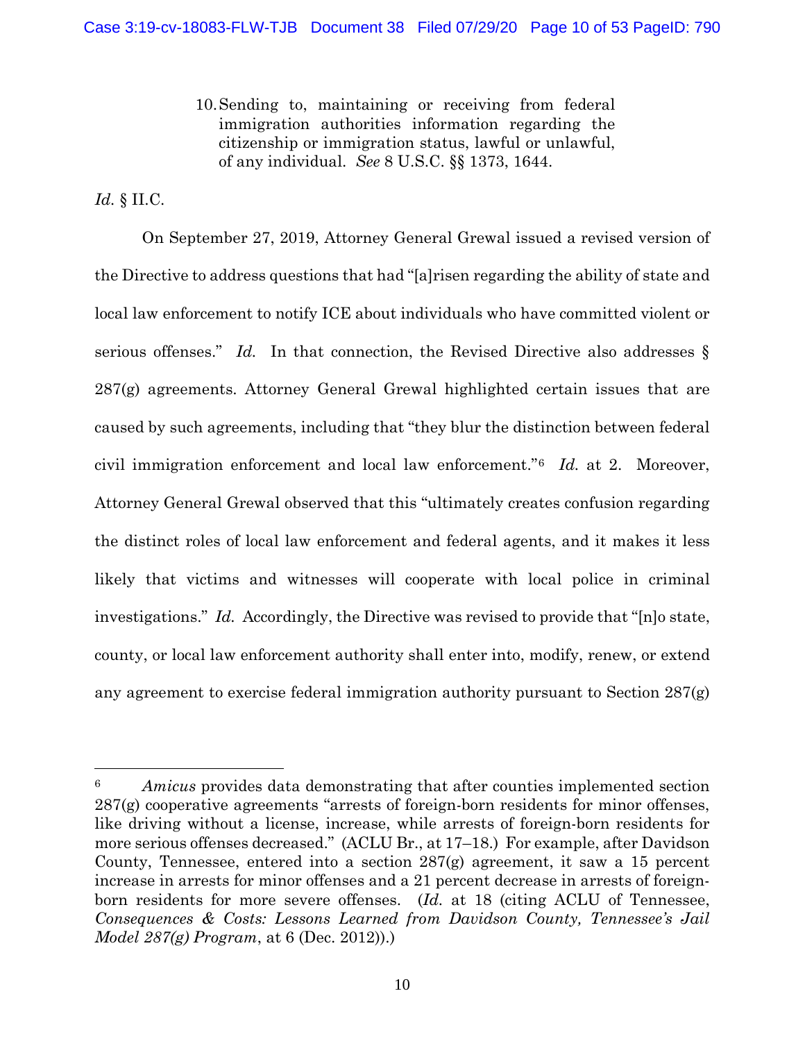10. Sending to, maintaining or receiving from federal immigration authorities information regarding the citizenship or immigration status, lawful or unlawful, of any individual. *See* 8 U.S.C. §§ 1373, 1644.

*Id.* § II.C.

On September 27, 2019, Attorney General Grewal issued a revised version of the Directive to address questions that had "[a]risen regarding the ability of state and local law enforcement to notify ICE about individuals who have committed violent or serious offenses." *Id.* In that connection, the Revised Directive also addresses § 287(g) agreements. Attorney General Grewal highlighted certain issues that are caused by such agreements, including that "they blur the distinction between federal civil immigration enforcement and local law enforcement."[6] *Id.* at 2. Moreover, Attorney General Grewal observed that this "ultimately creates confusion regarding the distinct roles of local law enforcement and federal agents, and it makes it less likely that victims and witnesses will cooperate with local police in criminal investigations." *Id.* Accordingly, the Directive was revised to provide that "[n]o state, county, or local law enforcement authority shall enter into, modify, renew, or extend any agreement to exercise federal immigration authority pursuant to Section 287(g)

---

[6] *Amicus* provides data demonstrating that after counties implemented section 287(g) cooperative agreements "arrests of foreign-born residents for minor offenses, like driving without a license, increase, while arrests of foreign-born residents for more serious offenses decreased." (ACLU Br., at 17–18.) For example, after Davidson County, Tennessee, entered into a section 287(g) agreement, it saw a 15 percent increase in arrests for minor offenses and a 21 percent decrease in arrests of foreign-born residents for more severe offenses. (*Id.* at 18 (citing ACLU of Tennessee, *Consequences & Costs: Lessons Learned from Davidson County, Tennessee's Jail Model 287(g) Program*, at 6 (Dec. 2012)).)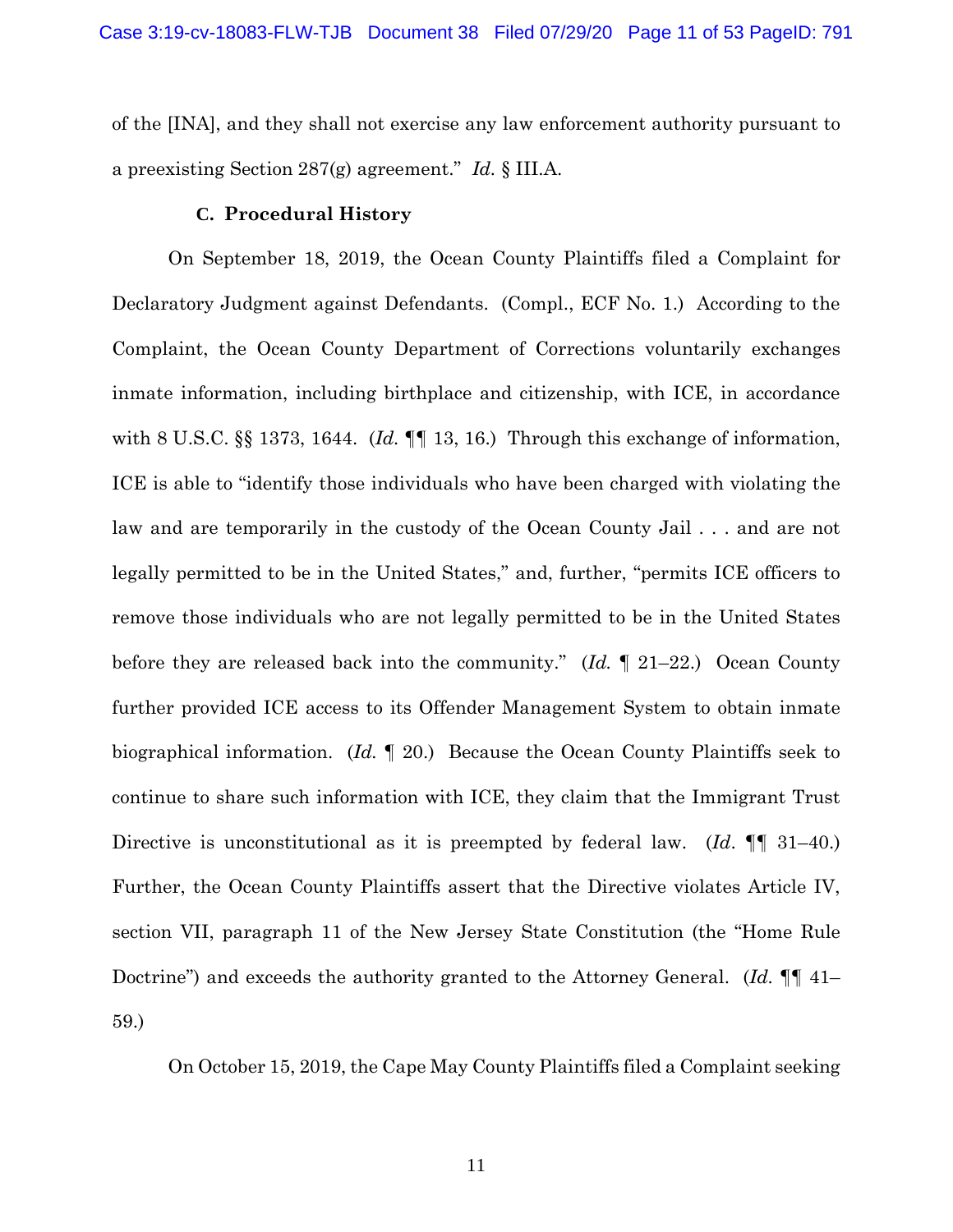of the [INA], and they shall not exercise any law enforcement authority pursuant to a preexisting Section 287(g) agreement." *Id.* § III.A.

### C. Procedural History

On September 18, 2019, the Ocean County Plaintiffs filed a Complaint for Declaratory Judgment against Defendants. (Compl., ECF No. 1.) According to the Complaint, the Ocean County Department of Corrections voluntarily exchanges inmate information, including birthplace and citizenship, with ICE, in accordance with 8 U.S.C. §§ 1373, 1644. (*Id.* ¶¶ 13, 16.) Through this exchange of information, ICE is able to "identify those individuals who have been charged with violating the law and are temporarily in the custody of the Ocean County Jail . . . and are not legally permitted to be in the United States," and, further, "permits ICE officers to remove those individuals who are not legally permitted to be in the United States before they are released back into the community." (*Id.* ¶ 21–22.) Ocean County further provided ICE access to its Offender Management System to obtain inmate biographical information. (*Id.* ¶ 20.) Because the Ocean County Plaintiffs seek to continue to share such information with ICE, they claim that the Immigrant Trust Directive is unconstitutional as it is preempted by federal law. (*Id*. ¶¶ 31–40.) Further, the Ocean County Plaintiffs assert that the Directive violates Article IV, section VII, paragraph 11 of the New Jersey State Constitution (the "Home Rule Doctrine") and exceeds the authority granted to the Attorney General. (*Id.* ¶¶ 41–59.)

On October 15, 2019, the Cape May County Plaintiffs filed a Complaint seeking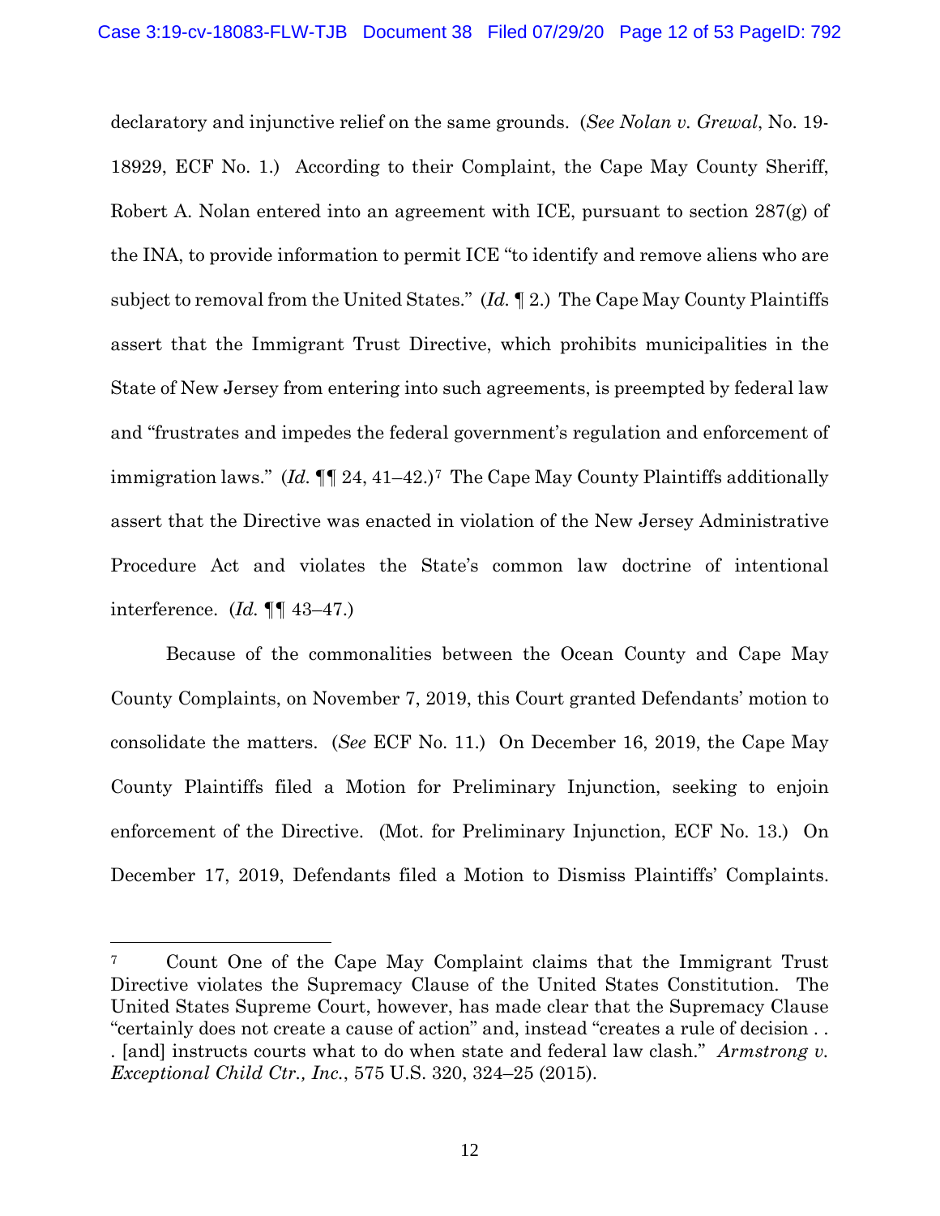declaratory and injunctive relief on the same grounds. (*See Nolan v. Grewal*, No. 19-18929, ECF No. 1.) According to their Complaint, the Cape May County Sheriff, Robert A. Nolan entered into an agreement with ICE, pursuant to section 287(g) of the INA, to provide information to permit ICE "to identify and remove aliens who are subject to removal from the United States." (*Id.* ¶ 2.) The Cape May County Plaintiffs assert that the Immigrant Trust Directive, which prohibits municipalities in the State of New Jersey from entering into such agreements, is preempted by federal law and "frustrates and impedes the federal government's regulation and enforcement of immigration laws." (*Id.* ¶¶ 24, 41–42.)[7] The Cape May County Plaintiffs additionally assert that the Directive was enacted in violation of the New Jersey Administrative Procedure Act and violates the State's common law doctrine of intentional interference. (*Id.* ¶¶ 43–47.)

Because of the commonalities between the Ocean County and Cape May County Complaints, on November 7, 2019, this Court granted Defendants' motion to consolidate the matters. (*See* ECF No. 11.) On December 16, 2019, the Cape May County Plaintiffs filed a Motion for Preliminary Injunction, seeking to enjoin enforcement of the Directive. (Mot. for Preliminary Injunction, ECF No. 13.) On December 17, 2019, Defendants filed a Motion to Dismiss Plaintiffs' Complaints.

---

[7] Count One of the Cape May Complaint claims that the Immigrant Trust Directive violates the Supremacy Clause of the United States Constitution. The United States Supreme Court, however, has made clear that the Supremacy Clause "certainly does not create a cause of action" and, instead "creates a rule of decision . . . [and] instructs courts what to do when state and federal law clash." *Armstrong v. Exceptional Child Ctr., Inc.*, 575 U.S. 320, 324–25 (2015).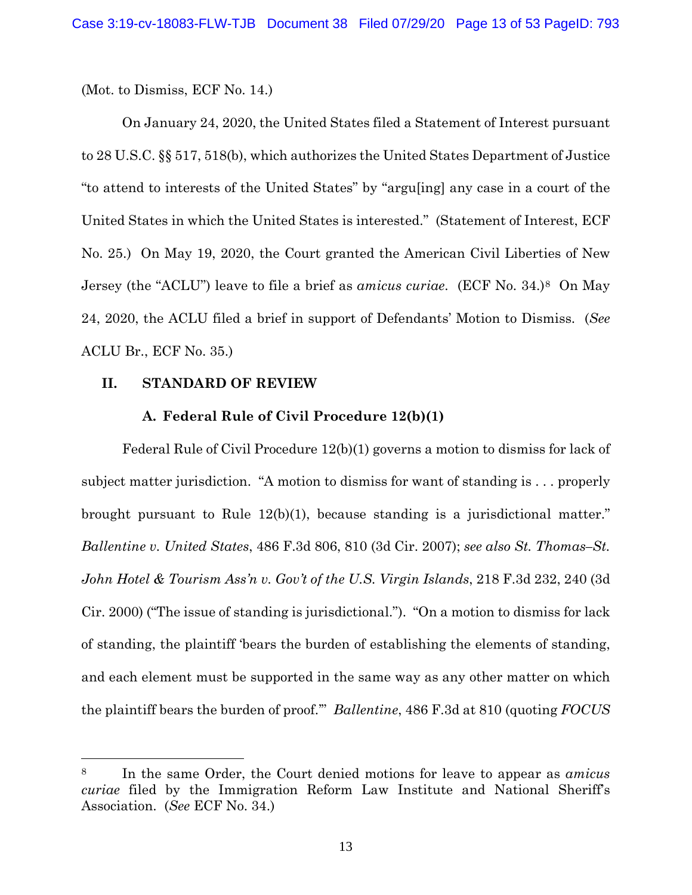(Mot. to Dismiss, ECF No. 14.)

On January 24, 2020, the United States filed a Statement of Interest pursuant to 28 U.S.C. §§ 517, 518(b), which authorizes the United States Department of Justice "to attend to interests of the United States" by "argu[ing] any case in a court of the United States in which the United States is interested." (Statement of Interest, ECF No. 25.) On May 19, 2020, the Court granted the American Civil Liberties of New Jersey (the "ACLU") leave to file a brief as *amicus curiae*. (ECF No. 34.)[8] On May 24, 2020, the ACLU filed a brief in support of Defendants' Motion to Dismiss. (*See* ACLU Br., ECF No. 35.)

## II. STANDARD OF REVIEW

### A. Federal Rule of Civil Procedure 12(b)(1)

Federal Rule of Civil Procedure 12(b)(1) governs a motion to dismiss for lack of subject matter jurisdiction. "A motion to dismiss for want of standing is . . . properly brought pursuant to Rule 12(b)(1), because standing is a jurisdictional matter." *Ballentine v. United States*, 486 F.3d 806, 810 (3d Cir. 2007); *see also St. Thomas–St. John Hotel & Tourism Ass'n v. Gov't of the U.S. Virgin Islands*, 218 F.3d 232, 240 (3d Cir. 2000) ("The issue of standing is jurisdictional."). "On a motion to dismiss for lack of standing, the plaintiff 'bears the burden of establishing the elements of standing, and each element must be supported in the same way as any other matter on which the plaintiff bears the burden of proof.'" *Ballentine*, 486 F.3d at 810 (quoting *FOCUS*

---

[8] In the same Order, the Court denied motions for leave to appear as *amicus curiae* filed by the Immigration Reform Law Institute and National Sheriff's Association. (*See* ECF No. 34.)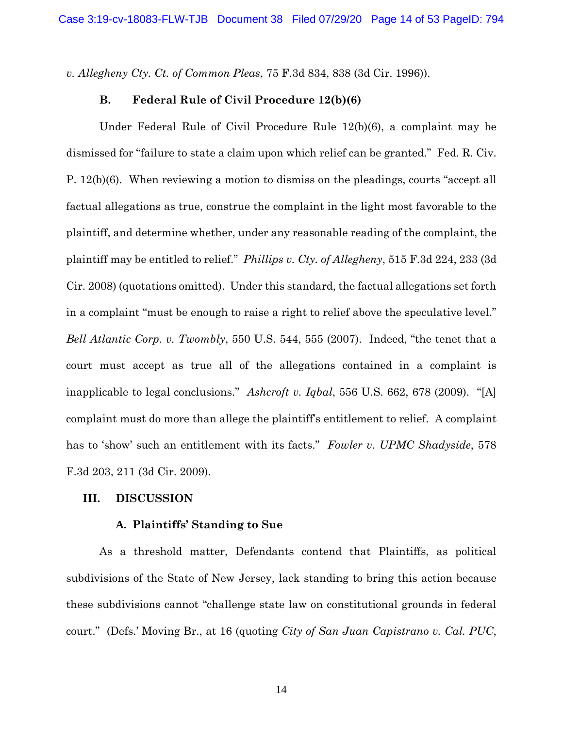*v. Allegheny Cty. Ct. of Common Pleas*, 75 F.3d 834, 838 (3d Cir. 1996)).

### B. Federal Rule of Civil Procedure 12(b)(6)

Under Federal Rule of Civil Procedure Rule 12(b)(6), a complaint may be dismissed for "failure to state a claim upon which relief can be granted." Fed. R. Civ. P. 12(b)(6). When reviewing a motion to dismiss on the pleadings, courts "accept all factual allegations as true, construe the complaint in the light most favorable to the plaintiff, and determine whether, under any reasonable reading of the complaint, the plaintiff may be entitled to relief." *Phillips v. Cty. of Allegheny*, 515 F.3d 224, 233 (3d Cir. 2008) (quotations omitted). Under this standard, the factual allegations set forth in a complaint "must be enough to raise a right to relief above the speculative level." *Bell Atlantic Corp. v. Twombly*, 550 U.S. 544, 555 (2007). Indeed, "the tenet that a court must accept as true all of the allegations contained in a complaint is inapplicable to legal conclusions." *Ashcroft v. Iqbal*, 556 U.S. 662, 678 (2009). "[A] complaint must do more than allege the plaintiff's entitlement to relief. A complaint has to 'show' such an entitlement with its facts." *Fowler v. UPMC Shadyside*, 578 F.3d 203, 211 (3d Cir. 2009).

## III. DISCUSSION

### A. Plaintiffs' Standing to Sue

As a threshold matter, Defendants contend that Plaintiffs, as political subdivisions of the State of New Jersey, lack standing to bring this action because these subdivisions cannot "challenge state law on constitutional grounds in federal court." (Defs.' Moving Br., at 16 (quoting *City of San Juan Capistrano v. Cal. PUC*,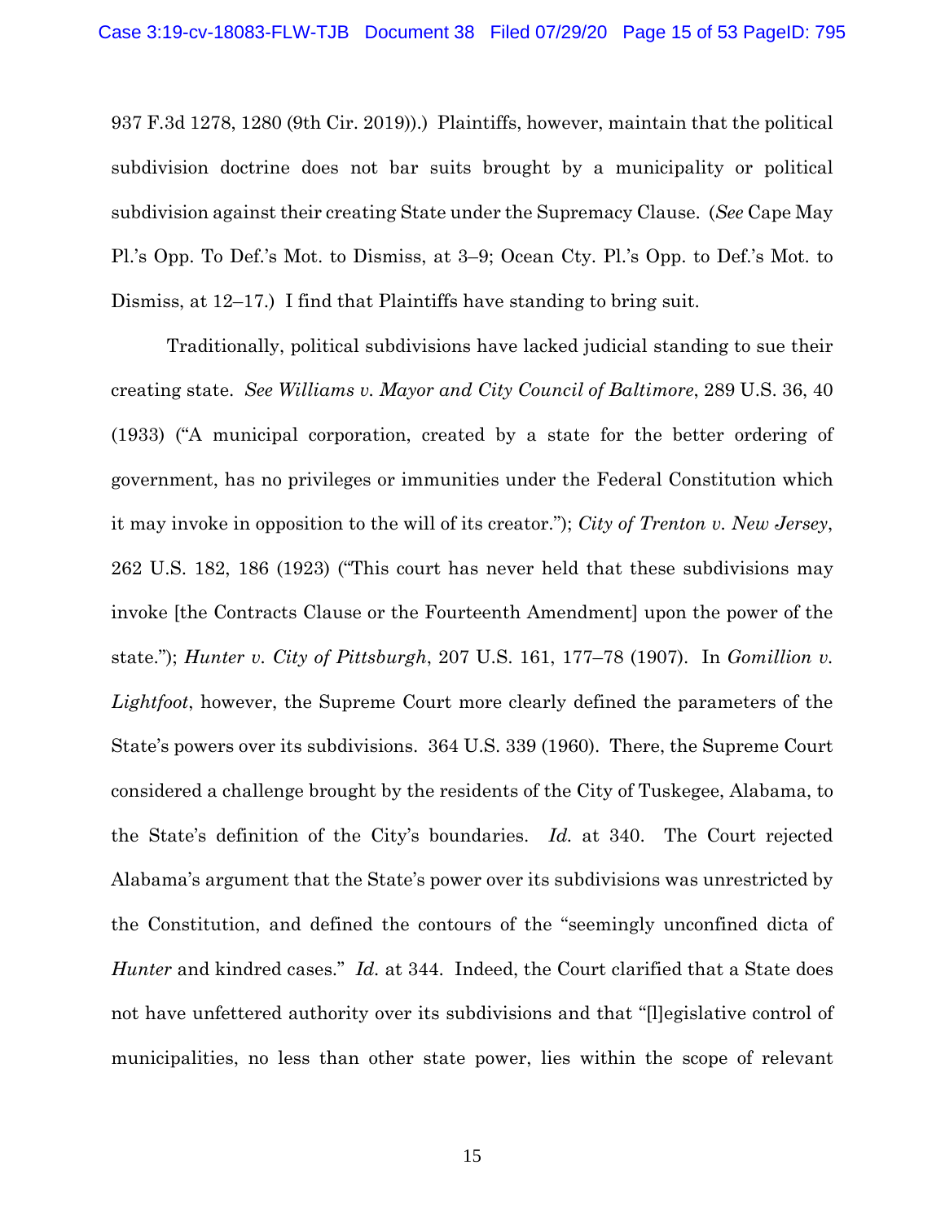937 F.3d 1278, 1280 (9th Cir. 2019)).) Plaintiffs, however, maintain that the political subdivision doctrine does not bar suits brought by a municipality or political subdivision against their creating State under the Supremacy Clause. (*See* Cape May Pl.'s Opp. To Def.'s Mot. to Dismiss, at 3–9; Ocean Cty. Pl.'s Opp. to Def.'s Mot. to Dismiss, at 12–17.) I find that Plaintiffs have standing to bring suit.

Traditionally, political subdivisions have lacked judicial standing to sue their creating state. *See Williams v. Mayor and City Council of Baltimore*, 289 U.S. 36, 40 (1933) ("A municipal corporation, created by a state for the better ordering of government, has no privileges or immunities under the Federal Constitution which it may invoke in opposition to the will of its creator."); *City of Trenton v. New Jersey*, 262 U.S. 182, 186 (1923) ("This court has never held that these subdivisions may invoke [the Contracts Clause or the Fourteenth Amendment] upon the power of the state."); *Hunter v. City of Pittsburgh*, 207 U.S. 161, 177–78 (1907). In *Gomillion v. Lightfoot*, however, the Supreme Court more clearly defined the parameters of the State's powers over its subdivisions. 364 U.S. 339 (1960). There, the Supreme Court considered a challenge brought by the residents of the City of Tuskegee, Alabama, to the State's definition of the City's boundaries. *Id.* at 340. The Court rejected Alabama's argument that the State's power over its subdivisions was unrestricted by the Constitution, and defined the contours of the "seemingly unconfined dicta of *Hunter* and kindred cases." *Id.* at 344. Indeed, the Court clarified that a State does not have unfettered authority over its subdivisions and that "[l]egislative control of municipalities, no less than other state power, lies within the scope of relevant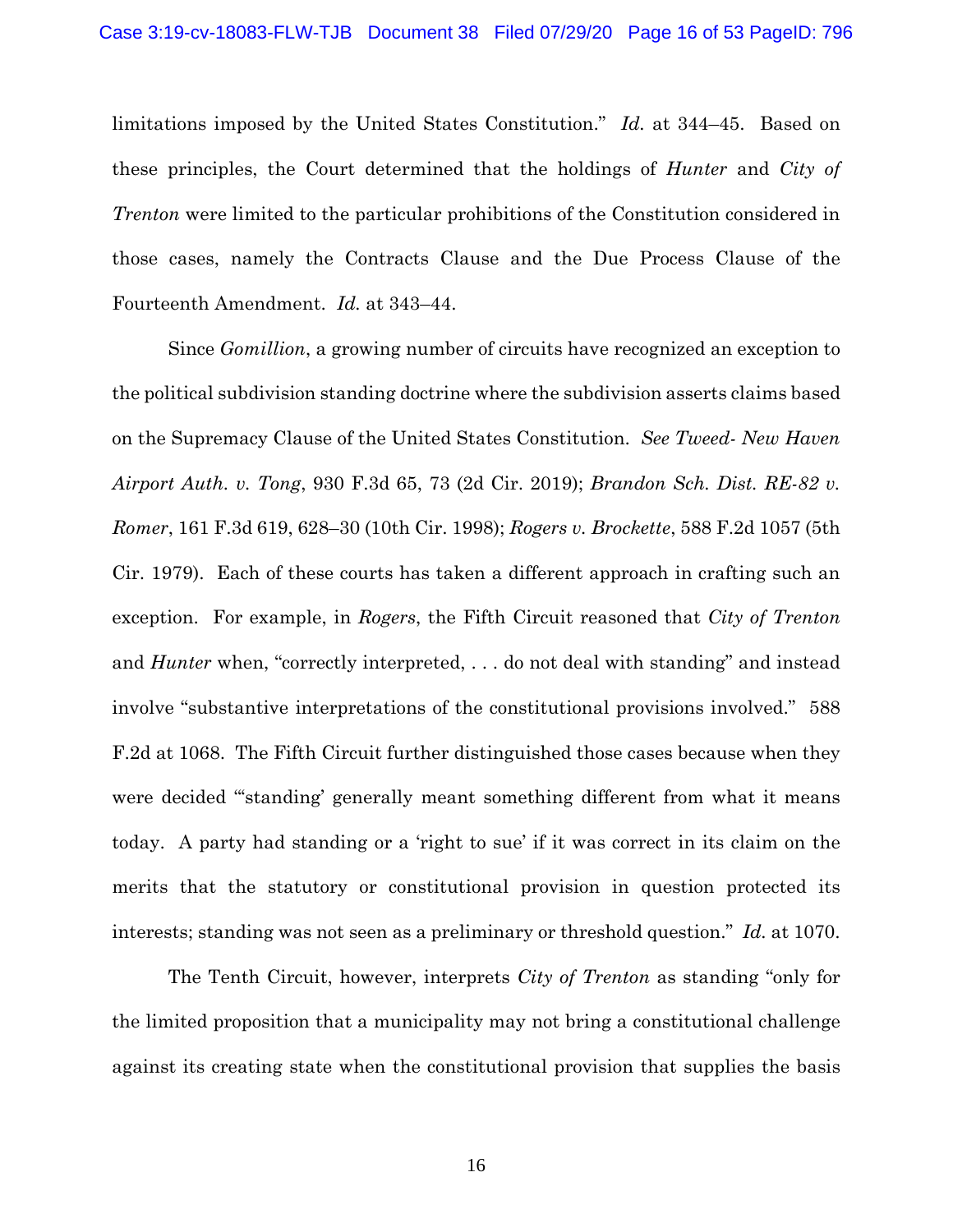limitations imposed by the United States Constitution." *Id.* at 344–45. Based on these principles, the Court determined that the holdings of *Hunter* and *City of Trenton* were limited to the particular prohibitions of the Constitution considered in those cases, namely the Contracts Clause and the Due Process Clause of the Fourteenth Amendment. *Id.* at 343–44.

Since *Gomillion*, a growing number of circuits have recognized an exception to the political subdivision standing doctrine where the subdivision asserts claims based on the Supremacy Clause of the United States Constitution. *See Tweed- New Haven Airport Auth. v. Tong*, 930 F.3d 65, 73 (2d Cir. 2019); *Brandon Sch. Dist. RE-82 v. Romer*, 161 F.3d 619, 628–30 (10th Cir. 1998); *Rogers v. Brockette*, 588 F.2d 1057 (5th Cir. 1979). Each of these courts has taken a different approach in crafting such an exception. For example, in *Rogers*, the Fifth Circuit reasoned that *City of Trenton* and *Hunter* when, "correctly interpreted, . . . do not deal with standing" and instead involve "substantive interpretations of the constitutional provisions involved." 588 F.2d at 1068. The Fifth Circuit further distinguished those cases because when they were decided "'standing' generally meant something different from what it means today. A party had standing or a 'right to sue' if it was correct in its claim on the merits that the statutory or constitutional provision in question protected its interests; standing was not seen as a preliminary or threshold question." *Id.* at 1070.

The Tenth Circuit, however, interprets *City of Trenton* as standing "only for the limited proposition that a municipality may not bring a constitutional challenge against its creating state when the constitutional provision that supplies the basis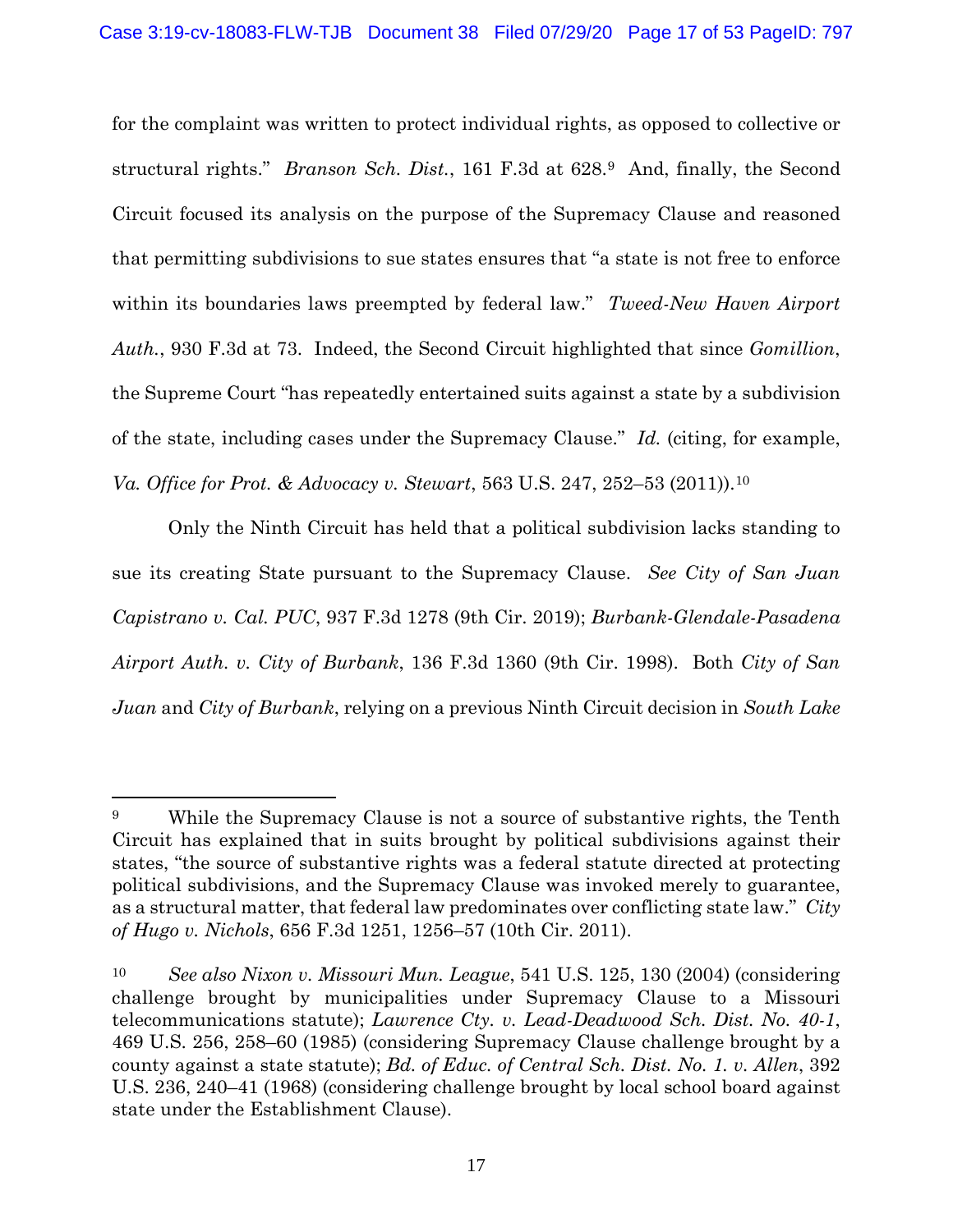for the complaint was written to protect individual rights, as opposed to collective or structural rights." *Branson Sch. Dist.*, 161 F.3d at 628.[9] And, finally, the Second Circuit focused its analysis on the purpose of the Supremacy Clause and reasoned that permitting subdivisions to sue states ensures that "a state is not free to enforce within its boundaries laws preempted by federal law." *Tweed-New Haven Airport Auth.*, 930 F.3d at 73. Indeed, the Second Circuit highlighted that since *Gomillion*, the Supreme Court "has repeatedly entertained suits against a state by a subdivision of the state, including cases under the Supremacy Clause." *Id.* (citing, for example, *Va. Office for Prot. & Advocacy v. Stewart*, 563 U.S. 247, 252–53 (2011)).[10]

Only the Ninth Circuit has held that a political subdivision lacks standing to sue its creating State pursuant to the Supremacy Clause. *See City of San Juan Capistrano v. Cal. PUC*, 937 F.3d 1278 (9th Cir. 2019); *Burbank-Glendale-Pasadena Airport Auth. v. City of Burbank*, 136 F.3d 1360 (9th Cir. 1998). Both *City of San Juan* and *City of Burbank*, relying on a previous Ninth Circuit decision in *South Lake*

---

[9] While the Supremacy Clause is not a source of substantive rights, the Tenth Circuit has explained that in suits brought by political subdivisions against their states, "the source of substantive rights was a federal statute directed at protecting political subdivisions, and the Supremacy Clause was invoked merely to guarantee, as a structural matter, that federal law predominates over conflicting state law." *City of Hugo v. Nichols*, 656 F.3d 1251, 1256–57 (10th Cir. 2011).

[10] *See also Nixon v. Missouri Mun. League*, 541 U.S. 125, 130 (2004) (considering challenge brought by municipalities under Supremacy Clause to a Missouri telecommunications statute); *Lawrence Cty. v. Lead-Deadwood Sch. Dist. No. 40-1*, 469 U.S. 256, 258–60 (1985) (considering Supremacy Clause challenge brought by a county against a state statute); *Bd. of Educ. of Central Sch. Dist. No. 1. v. Allen*, 392 U.S. 236, 240–41 (1968) (considering challenge brought by local school board against state under the Establishment Clause).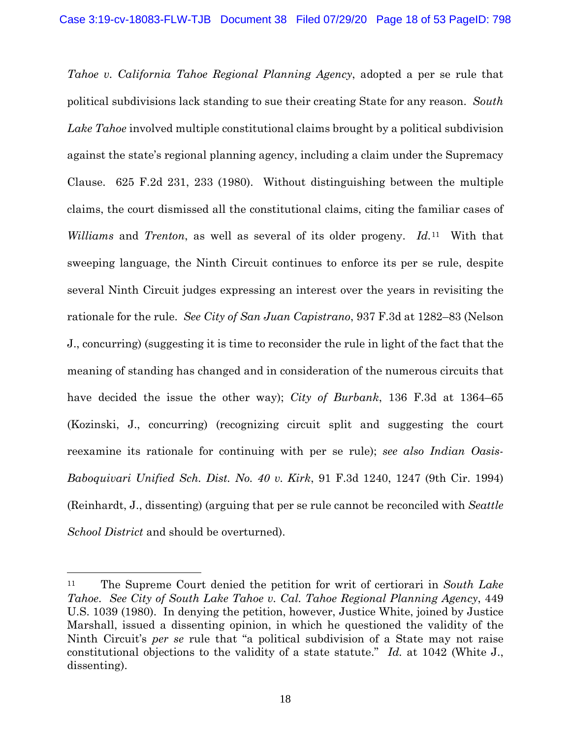*Tahoe v. California Tahoe Regional Planning Agency*, adopted a per se rule that political subdivisions lack standing to sue their creating State for any reason. *South Lake Tahoe* involved multiple constitutional claims brought by a political subdivision against the state's regional planning agency, including a claim under the Supremacy Clause. 625 F.2d 231, 233 (1980). Without distinguishing between the multiple claims, the court dismissed all the constitutional claims, citing the familiar cases of *Williams* and *Trenton*, as well as several of its older progeny. *Id.*[11] With that sweeping language, the Ninth Circuit continues to enforce its per se rule, despite several Ninth Circuit judges expressing an interest over the years in revisiting the rationale for the rule. *See City of San Juan Capistrano*, 937 F.3d at 1282–83 (Nelson J., concurring) (suggesting it is time to reconsider the rule in light of the fact that the meaning of standing has changed and in consideration of the numerous circuits that have decided the issue the other way); *City of Burbank*, 136 F.3d at 1364–65 (Kozinski, J., concurring) (recognizing circuit split and suggesting the court reexamine its rationale for continuing with per se rule); *see also Indian Oasis-Baboquivari Unified Sch. Dist. No. 40 v. Kirk*, 91 F.3d 1240, 1247 (9th Cir. 1994) (Reinhardt, J., dissenting) (arguing that per se rule cannot be reconciled with *Seattle School District* and should be overturned).

[11] The Supreme Court denied the petition for writ of certiorari in *South Lake Tahoe*. *See City of South Lake Tahoe v. Cal. Tahoe Regional Planning Agency*, 449 U.S. 1039 (1980). In denying the petition, however, Justice White, joined by Justice Marshall, issued a dissenting opinion, in which he questioned the validity of the Ninth Circuit's *per se* rule that "a political subdivision of a State may not raise constitutional objections to the validity of a state statute." *Id.* at 1042 (White J., dissenting).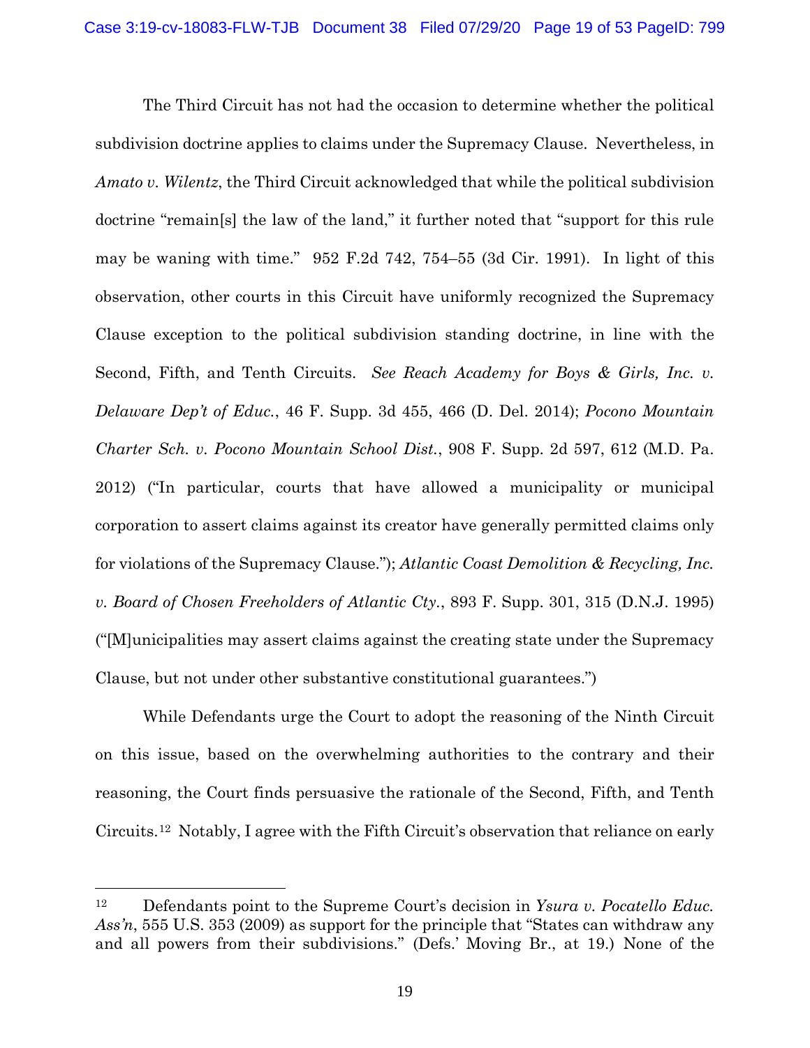The Third Circuit has not had the occasion to determine whether the political subdivision doctrine applies to claims under the Supremacy Clause. Nevertheless, in *Amato v. Wilentz*, the Third Circuit acknowledged that while the political subdivision doctrine "remain[s] the law of the land," it further noted that "support for this rule may be waning with time." 952 F.2d 742, 754–55 (3d Cir. 1991). In light of this observation, other courts in this Circuit have uniformly recognized the Supremacy Clause exception to the political subdivision standing doctrine, in line with the Second, Fifth, and Tenth Circuits. *See Reach Academy for Boys & Girls, Inc. v. Delaware Dep't of Educ.*, 46 F. Supp. 3d 455, 466 (D. Del. 2014); *Pocono Mountain Charter Sch. v. Pocono Mountain School Dist.*, 908 F. Supp. 2d 597, 612 (M.D. Pa. 2012) ("In particular, courts that have allowed a municipality or municipal corporation to assert claims against its creator have generally permitted claims only for violations of the Supremacy Clause."); *Atlantic Coast Demolition & Recycling, Inc. v. Board of Chosen Freeholders of Atlantic Cty.*, 893 F. Supp. 301, 315 (D.N.J. 1995) ("[M]unicipalities may assert claims against the creating state under the Supremacy Clause, but not under other substantive constitutional guarantees.")

While Defendants urge the Court to adopt the reasoning of the Ninth Circuit on this issue, based on the overwhelming authorities to the contrary and their reasoning, the Court finds persuasive the rationale of the Second, Fifth, and Tenth Circuits.[12] Notably, I agree with the Fifth Circuit's observation that reliance on early

---

[12] Defendants point to the Supreme Court's decision in *Ysura v. Pocatello Educ. Ass'n*, 555 U.S. 353 (2009) as support for the principle that "States can withdraw any and all powers from their subdivisions." (Defs.' Moving Br., at 19.) None of the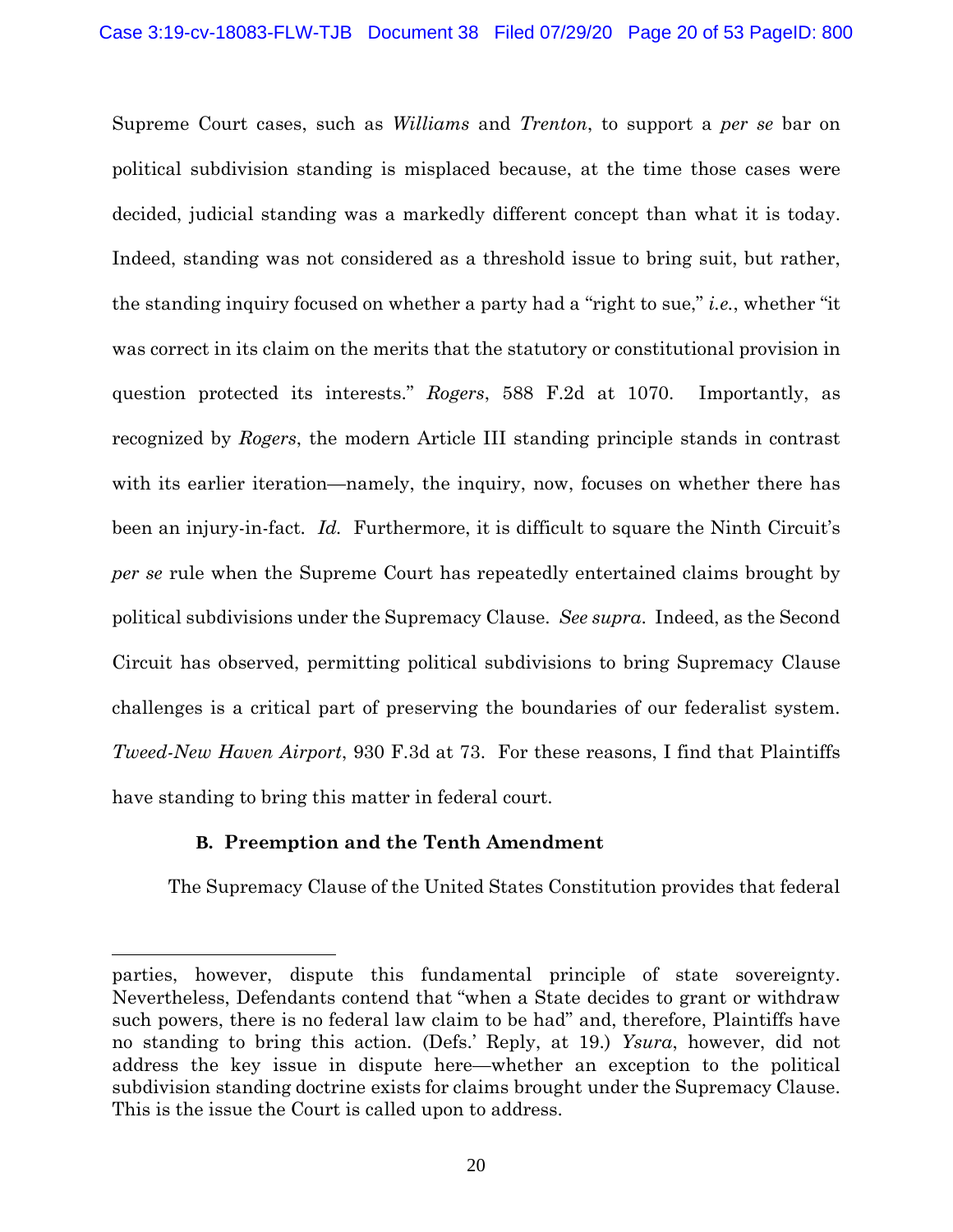Supreme Court cases, such as *Williams* and *Trenton*, to support a *per se* bar on political subdivision standing is misplaced because, at the time those cases were decided, judicial standing was a markedly different concept than what it is today. Indeed, standing was not considered as a threshold issue to bring suit, but rather, the standing inquiry focused on whether a party had a "right to sue," *i.e.*, whether "it was correct in its claim on the merits that the statutory or constitutional provision in question protected its interests." *Rogers*, 588 F.2d at 1070. Importantly, as recognized by *Rogers*, the modern Article III standing principle stands in contrast with its earlier iteration—namely, the inquiry, now, focuses on whether there has been an injury-in-fact. *Id.* Furthermore, it is difficult to square the Ninth Circuit's *per se* rule when the Supreme Court has repeatedly entertained claims brought by political subdivisions under the Supremacy Clause. *See supra*. Indeed, as the Second Circuit has observed, permitting political subdivisions to bring Supremacy Clause challenges is a critical part of preserving the boundaries of our federalist system. *Tweed-New Haven Airport*, 930 F.3d at 73. For these reasons, I find that Plaintiffs have standing to bring this matter in federal court.

### B. Preemption and the Tenth Amendment

The Supremacy Clause of the United States Constitution provides that federal

---

parties, however, dispute this fundamental principle of state sovereignty. Nevertheless, Defendants contend that "when a State decides to grant or withdraw such powers, there is no federal law claim to be had" and, therefore, Plaintiffs have no standing to bring this action. (Defs.' Reply, at 19.) *Ysura*, however, did not address the key issue in dispute here—whether an exception to the political subdivision standing doctrine exists for claims brought under the Supremacy Clause. This is the issue the Court is called upon to address.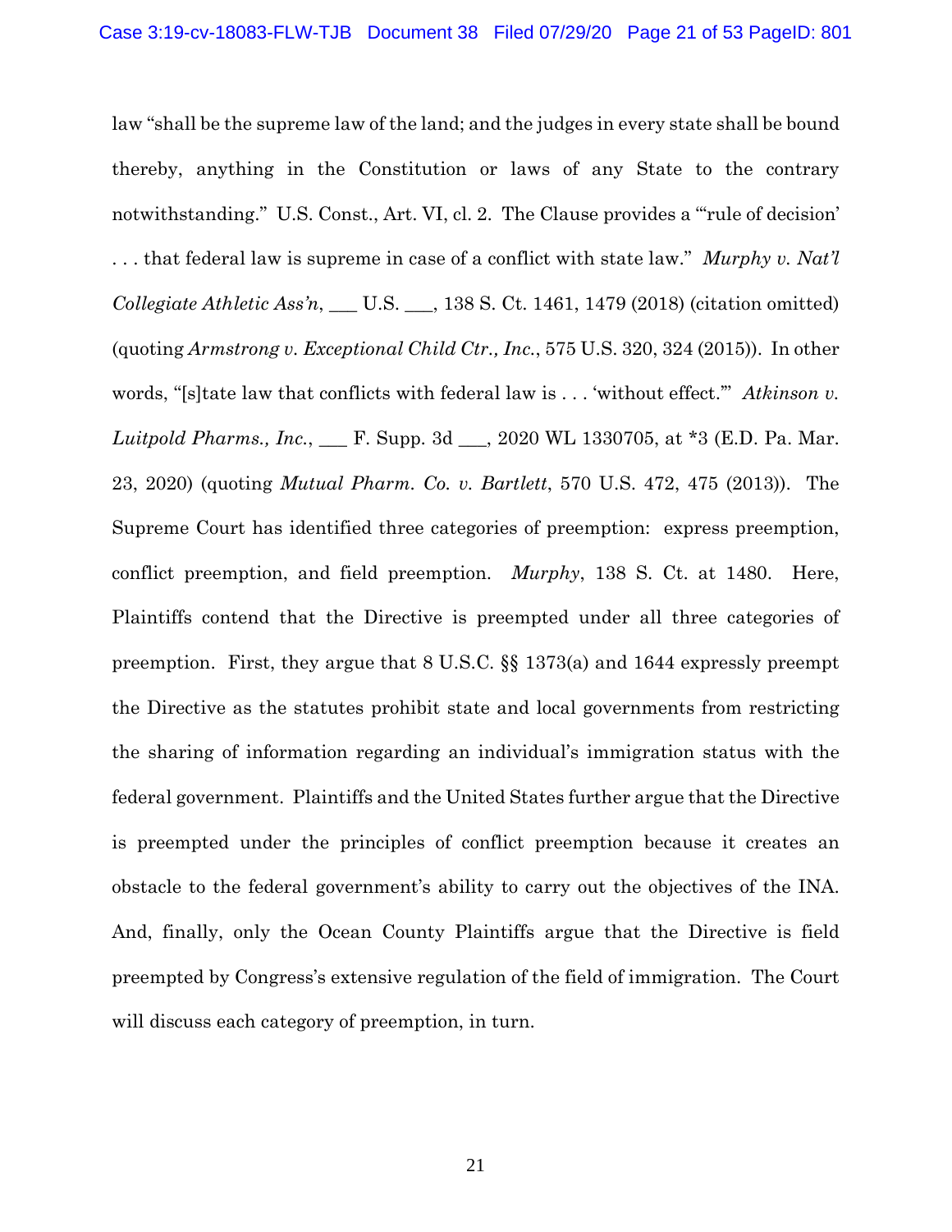law "shall be the supreme law of the land; and the judges in every state shall be bound thereby, anything in the Constitution or laws of any State to the contrary notwithstanding." U.S. Const., Art. VI, cl. 2. The Clause provides a "'rule of decision' . . . that federal law is supreme in case of a conflict with state law." *Murphy v. Nat'l Collegiate Athletic Ass'n*, ___ U.S. ___, 138 S. Ct. 1461, 1479 (2018) (citation omitted) (quoting *Armstrong v. Exceptional Child Ctr., Inc.*, 575 U.S. 320, 324 (2015)). In other words, "[s]tate law that conflicts with federal law is . . . 'without effect.'" *Atkinson v. Luitpold Pharms., Inc.*, ___ F. Supp. 3d ___, 2020 WL 1330705, at *3 (E.D. Pa. Mar. 23, 2020) (quoting *Mutual Pharm. Co. v. Bartlett*, 570 U.S. 472, 475 (2013)). The Supreme Court has identified three categories of preemption: express preemption, conflict preemption, and field preemption. *Murphy*, 138 S. Ct. at 1480. Here, Plaintiffs contend that the Directive is preempted under all three categories of preemption. First, they argue that 8 U.S.C. §§ 1373(a) and 1644 expressly preempt the Directive as the statutes prohibit state and local governments from restricting the sharing of information regarding an individual's immigration status with the federal government. Plaintiffs and the United States further argue that the Directive is preempted under the principles of conflict preemption because it creates an obstacle to the federal government's ability to carry out the objectives of the INA. And, finally, only the Ocean County Plaintiffs argue that the Directive is field preempted by Congress's extensive regulation of the field of immigration. The Court will discuss each category of preemption, in turn.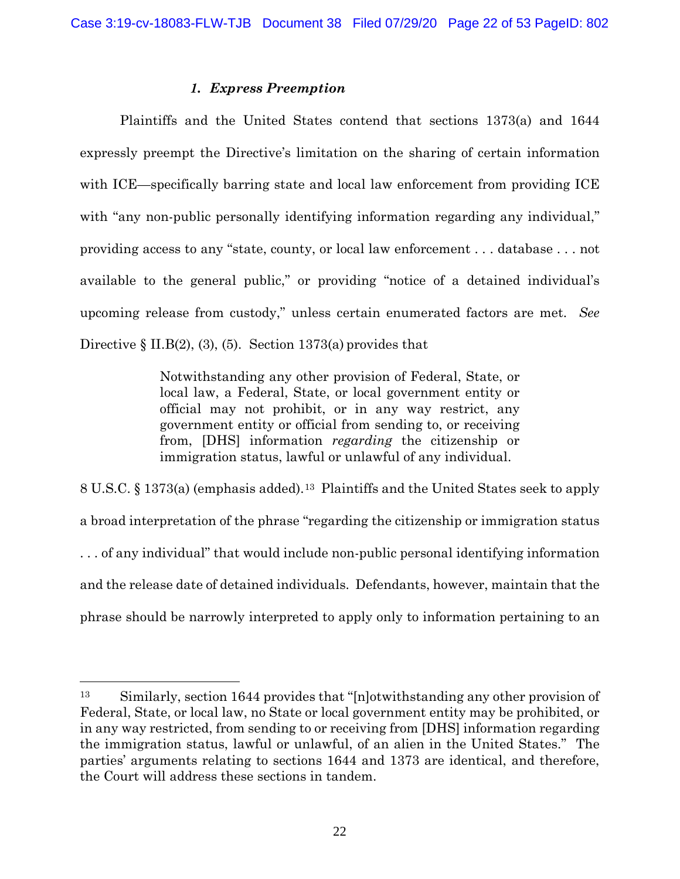### *1. Express Preemption*

Plaintiffs and the United States contend that sections 1373(a) and 1644 expressly preempt the Directive's limitation on the sharing of certain information with ICE—specifically barring state and local law enforcement from providing ICE with "any non-public personally identifying information regarding any individual," providing access to any "state, county, or local law enforcement . . . database . . . not available to the general public," or providing "notice of a detained individual's upcoming release from custody," unless certain enumerated factors are met. *See* Directive § II.B(2), (3), (5). Section 1373(a) provides that

> Notwithstanding any other provision of Federal, State, or local law, a Federal, State, or local government entity or official may not prohibit, or in any way restrict, any government entity or official from sending to, or receiving from, [DHS] information *regarding* the citizenship or immigration status, lawful or unlawful of any individual.

8 U.S.C. § 1373(a) (emphasis added).[13] Plaintiffs and the United States seek to apply a broad interpretation of the phrase "regarding the citizenship or immigration status . . . of any individual" that would include non-public personal identifying information and the release date of detained individuals. Defendants, however, maintain that the phrase should be narrowly interpreted to apply only to information pertaining to an

---

[13] Similarly, section 1644 provides that "[n]otwithstanding any other provision of Federal, State, or local law, no State or local government entity may be prohibited, or in any way restricted, from sending to or receiving from [DHS] information regarding the immigration status, lawful or unlawful, of an alien in the United States." The parties' arguments relating to sections 1644 and 1373 are identical, and therefore, the Court will address these sections in tandem.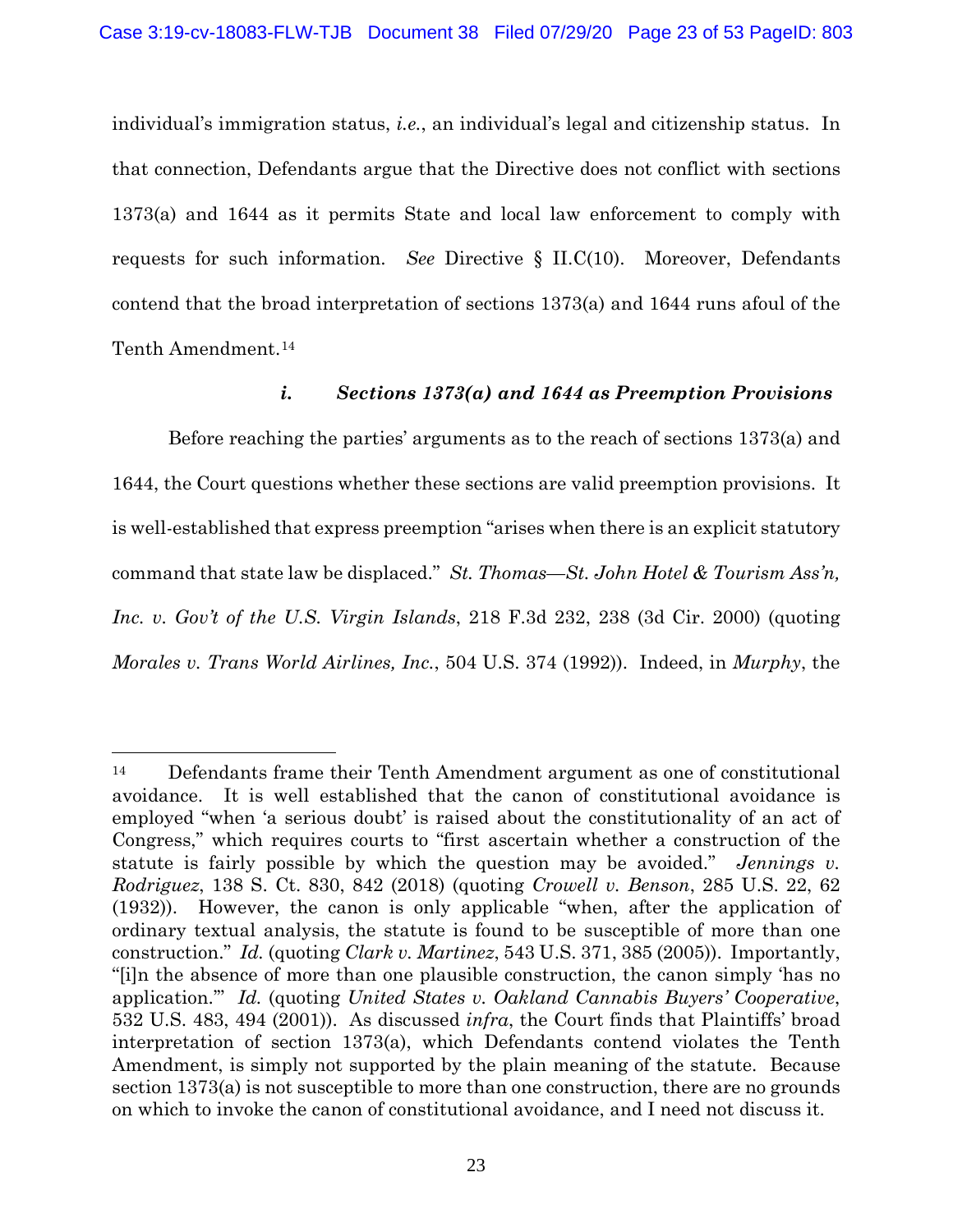individual's immigration status, *i.e.*, an individual's legal and citizenship status. In that connection, Defendants argue that the Directive does not conflict with sections 1373(a) and 1644 as it permits State and local law enforcement to comply with requests for such information. *See* Directive § II.C(10). Moreover, Defendants contend that the broad interpretation of sections 1373(a) and 1644 runs afoul of the Tenth Amendment.[14]

### *i. Sections 1373(a) and 1644 as Preemption Provisions*

Before reaching the parties' arguments as to the reach of sections 1373(a) and 1644, the Court questions whether these sections are valid preemption provisions. It is well-established that express preemption "arises when there is an explicit statutory command that state law be displaced." *St. Thomas—St. John Hotel & Tourism Ass'n, Inc. v. Gov't of the U.S. Virgin Islands*, 218 F.3d 232, 238 (3d Cir. 2000) (quoting *Morales v. Trans World Airlines, Inc.*, 504 U.S. 374 (1992)). Indeed, in *Murphy*, the

---

[14] Defendants frame their Tenth Amendment argument as one of constitutional avoidance. It is well established that the canon of constitutional avoidance is employed "when 'a serious doubt' is raised about the constitutionality of an act of Congress," which requires courts to "first ascertain whether a construction of the statute is fairly possible by which the question may be avoided." *Jennings v. Rodriguez*, 138 S. Ct. 830, 842 (2018) (quoting *Crowell v. Benson*, 285 U.S. 22, 62 (1932)). However, the canon is only applicable "when, after the application of ordinary textual analysis, the statute is found to be susceptible of more than one construction." *Id.* (quoting *Clark v. Martinez*, 543 U.S. 371, 385 (2005)). Importantly, "[i]n the absence of more than one plausible construction, the canon simply 'has no application.'" *Id.* (quoting *United States v. Oakland Cannabis Buyers' Cooperative*, 532 U.S. 483, 494 (2001)). As discussed *infra*, the Court finds that Plaintiffs' broad interpretation of section 1373(a), which Defendants contend violates the Tenth Amendment, is simply not supported by the plain meaning of the statute. Because section 1373(a) is not susceptible to more than one construction, there are no grounds on which to invoke the canon of constitutional avoidance, and I need not discuss it.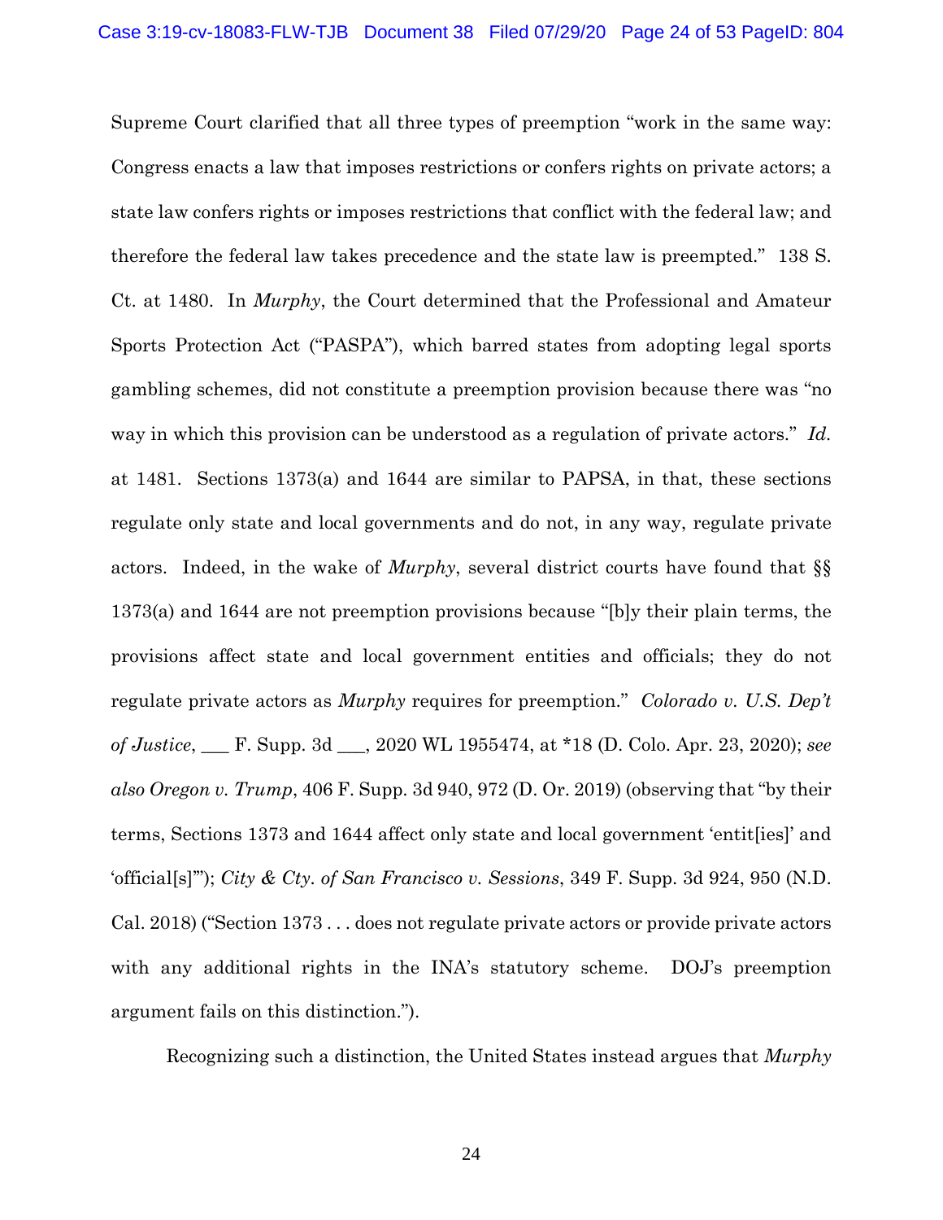Supreme Court clarified that all three types of preemption "work in the same way: Congress enacts a law that imposes restrictions or confers rights on private actors; a state law confers rights or imposes restrictions that conflict with the federal law; and therefore the federal law takes precedence and the state law is preempted." 138 S. Ct. at 1480. In *Murphy*, the Court determined that the Professional and Amateur Sports Protection Act ("PASPA"), which barred states from adopting legal sports gambling schemes, did not constitute a preemption provision because there was "no way in which this provision can be understood as a regulation of private actors." *Id.* at 1481. Sections 1373(a) and 1644 are similar to PAPSA, in that, these sections regulate only state and local governments and do not, in any way, regulate private actors. Indeed, in the wake of *Murphy*, several district courts have found that §§ 1373(a) and 1644 are not preemption provisions because "[b]y their plain terms, the provisions affect state and local government entities and officials; they do not regulate private actors as *Murphy* requires for preemption." *Colorado v. U.S. Dep't of Justice*, ___ F. Supp. 3d ___, 2020 WL 1955474, at *18 (D. Colo. Apr. 23, 2020); *see also Oregon v. Trump*, 406 F. Supp. 3d 940, 972 (D. Or. 2019) (observing that "by their terms, Sections 1373 and 1644 affect only state and local government 'entit[ies]' and 'official[s]'"); *City & Cty. of San Francisco v. Sessions*, 349 F. Supp. 3d 924, 950 (N.D. Cal. 2018) ("Section 1373 . . . does not regulate private actors or provide private actors with any additional rights in the INA's statutory scheme. DOJ's preemption argument fails on this distinction.").

Recognizing such a distinction, the United States instead argues that *Murphy*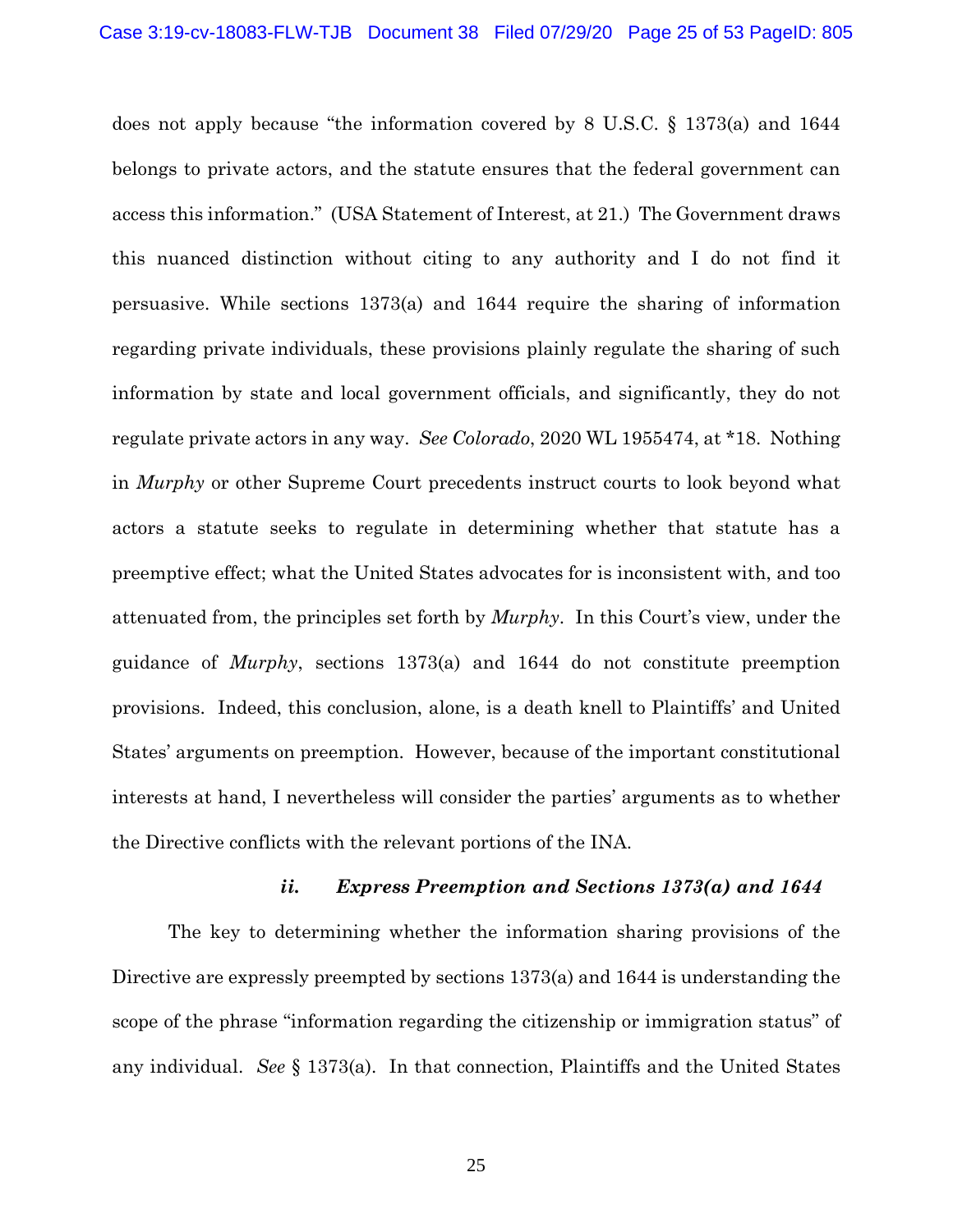does not apply because "the information covered by 8 U.S.C. § 1373(a) and 1644 belongs to private actors, and the statute ensures that the federal government can access this information." (USA Statement of Interest, at 21.) The Government draws this nuanced distinction without citing to any authority and I do not find it persuasive. While sections 1373(a) and 1644 require the sharing of information regarding private individuals, these provisions plainly regulate the sharing of such information by state and local government officials, and significantly, they do not regulate private actors in any way. *See Colorado*, 2020 WL 1955474, at *18. Nothing in *Murphy* or other Supreme Court precedents instruct courts to look beyond what actors a statute seeks to regulate in determining whether that statute has a preemptive effect; what the United States advocates for is inconsistent with, and too attenuated from, the principles set forth by *Murphy*. In this Court's view, under the guidance of *Murphy*, sections 1373(a) and 1644 do not constitute preemption provisions. Indeed, this conclusion, alone, is a death knell to Plaintiffs' and United States' arguments on preemption. However, because of the important constitutional interests at hand, I nevertheless will consider the parties' arguments as to whether the Directive conflicts with the relevant portions of the INA.

### *ii. Express Preemption and Sections 1373(a) and 1644*

The key to determining whether the information sharing provisions of the Directive are expressly preempted by sections 1373(a) and 1644 is understanding the scope of the phrase "information regarding the citizenship or immigration status" of any individual. *See* § 1373(a). In that connection, Plaintiffs and the United States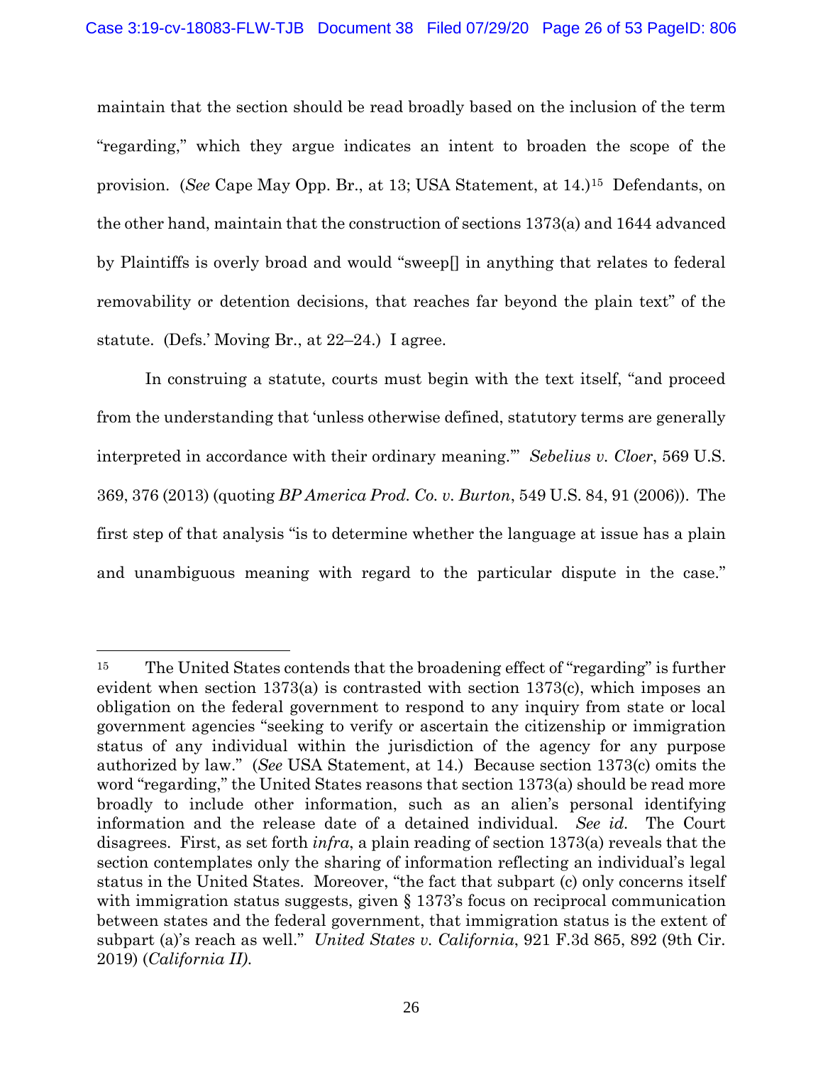maintain that the section should be read broadly based on the inclusion of the term "regarding," which they argue indicates an intent to broaden the scope of the provision. (*See* Cape May Opp. Br., at 13; USA Statement, at 14.)[15] Defendants, on the other hand, maintain that the construction of sections 1373(a) and 1644 advanced by Plaintiffs is overly broad and would "sweep[] in anything that relates to federal removability or detention decisions, that reaches far beyond the plain text" of the statute. (Defs.' Moving Br., at 22–24.) I agree.

In construing a statute, courts must begin with the text itself, "and proceed from the understanding that 'unless otherwise defined, statutory terms are generally interpreted in accordance with their ordinary meaning.'" *Sebelius v. Cloer*, 569 U.S. 369, 376 (2013) (quoting *BP America Prod. Co. v. Burton*, 549 U.S. 84, 91 (2006)). The first step of that analysis "is to determine whether the language at issue has a plain and unambiguous meaning with regard to the particular dispute in the case."

---

[15] The United States contends that the broadening effect of "regarding" is further evident when section 1373(a) is contrasted with section 1373(c), which imposes an obligation on the federal government to respond to any inquiry from state or local government agencies "seeking to verify or ascertain the citizenship or immigration status of any individual within the jurisdiction of the agency for any purpose authorized by law." (*See* USA Statement, at 14.) Because section 1373(c) omits the word "regarding," the United States reasons that section 1373(a) should be read more broadly to include other information, such as an alien's personal identifying information and the release date of a detained individual. *See id.* The Court disagrees. First, as set forth *infra*, a plain reading of section 1373(a) reveals that the section contemplates only the sharing of information reflecting an individual's legal status in the United States. Moreover, "the fact that subpart (c) only concerns itself with immigration status suggests, given § 1373's focus on reciprocal communication between states and the federal government, that immigration status is the extent of subpart (a)'s reach as well." *United States v. California*, 921 F.3d 865, 892 (9th Cir. 2019) (*California II).*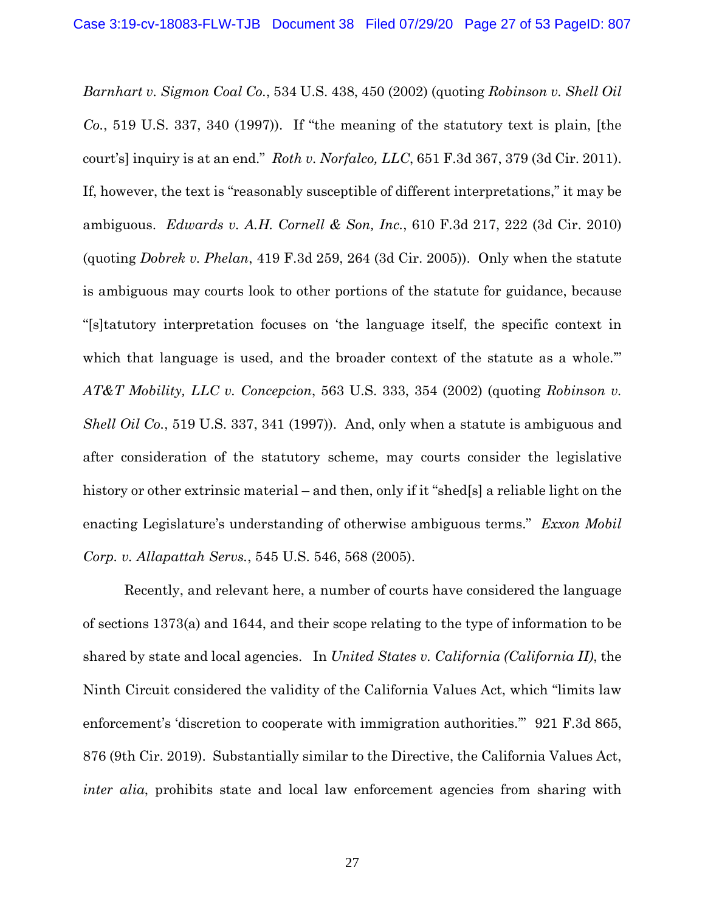*Barnhart v. Sigmon Coal Co.*, 534 U.S. 438, 450 (2002) (quoting *Robinson v. Shell Oil Co.*, 519 U.S. 337, 340 (1997)). If "the meaning of the statutory text is plain, [the court's] inquiry is at an end." *Roth v. Norfalco, LLC*, 651 F.3d 367, 379 (3d Cir. 2011). If, however, the text is "reasonably susceptible of different interpretations," it may be ambiguous. *Edwards v. A.H. Cornell & Son, Inc.*, 610 F.3d 217, 222 (3d Cir. 2010) (quoting *Dobrek v. Phelan*, 419 F.3d 259, 264 (3d Cir. 2005)). Only when the statute is ambiguous may courts look to other portions of the statute for guidance, because "[s]tatutory interpretation focuses on 'the language itself, the specific context in which that language is used, and the broader context of the statute as a whole.'" *AT&T Mobility, LLC v. Concepcion*, 563 U.S. 333, 354 (2002) (quoting *Robinson v. Shell Oil Co.*, 519 U.S. 337, 341 (1997)). And, only when a statute is ambiguous and after consideration of the statutory scheme, may courts consider the legislative history or other extrinsic material – and then, only if it "shed[s] a reliable light on the enacting Legislature's understanding of otherwise ambiguous terms." *Exxon Mobil Corp. v. Allapattah Servs.*, 545 U.S. 546, 568 (2005).

Recently, and relevant here, a number of courts have considered the language of sections 1373(a) and 1644, and their scope relating to the type of information to be shared by state and local agencies. In *United States v. California (California II)*, the Ninth Circuit considered the validity of the California Values Act, which "limits law enforcement's 'discretion to cooperate with immigration authorities.'" 921 F.3d 865, 876 (9th Cir. 2019). Substantially similar to the Directive, the California Values Act, *inter alia*, prohibits state and local law enforcement agencies from sharing with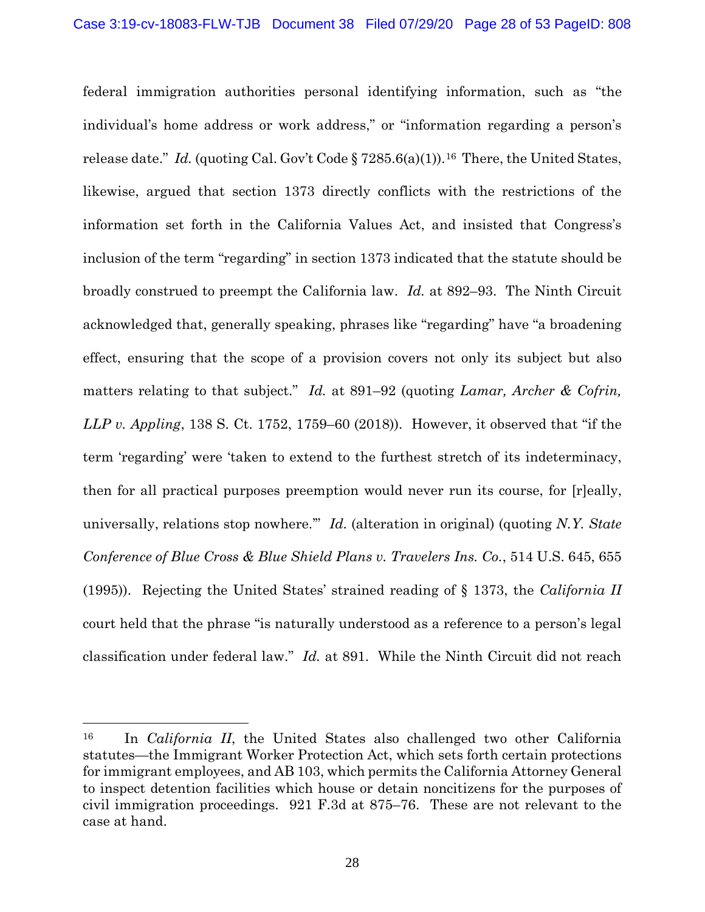federal immigration authorities personal identifying information, such as "the individual's home address or work address," or "information regarding a person's release date." *Id.* (quoting Cal. Gov't Code § 7285.6(a)(1)).[16] There, the United States, likewise, argued that section 1373 directly conflicts with the restrictions of the information set forth in the California Values Act, and insisted that Congress's inclusion of the term "regarding" in section 1373 indicated that the statute should be broadly construed to preempt the California law. *Id.* at 892–93. The Ninth Circuit acknowledged that, generally speaking, phrases like "regarding" have "a broadening effect, ensuring that the scope of a provision covers not only its subject but also matters relating to that subject." *Id.* at 891–92 (quoting *Lamar, Archer & Cofrin, LLP v. Appling*, 138 S. Ct. 1752, 1759–60 (2018)). However, it observed that "if the term 'regarding' were 'taken to extend to the furthest stretch of its indeterminacy, then for all practical purposes preemption would never run its course, for [r]eally, universally, relations stop nowhere.'" *Id.* (alteration in original) (quoting *N.Y. State Conference of Blue Cross & Blue Shield Plans v. Travelers Ins. Co.*, 514 U.S. 645, 655 (1995)). Rejecting the United States' strained reading of § 1373, the *California II* court held that the phrase "is naturally understood as a reference to a person's legal classification under federal law." *Id.* at 891. While the Ninth Circuit did not reach

---

[16] In *California II*, the United States also challenged two other California statutes—the Immigrant Worker Protection Act, which sets forth certain protections for immigrant employees, and AB 103, which permits the California Attorney General to inspect detention facilities which house or detain noncitizens for the purposes of civil immigration proceedings. 921 F.3d at 875–76. These are not relevant to the case at hand.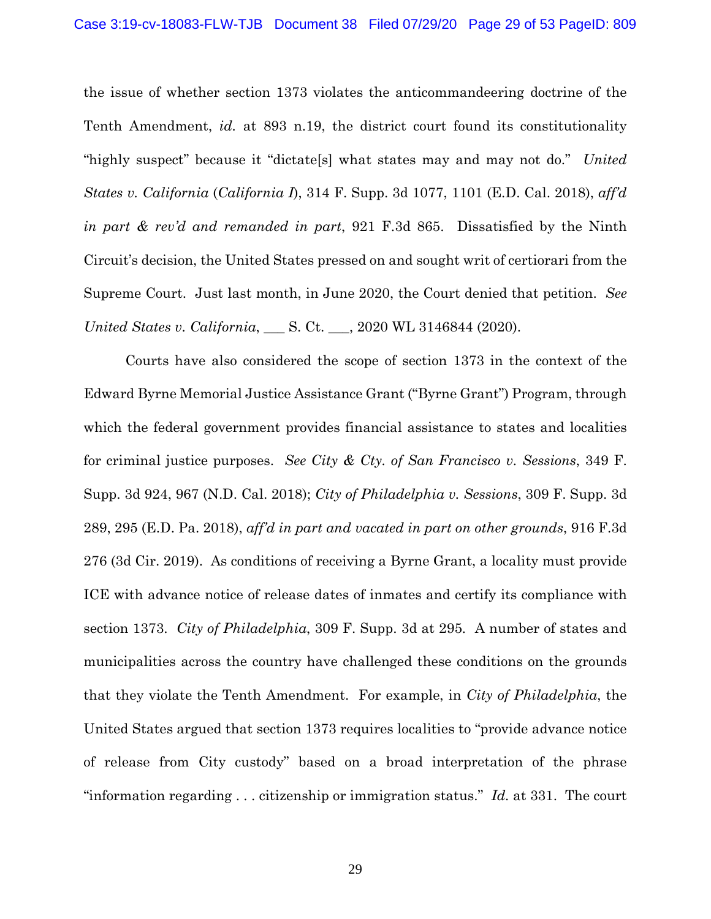the issue of whether section 1373 violates the anticommandeering doctrine of the Tenth Amendment, *id.* at 893 n.19, the district court found its constitutionality "highly suspect" because it "dictate[s] what states may and may not do." *United States v. California* (*California I*), 314 F. Supp. 3d 1077, 1101 (E.D. Cal. 2018), *aff'd in part & rev'd and remanded in part*, 921 F.3d 865. Dissatisfied by the Ninth Circuit's decision, the United States pressed on and sought writ of certiorari from the Supreme Court. Just last month, in June 2020, the Court denied that petition. *See United States v. California*, ___ S. Ct. ___, 2020 WL 3146844 (2020).

Courts have also considered the scope of section 1373 in the context of the Edward Byrne Memorial Justice Assistance Grant ("Byrne Grant") Program, through which the federal government provides financial assistance to states and localities for criminal justice purposes. *See City & Cty. of San Francisco v. Sessions*, 349 F. Supp. 3d 924, 967 (N.D. Cal. 2018); *City of Philadelphia v. Sessions*, 309 F. Supp. 3d 289, 295 (E.D. Pa. 2018), *aff'd in part and vacated in part on other grounds*, 916 F.3d 276 (3d Cir. 2019). As conditions of receiving a Byrne Grant, a locality must provide ICE with advance notice of release dates of inmates and certify its compliance with section 1373. *City of Philadelphia*, 309 F. Supp. 3d at 295. A number of states and municipalities across the country have challenged these conditions on the grounds that they violate the Tenth Amendment. For example, in *City of Philadelphia*, the United States argued that section 1373 requires localities to "provide advance notice of release from City custody" based on a broad interpretation of the phrase "information regarding . . . citizenship or immigration status." *Id.* at 331. The court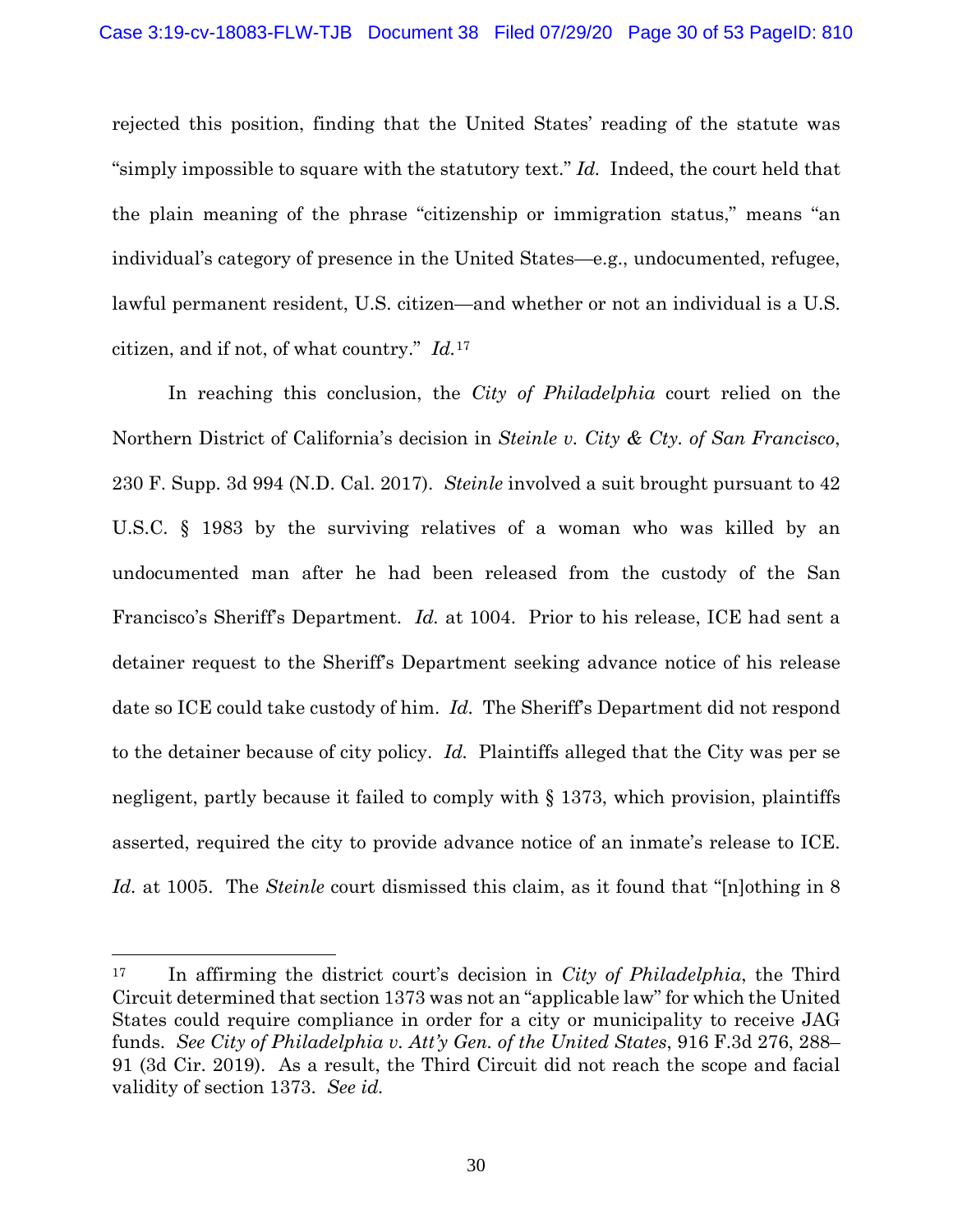rejected this position, finding that the United States' reading of the statute was "simply impossible to square with the statutory text." *Id.* Indeed, the court held that the plain meaning of the phrase "citizenship or immigration status," means "an individual's category of presence in the United States—e.g., undocumented, refugee, lawful permanent resident, U.S. citizen—and whether or not an individual is a U.S. citizen, and if not, of what country." *Id.*[17]

In reaching this conclusion, the *City of Philadelphia* court relied on the Northern District of California's decision in *Steinle v. City & Cty. of San Francisco*, 230 F. Supp. 3d 994 (N.D. Cal. 2017). *Steinle* involved a suit brought pursuant to 42 U.S.C. § 1983 by the surviving relatives of a woman who was killed by an undocumented man after he had been released from the custody of the San Francisco's Sheriff's Department. *Id.* at 1004. Prior to his release, ICE had sent a detainer request to the Sheriff's Department seeking advance notice of his release date so ICE could take custody of him. *Id.* The Sheriff's Department did not respond to the detainer because of city policy. *Id.* Plaintiffs alleged that the City was per se negligent, partly because it failed to comply with § 1373, which provision, plaintiffs asserted, required the city to provide advance notice of an inmate's release to ICE. *Id.* at 1005. The *Steinle* court dismissed this claim, as it found that "[n]othing in 8

---

[17] In affirming the district court's decision in *City of Philadelphia*, the Third Circuit determined that section 1373 was not an "applicable law" for which the United States could require compliance in order for a city or municipality to receive JAG funds. *See City of Philadelphia v. Att'y Gen. of the United States*, 916 F.3d 276, 288–91 (3d Cir. 2019). As a result, the Third Circuit did not reach the scope and facial validity of section 1373. *See id.*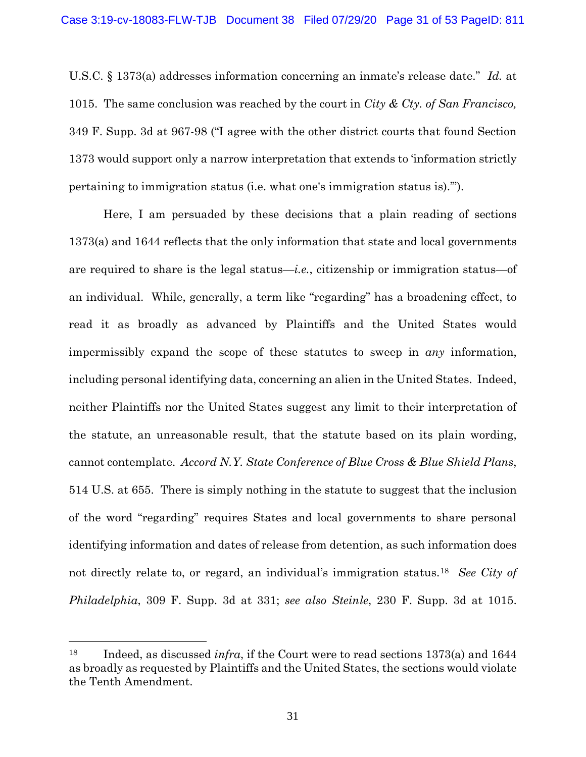U.S.C. § 1373(a) addresses information concerning an inmate's release date." *Id.* at 1015. The same conclusion was reached by the court in *City & Cty. of San Francisco,* 349 F. Supp. 3d at 967-98 ("I agree with the other district courts that found Section 1373 would support only a narrow interpretation that extends to 'information strictly pertaining to immigration status (i.e. what one's immigration status is).'").

Here, I am persuaded by these decisions that a plain reading of sections 1373(a) and 1644 reflects that the only information that state and local governments are required to share is the legal status—*i.e.*, citizenship or immigration status—of an individual. While, generally, a term like "regarding" has a broadening effect, to read it as broadly as advanced by Plaintiffs and the United States would impermissibly expand the scope of these statutes to sweep in *any* information, including personal identifying data, concerning an alien in the United States. Indeed, neither Plaintiffs nor the United States suggest any limit to their interpretation of the statute, an unreasonable result, that the statute based on its plain wording, cannot contemplate. *Accord N.Y. State Conference of Blue Cross & Blue Shield Plans*, 514 U.S. at 655. There is simply nothing in the statute to suggest that the inclusion of the word "regarding" requires States and local governments to share personal identifying information and dates of release from detention, as such information does not directly relate to, or regard, an individual's immigration status.[18] *See City of Philadelphia*, 309 F. Supp. 3d at 331; *see also Steinle*, 230 F. Supp. 3d at 1015.

---

[18] Indeed, as discussed *infra*, if the Court were to read sections 1373(a) and 1644 as broadly as requested by Plaintiffs and the United States, the sections would violate the Tenth Amendment.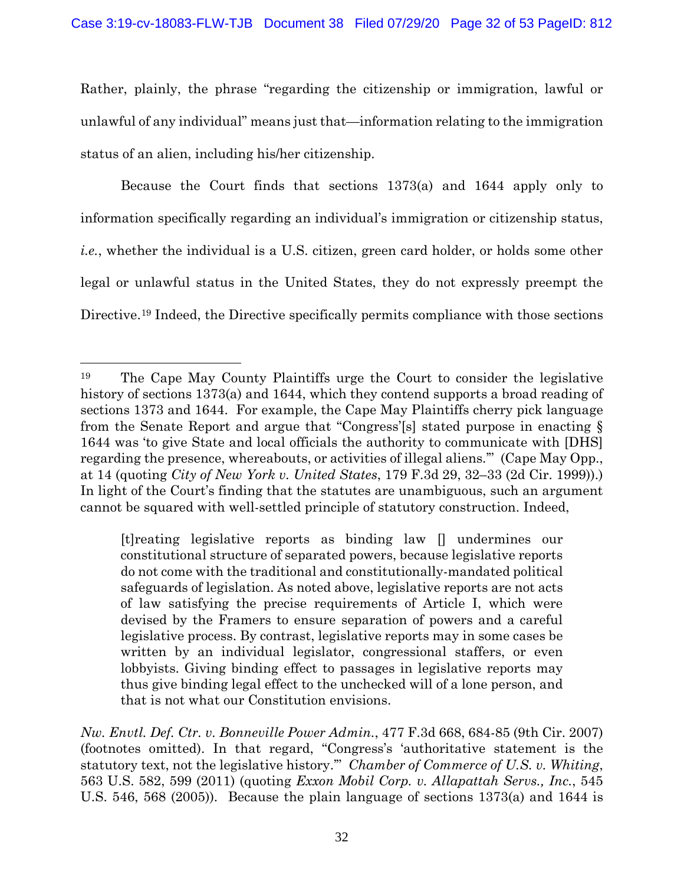Rather, plainly, the phrase "regarding the citizenship or immigration, lawful or unlawful of any individual" means just that—information relating to the immigration status of an alien, including his/her citizenship.

Because the Court finds that sections 1373(a) and 1644 apply only to information specifically regarding an individual's immigration or citizenship status, *i.e.*, whether the individual is a U.S. citizen, green card holder, or holds some other legal or unlawful status in the United States, they do not expressly preempt the Directive.[19] Indeed, the Directive specifically permits compliance with those sections

---

[19] The Cape May County Plaintiffs urge the Court to consider the legislative history of sections 1373(a) and 1644, which they contend supports a broad reading of sections 1373 and 1644. For example, the Cape May Plaintiffs cherry pick language from the Senate Report and argue that "Congress'[s] stated purpose in enacting § 1644 was 'to give State and local officials the authority to communicate with [DHS] regarding the presence, whereabouts, or activities of illegal aliens.'" (Cape May Opp., at 14 (quoting *City of New York v. United States*, 179 F.3d 29, 32–33 (2d Cir. 1999)).) In light of the Court's finding that the statutes are unambiguous, such an argument cannot be squared with well-settled principle of statutory construction. Indeed,

> [t]reating legislative reports as binding law [] undermines our constitutional structure of separated powers, because legislative reports do not come with the traditional and constitutionally-mandated political safeguards of legislation. As noted above, legislative reports are not acts of law satisfying the precise requirements of Article I, which were devised by the Framers to ensure separation of powers and a careful legislative process. By contrast, legislative reports may in some cases be written by an individual legislator, congressional staffers, or even lobbyists. Giving binding effect to passages in legislative reports may thus give binding legal effect to the unchecked will of a lone person, and that is not what our Constitution envisions.

*Nw. Envtl. Def. Ctr. v. Bonneville Power Admin.*, 477 F.3d 668, 684-85 (9th Cir. 2007) (footnotes omitted). In that regard, "Congress's 'authoritative statement is the statutory text, not the legislative history.'" *Chamber of Commerce of U.S. v. Whiting*, 563 U.S. 582, 599 (2011) (quoting *Exxon Mobil Corp. v. Allapattah Servs., Inc.*, 545 U.S. 546, 568 (2005)). Because the plain language of sections 1373(a) and 1644 is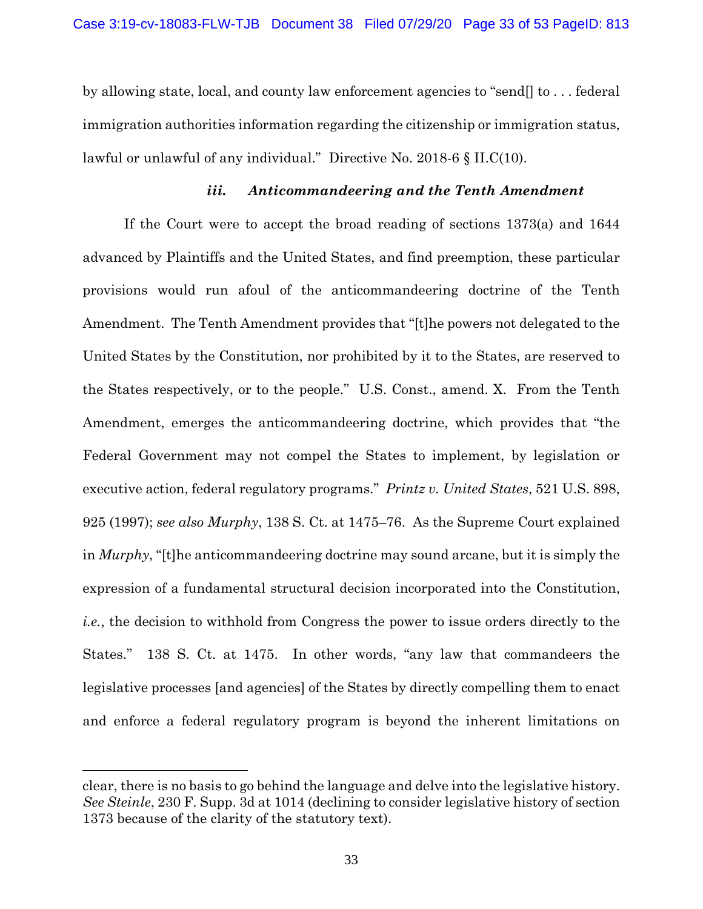by allowing state, local, and county law enforcement agencies to "send[] to . . . federal immigration authorities information regarding the citizenship or immigration status, lawful or unlawful of any individual." Directive No. 2018-6 § II.C(10).

### *iii. Anticommandeering and the Tenth Amendment*

If the Court were to accept the broad reading of sections 1373(a) and 1644 advanced by Plaintiffs and the United States, and find preemption, these particular provisions would run afoul of the anticommandeering doctrine of the Tenth Amendment. The Tenth Amendment provides that "[t]he powers not delegated to the United States by the Constitution, nor prohibited by it to the States, are reserved to the States respectively, or to the people." U.S. Const., amend. X. From the Tenth Amendment, emerges the anticommandeering doctrine, which provides that "the Federal Government may not compel the States to implement, by legislation or executive action, federal regulatory programs." *Printz v. United States*, 521 U.S. 898, 925 (1997); *see also Murphy*, 138 S. Ct. at 1475–76. As the Supreme Court explained in *Murphy*, "[t]he anticommandeering doctrine may sound arcane, but it is simply the expression of a fundamental structural decision incorporated into the Constitution, *i.e.*, the decision to withhold from Congress the power to issue orders directly to the States." 138 S. Ct. at 1475. In other words, "any law that commandeers the legislative processes [and agencies] of the States by directly compelling them to enact and enforce a federal regulatory program is beyond the inherent limitations on

---

clear, there is no basis to go behind the language and delve into the legislative history. *See Steinle*, 230 F. Supp. 3d at 1014 (declining to consider legislative history of section 1373 because of the clarity of the statutory text).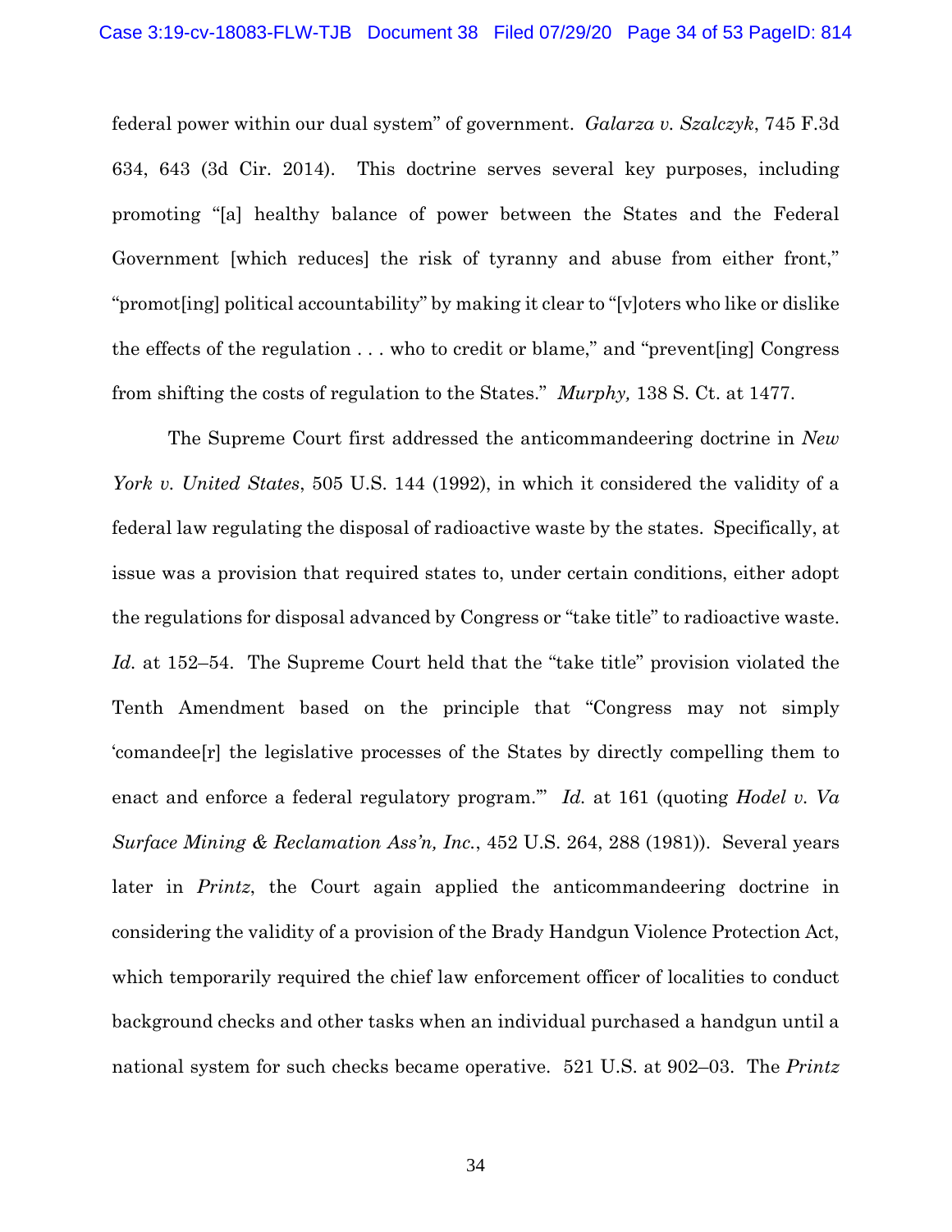federal power within our dual system" of government. *Galarza v. Szalczyk*, 745 F.3d 634, 643 (3d Cir. 2014). This doctrine serves several key purposes, including promoting "[a] healthy balance of power between the States and the Federal Government [which reduces] the risk of tyranny and abuse from either front," "promot[ing] political accountability" by making it clear to "[v]oters who like or dislike the effects of the regulation . . . who to credit or blame," and "prevent[ing] Congress from shifting the costs of regulation to the States." *Murphy,* 138 S. Ct. at 1477.

The Supreme Court first addressed the anticommandeering doctrine in *New York v. United States*, 505 U.S. 144 (1992), in which it considered the validity of a federal law regulating the disposal of radioactive waste by the states. Specifically, at issue was a provision that required states to, under certain conditions, either adopt the regulations for disposal advanced by Congress or "take title" to radioactive waste. *Id.* at 152–54. The Supreme Court held that the "take title" provision violated the Tenth Amendment based on the principle that "Congress may not simply 'comandee[r] the legislative processes of the States by directly compelling them to enact and enforce a federal regulatory program.'" *Id.* at 161 (quoting *Hodel v. Va Surface Mining & Reclamation Ass'n, Inc.*, 452 U.S. 264, 288 (1981)). Several years later in *Printz*, the Court again applied the anticommandeering doctrine in considering the validity of a provision of the Brady Handgun Violence Protection Act, which temporarily required the chief law enforcement officer of localities to conduct background checks and other tasks when an individual purchased a handgun until a national system for such checks became operative. 521 U.S. at 902–03. The *Printz*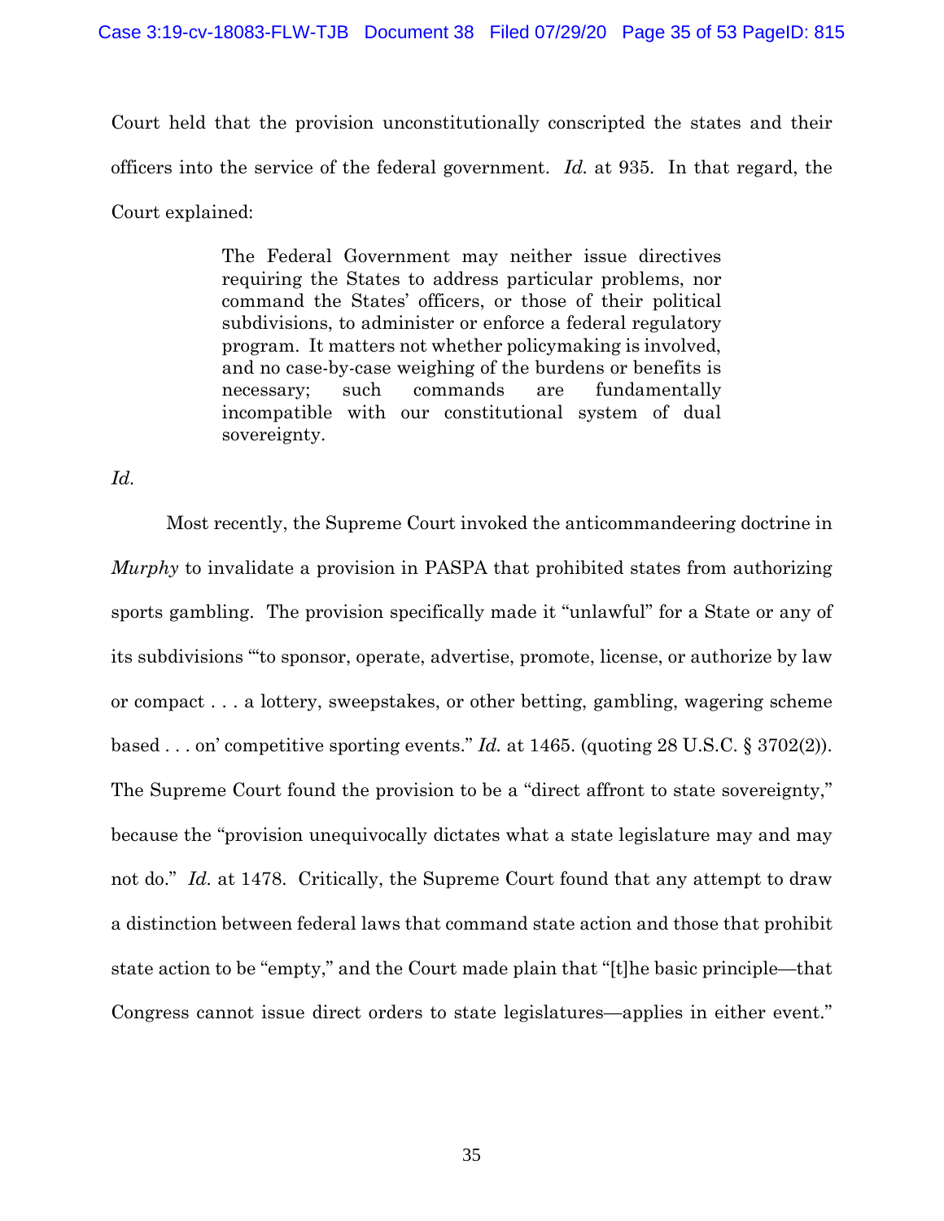Court held that the provision unconstitutionally conscripted the states and their officers into the service of the federal government. *Id.* at 935. In that regard, the Court explained:

> The Federal Government may neither issue directives requiring the States to address particular problems, nor command the States' officers, or those of their political subdivisions, to administer or enforce a federal regulatory program. It matters not whether policymaking is involved, and no case-by-case weighing of the burdens or benefits is necessary; such commands are fundamentally incompatible with our constitutional system of dual sovereignty.

*Id.*

Most recently, the Supreme Court invoked the anticommandeering doctrine in *Murphy* to invalidate a provision in PASPA that prohibited states from authorizing sports gambling. The provision specifically made it "unlawful" for a State or any of its subdivisions "'to sponsor, operate, advertise, promote, license, or authorize by law or compact . . . a lottery, sweepstakes, or other betting, gambling, wagering scheme based . . . on' competitive sporting events." *Id.* at 1465. (quoting 28 U.S.C. § 3702(2)). The Supreme Court found the provision to be a "direct affront to state sovereignty," because the "provision unequivocally dictates what a state legislature may and may not do." *Id.* at 1478. Critically, the Supreme Court found that any attempt to draw a distinction between federal laws that command state action and those that prohibit state action to be "empty," and the Court made plain that "[t]he basic principle—that Congress cannot issue direct orders to state legislatures—applies in either event."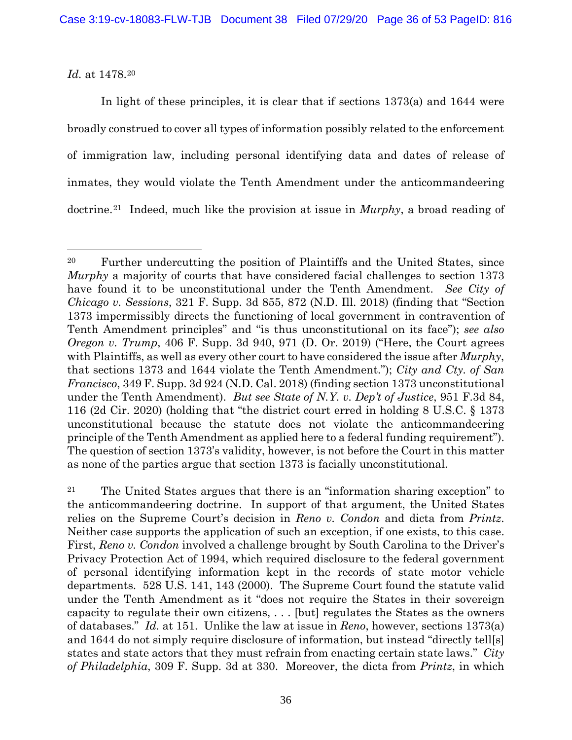*Id.* at 1478.[20]

In light of these principles, it is clear that if sections 1373(a) and 1644 were broadly construed to cover all types of information possibly related to the enforcement of immigration law, including personal identifying data and dates of release of inmates, they would violate the Tenth Amendment under the anticommandeering doctrine.[21] Indeed, much like the provision at issue in *Murphy*, a broad reading of

---

[20] Further undercutting the position of Plaintiffs and the United States, since *Murphy* a majority of courts that have considered facial challenges to section 1373 have found it to be unconstitutional under the Tenth Amendment. *See City of Chicago v. Sessions*, 321 F. Supp. 3d 855, 872 (N.D. Ill. 2018) (finding that "Section 1373 impermissibly directs the functioning of local government in contravention of Tenth Amendment principles" and "is thus unconstitutional on its face"); *see also Oregon v. Trump*, 406 F. Supp. 3d 940, 971 (D. Or. 2019) ("Here, the Court agrees with Plaintiffs, as well as every other court to have considered the issue after *Murphy*, that sections 1373 and 1644 violate the Tenth Amendment."); *City and Cty. of San Francisco*, 349 F. Supp. 3d 924 (N.D. Cal. 2018) (finding section 1373 unconstitutional under the Tenth Amendment). *But see State of N.Y. v. Dep't of Justice*, 951 F.3d 84, 116 (2d Cir. 2020) (holding that "the district court erred in holding 8 U.S.C. § 1373 unconstitutional because the statute does not violate the anticommandeering principle of the Tenth Amendment as applied here to a federal funding requirement"). The question of section 1373's validity, however, is not before the Court in this matter as none of the parties argue that section 1373 is facially unconstitutional.

[21] The United States argues that there is an "information sharing exception" to the anticommandeering doctrine. In support of that argument, the United States relies on the Supreme Court's decision in *Reno v. Condon* and dicta from *Printz*. Neither case supports the application of such an exception, if one exists, to this case. First, *Reno v. Condon* involved a challenge brought by South Carolina to the Driver's Privacy Protection Act of 1994, which required disclosure to the federal government of personal identifying information kept in the records of state motor vehicle departments. 528 U.S. 141, 143 (2000). The Supreme Court found the statute valid under the Tenth Amendment as it "does not require the States in their sovereign capacity to regulate their own citizens, . . . [but] regulates the States as the owners of databases." *Id.* at 151. Unlike the law at issue in *Reno*, however, sections 1373(a) and 1644 do not simply require disclosure of information, but instead "directly tell[s] states and state actors that they must refrain from enacting certain state laws." *City of Philadelphia*, 309 F. Supp. 3d at 330. Moreover, the dicta from *Printz*, in which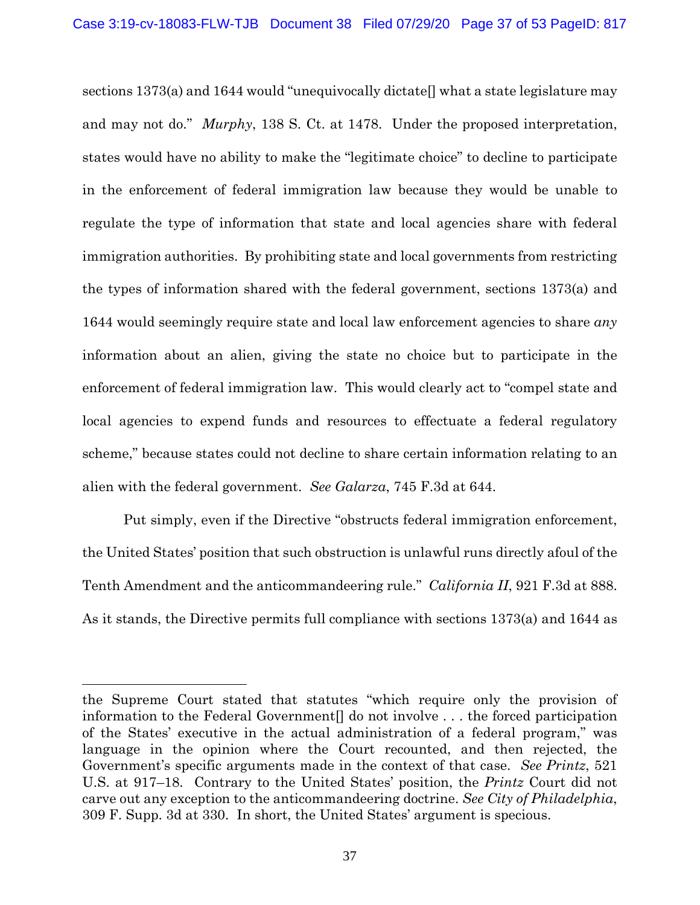sections 1373(a) and 1644 would "unequivocally dictate[] what a state legislature may and may not do." *Murphy*, 138 S. Ct. at 1478. Under the proposed interpretation, states would have no ability to make the "legitimate choice" to decline to participate in the enforcement of federal immigration law because they would be unable to regulate the type of information that state and local agencies share with federal immigration authorities. By prohibiting state and local governments from restricting the types of information shared with the federal government, sections 1373(a) and 1644 would seemingly require state and local law enforcement agencies to share *any* information about an alien, giving the state no choice but to participate in the enforcement of federal immigration law. This would clearly act to "compel state and local agencies to expend funds and resources to effectuate a federal regulatory scheme," because states could not decline to share certain information relating to an alien with the federal government. *See Galarza*, 745 F.3d at 644.

Put simply, even if the Directive "obstructs federal immigration enforcement, the United States' position that such obstruction is unlawful runs directly afoul of the Tenth Amendment and the anticommandeering rule." *California II*, 921 F.3d at 888. As it stands, the Directive permits full compliance with sections 1373(a) and 1644 as

---

the Supreme Court stated that statutes "which require only the provision of information to the Federal Government[] do not involve . . . the forced participation of the States' executive in the actual administration of a federal program," was language in the opinion where the Court recounted, and then rejected, the Government's specific arguments made in the context of that case. *See Printz*, 521 U.S. at 917–18. Contrary to the United States' position, the *Printz* Court did not carve out any exception to the anticommandeering doctrine. *See City of Philadelphia*, 309 F. Supp. 3d at 330. In short, the United States' argument is specious.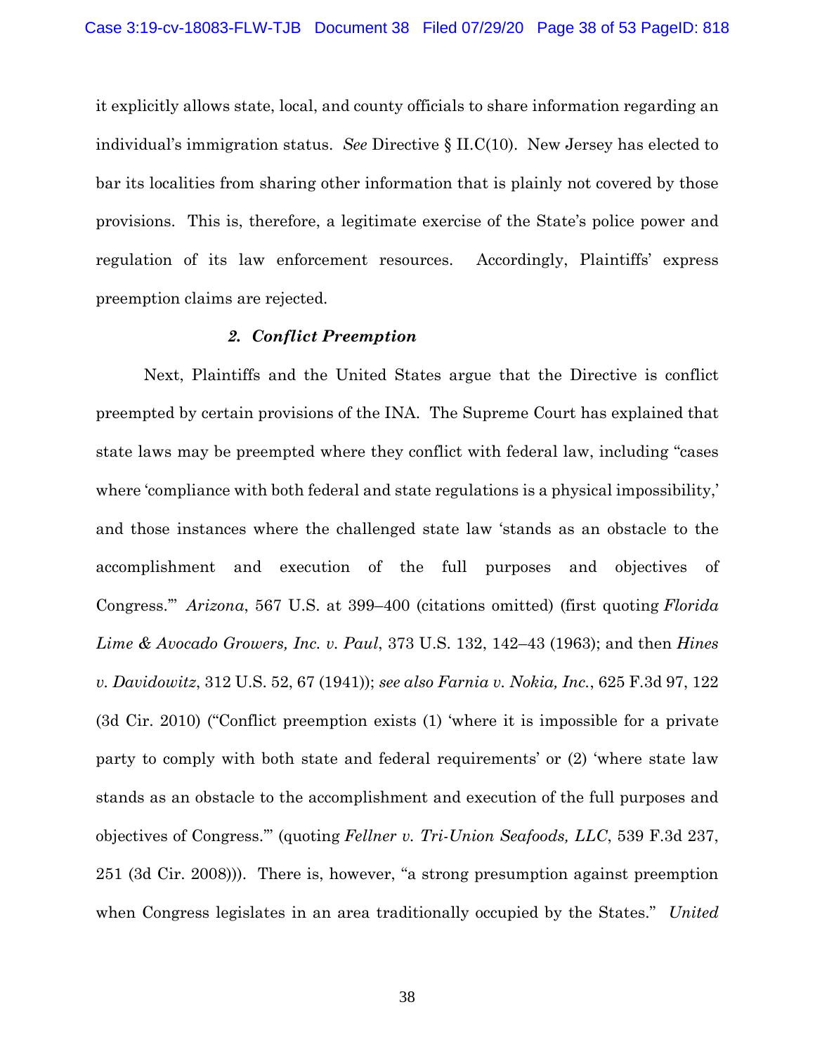it explicitly allows state, local, and county officials to share information regarding an individual's immigration status. *See* Directive § II.C(10). New Jersey has elected to bar its localities from sharing other information that is plainly not covered by those provisions. This is, therefore, a legitimate exercise of the State's police power and regulation of its law enforcement resources. Accordingly, Plaintiffs' express preemption claims are rejected.

### *2. Conflict Preemption*

Next, Plaintiffs and the United States argue that the Directive is conflict preempted by certain provisions of the INA. The Supreme Court has explained that state laws may be preempted where they conflict with federal law, including "cases where 'compliance with both federal and state regulations is a physical impossibility,' and those instances where the challenged state law 'stands as an obstacle to the accomplishment and execution of the full purposes and objectives of Congress.'" *Arizona*, 567 U.S. at 399–400 (citations omitted) (first quoting *Florida Lime & Avocado Growers, Inc. v. Paul*, 373 U.S. 132, 142–43 (1963); and then *Hines v. Davidowitz*, 312 U.S. 52, 67 (1941)); *see also Farnia v. Nokia, Inc.*, 625 F.3d 97, 122 (3d Cir. 2010) ("Conflict preemption exists (1) 'where it is impossible for a private party to comply with both state and federal requirements' or (2) 'where state law stands as an obstacle to the accomplishment and execution of the full purposes and objectives of Congress.'" (quoting *Fellner v. Tri-Union Seafoods, LLC*, 539 F.3d 237, 251 (3d Cir. 2008))). There is, however, "a strong presumption against preemption when Congress legislates in an area traditionally occupied by the States." *United*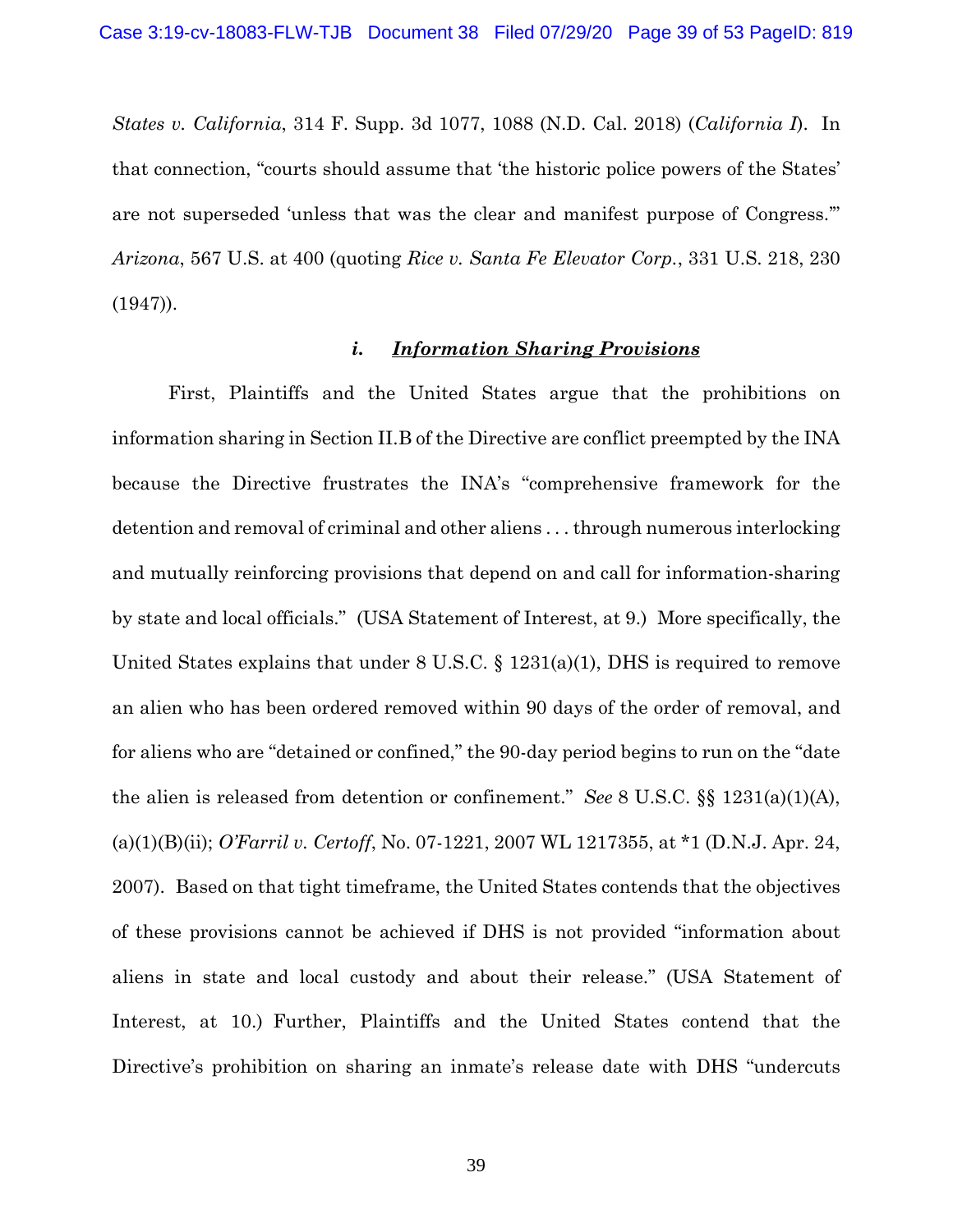*States v. California*, 314 F. Supp. 3d 1077, 1088 (N.D. Cal. 2018) (*California I*). In that connection, "courts should assume that 'the historic police powers of the States' are not superseded 'unless that was the clear and manifest purpose of Congress.'" *Arizona*, 567 U.S. at 400 (quoting *Rice v. Santa Fe Elevator Corp.*, 331 U.S. 218, 230 (1947)).

### *i. __Information Sharing Provisions__*

First, Plaintiffs and the United States argue that the prohibitions on information sharing in Section II.B of the Directive are conflict preempted by the INA because the Directive frustrates the INA's "comprehensive framework for the detention and removal of criminal and other aliens . . . through numerous interlocking and mutually reinforcing provisions that depend on and call for information-sharing by state and local officials." (USA Statement of Interest, at 9.) More specifically, the United States explains that under 8 U.S.C. § 1231(a)(1), DHS is required to remove an alien who has been ordered removed within 90 days of the order of removal, and for aliens who are "detained or confined," the 90-day period begins to run on the "date the alien is released from detention or confinement." *See* 8 U.S.C. §§ 1231(a)(1)(A), (a)(1)(B)(ii); *O'Farril v. Certoff*, No. 07-1221, 2007 WL 1217355, at *1 (D.N.J. Apr. 24, 2007). Based on that tight timeframe, the United States contends that the objectives of these provisions cannot be achieved if DHS is not provided "information about aliens in state and local custody and about their release." (USA Statement of Interest, at 10.) Further, Plaintiffs and the United States contend that the Directive's prohibition on sharing an inmate's release date with DHS "undercuts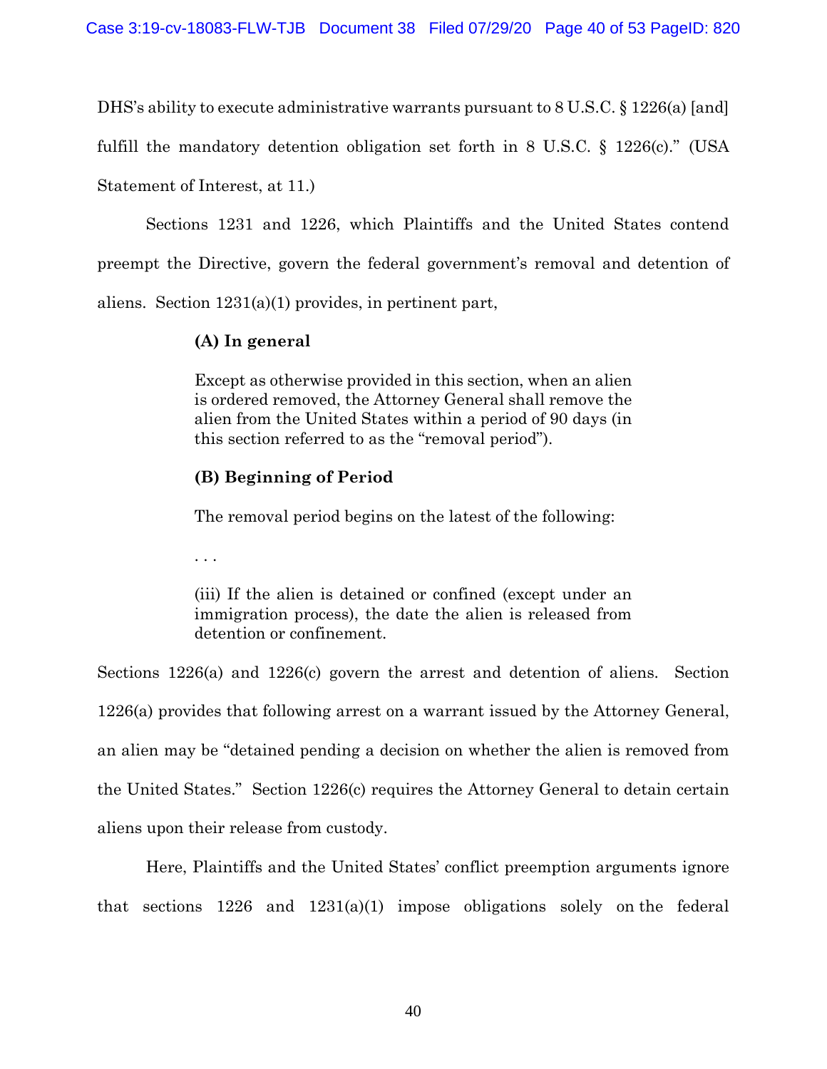DHS's ability to execute administrative warrants pursuant to 8 U.S.C. § 1226(a) [and] fulfill the mandatory detention obligation set forth in 8 U.S.C. § 1226(c)." (USA Statement of Interest, at 11.)

Sections 1231 and 1226, which Plaintiffs and the United States contend preempt the Directive, govern the federal government's removal and detention of aliens. Section 1231(a)(1) provides, in pertinent part,

> **(A) In general**
>
> Except as otherwise provided in this section, when an alien is ordered removed, the Attorney General shall remove the alien from the United States within a period of 90 days (in this section referred to as the "removal period").
>
> **(B) Beginning of Period**
>
> The removal period begins on the latest of the following:
>
> . . .
>
> (iii) If the alien is detained or confined (except under an immigration process), the date the alien is released from detention or confinement.

Sections 1226(a) and 1226(c) govern the arrest and detention of aliens. Section 1226(a) provides that following arrest on a warrant issued by the Attorney General, an alien may be "detained pending a decision on whether the alien is removed from the United States." Section 1226(c) requires the Attorney General to detain certain aliens upon their release from custody.

Here, Plaintiffs and the United States' conflict preemption arguments ignore that sections 1226 and 1231(a)(1) impose obligations solely on the federal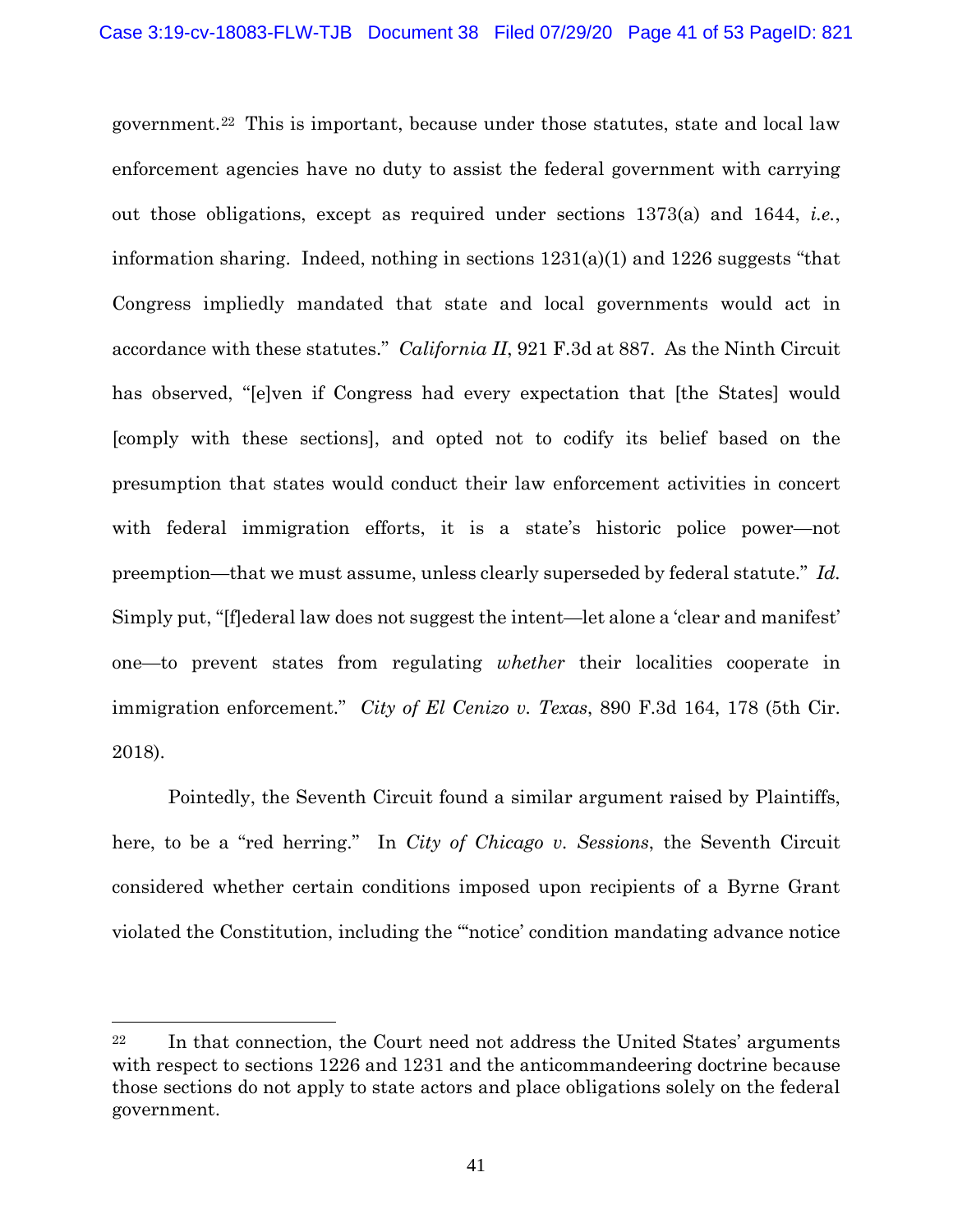government.[22] This is important, because under those statutes, state and local law enforcement agencies have no duty to assist the federal government with carrying out those obligations, except as required under sections 1373(a) and 1644, *i.e.*, information sharing. Indeed, nothing in sections 1231(a)(1) and 1226 suggests "that Congress impliedly mandated that state and local governments would act in accordance with these statutes." *California II*, 921 F.3d at 887. As the Ninth Circuit has observed, "[e]ven if Congress had every expectation that [the States] would [comply with these sections], and opted not to codify its belief based on the presumption that states would conduct their law enforcement activities in concert with federal immigration efforts, it is a state's historic police power—not preemption—that we must assume, unless clearly superseded by federal statute." *Id.* Simply put, "[f]ederal law does not suggest the intent—let alone a 'clear and manifest' one—to prevent states from regulating *whether* their localities cooperate in immigration enforcement." *City of El Cenizo v. Texas*, 890 F.3d 164, 178 (5th Cir. 2018).

Pointedly, the Seventh Circuit found a similar argument raised by Plaintiffs, here, to be a "red herring." In *City of Chicago v. Sessions*, the Seventh Circuit considered whether certain conditions imposed upon recipients of a Byrne Grant violated the Constitution, including the "'notice' condition mandating advance notice

---

[22] In that connection, the Court need not address the United States' arguments with respect to sections 1226 and 1231 and the anticommandeering doctrine because those sections do not apply to state actors and place obligations solely on the federal government.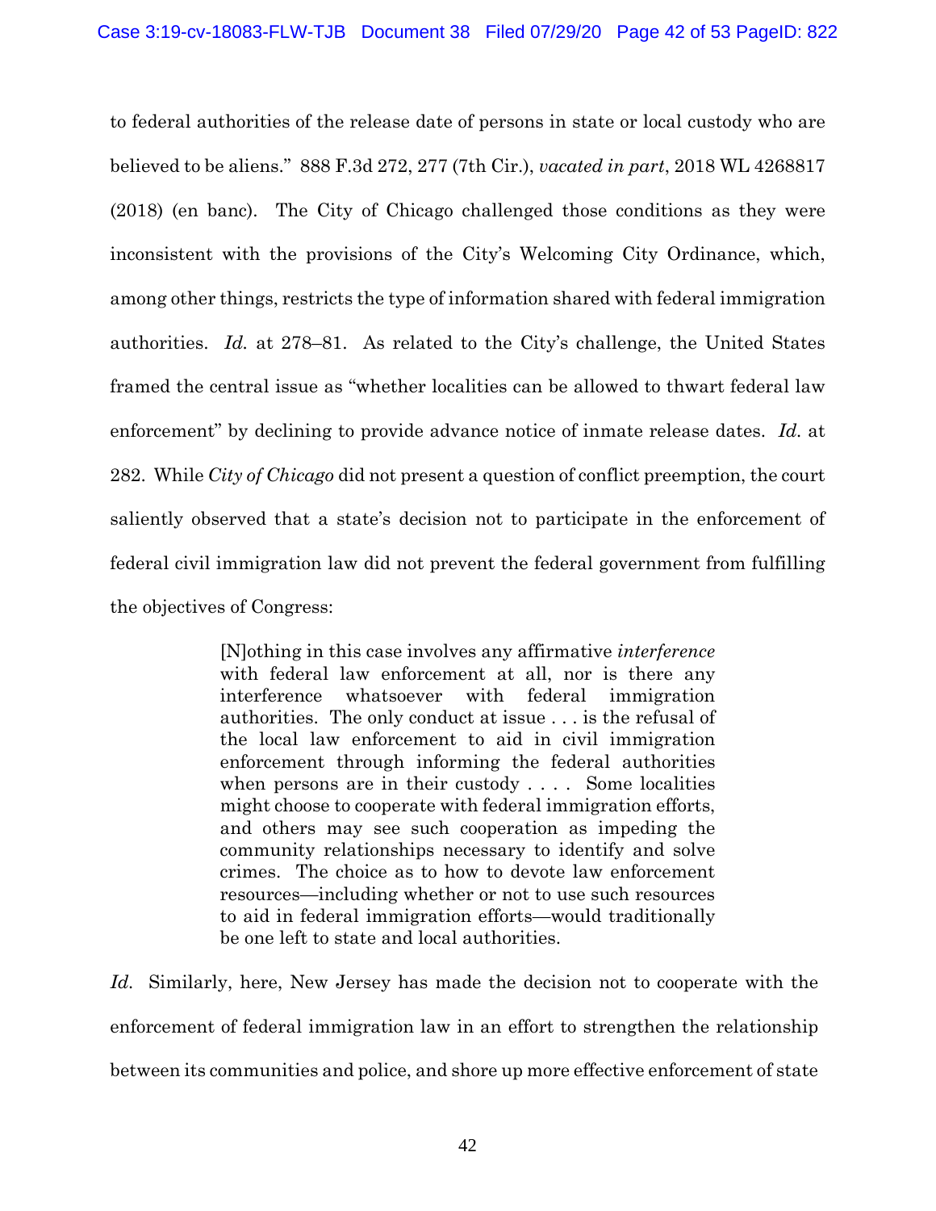to federal authorities of the release date of persons in state or local custody who are believed to be aliens." 888 F.3d 272, 277 (7th Cir.), *vacated in part*, 2018 WL 4268817 (2018) (en banc). The City of Chicago challenged those conditions as they were inconsistent with the provisions of the City's Welcoming City Ordinance, which, among other things, restricts the type of information shared with federal immigration authorities. *Id.* at 278–81. As related to the City's challenge, the United States framed the central issue as "whether localities can be allowed to thwart federal law enforcement" by declining to provide advance notice of inmate release dates. *Id.* at 282. While *City of Chicago* did not present a question of conflict preemption, the court saliently observed that a state's decision not to participate in the enforcement of federal civil immigration law did not prevent the federal government from fulfilling the objectives of Congress:

> [N]othing in this case involves any affirmative *interference* with federal law enforcement at all, nor is there any interference whatsoever with federal immigration authorities. The only conduct at issue . . . is the refusal of the local law enforcement to aid in civil immigration enforcement through informing the federal authorities when persons are in their custody . . . . Some localities might choose to cooperate with federal immigration efforts, and others may see such cooperation as impeding the community relationships necessary to identify and solve crimes. The choice as to how to devote law enforcement resources—including whether or not to use such resources to aid in federal immigration efforts—would traditionally be one left to state and local authorities.

*Id.* Similarly, here, New Jersey has made the decision not to cooperate with the enforcement of federal immigration law in an effort to strengthen the relationship between its communities and police, and shore up more effective enforcement of state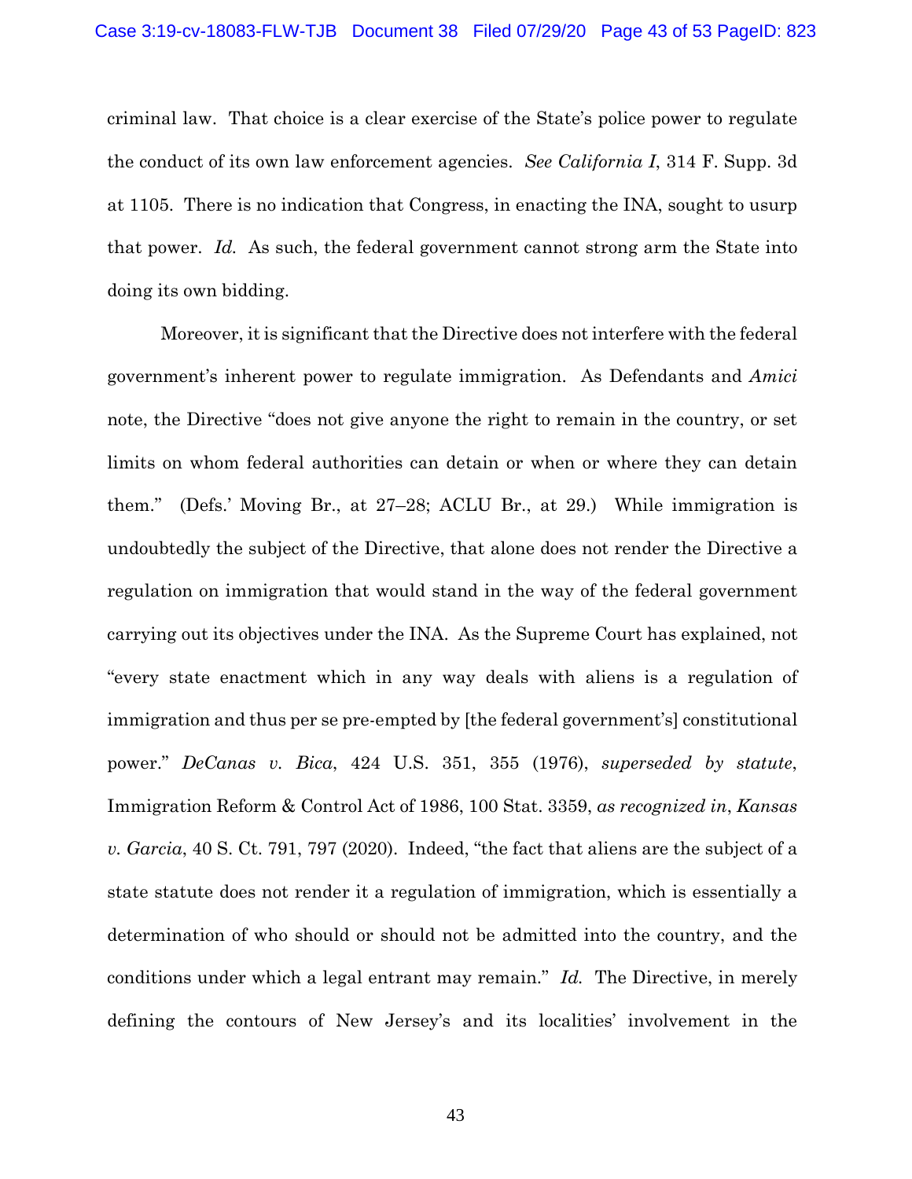criminal law. That choice is a clear exercise of the State's police power to regulate the conduct of its own law enforcement agencies. *See California I*, 314 F. Supp. 3d at 1105. There is no indication that Congress, in enacting the INA, sought to usurp that power. *Id.* As such, the federal government cannot strong arm the State into doing its own bidding.

Moreover, it is significant that the Directive does not interfere with the federal government's inherent power to regulate immigration. As Defendants and *Amici* note, the Directive "does not give anyone the right to remain in the country, or set limits on whom federal authorities can detain or when or where they can detain them." (Defs.' Moving Br., at 27–28; ACLU Br., at 29.) While immigration is undoubtedly the subject of the Directive, that alone does not render the Directive a regulation on immigration that would stand in the way of the federal government carrying out its objectives under the INA. As the Supreme Court has explained, not "every state enactment which in any way deals with aliens is a regulation of immigration and thus per se pre-empted by [the federal government's] constitutional power." *DeCanas v. Bica*, 424 U.S. 351, 355 (1976), *superseded by statute*, Immigration Reform & Control Act of 1986, 100 Stat. 3359, *as recognized in*, *Kansas v. Garcia*, 40 S. Ct. 791, 797 (2020). Indeed, "the fact that aliens are the subject of a state statute does not render it a regulation of immigration, which is essentially a determination of who should or should not be admitted into the country, and the conditions under which a legal entrant may remain." *Id.* The Directive, in merely defining the contours of New Jersey's and its localities' involvement in the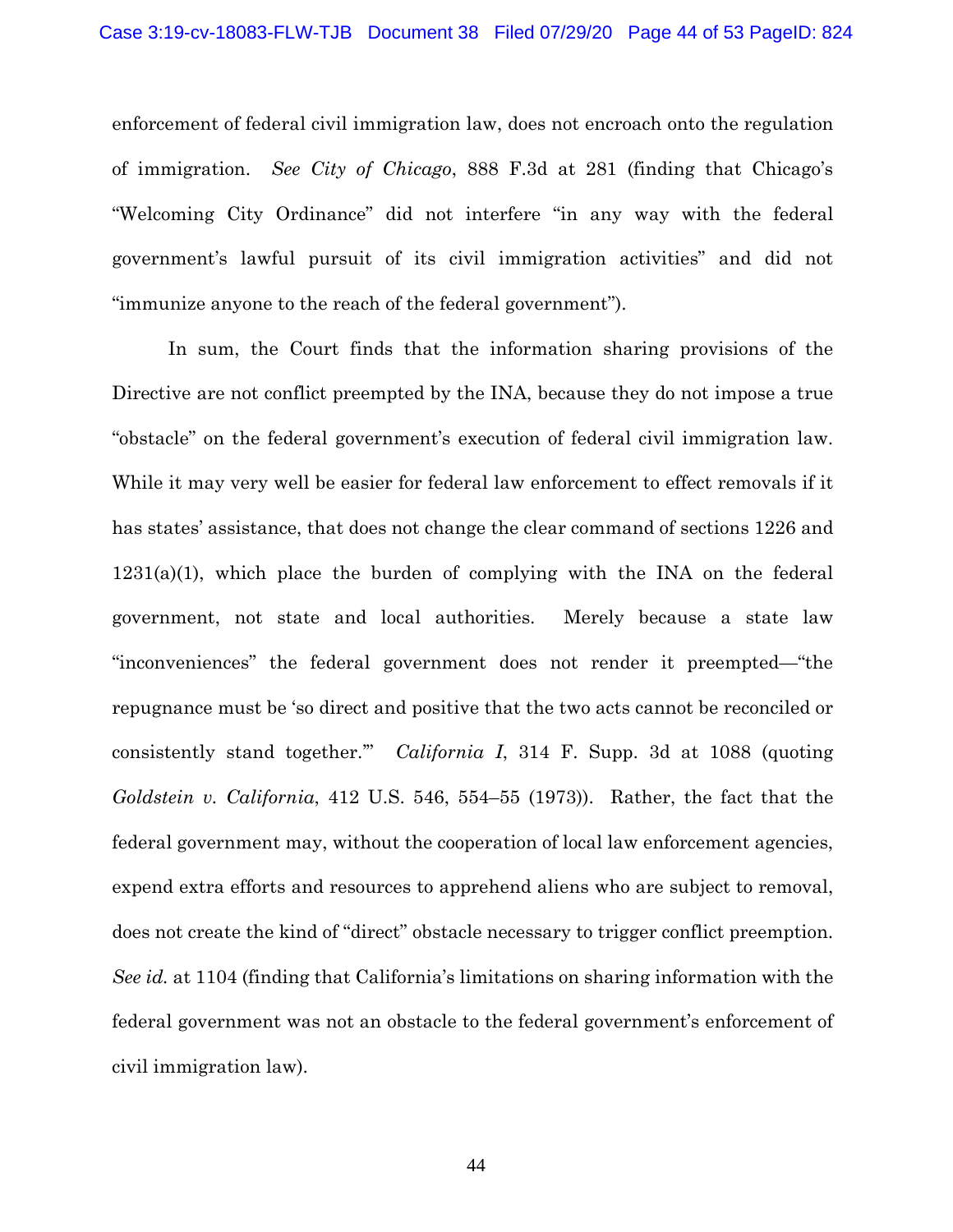enforcement of federal civil immigration law, does not encroach onto the regulation of immigration. *See City of Chicago*, 888 F.3d at 281 (finding that Chicago's "Welcoming City Ordinance" did not interfere "in any way with the federal government's lawful pursuit of its civil immigration activities" and did not "immunize anyone to the reach of the federal government").

In sum, the Court finds that the information sharing provisions of the Directive are not conflict preempted by the INA, because they do not impose a true "obstacle" on the federal government's execution of federal civil immigration law. While it may very well be easier for federal law enforcement to effect removals if it has states' assistance, that does not change the clear command of sections 1226 and 1231(a)(1), which place the burden of complying with the INA on the federal government, not state and local authorities. Merely because a state law "inconveniences" the federal government does not render it preempted—"the repugnance must be 'so direct and positive that the two acts cannot be reconciled or consistently stand together.'" *California I*, 314 F. Supp. 3d at 1088 (quoting *Goldstein v. California*, 412 U.S. 546, 554–55 (1973)). Rather, the fact that the federal government may, without the cooperation of local law enforcement agencies, expend extra efforts and resources to apprehend aliens who are subject to removal, does not create the kind of "direct" obstacle necessary to trigger conflict preemption. *See id.* at 1104 (finding that California's limitations on sharing information with the federal government was not an obstacle to the federal government's enforcement of civil immigration law).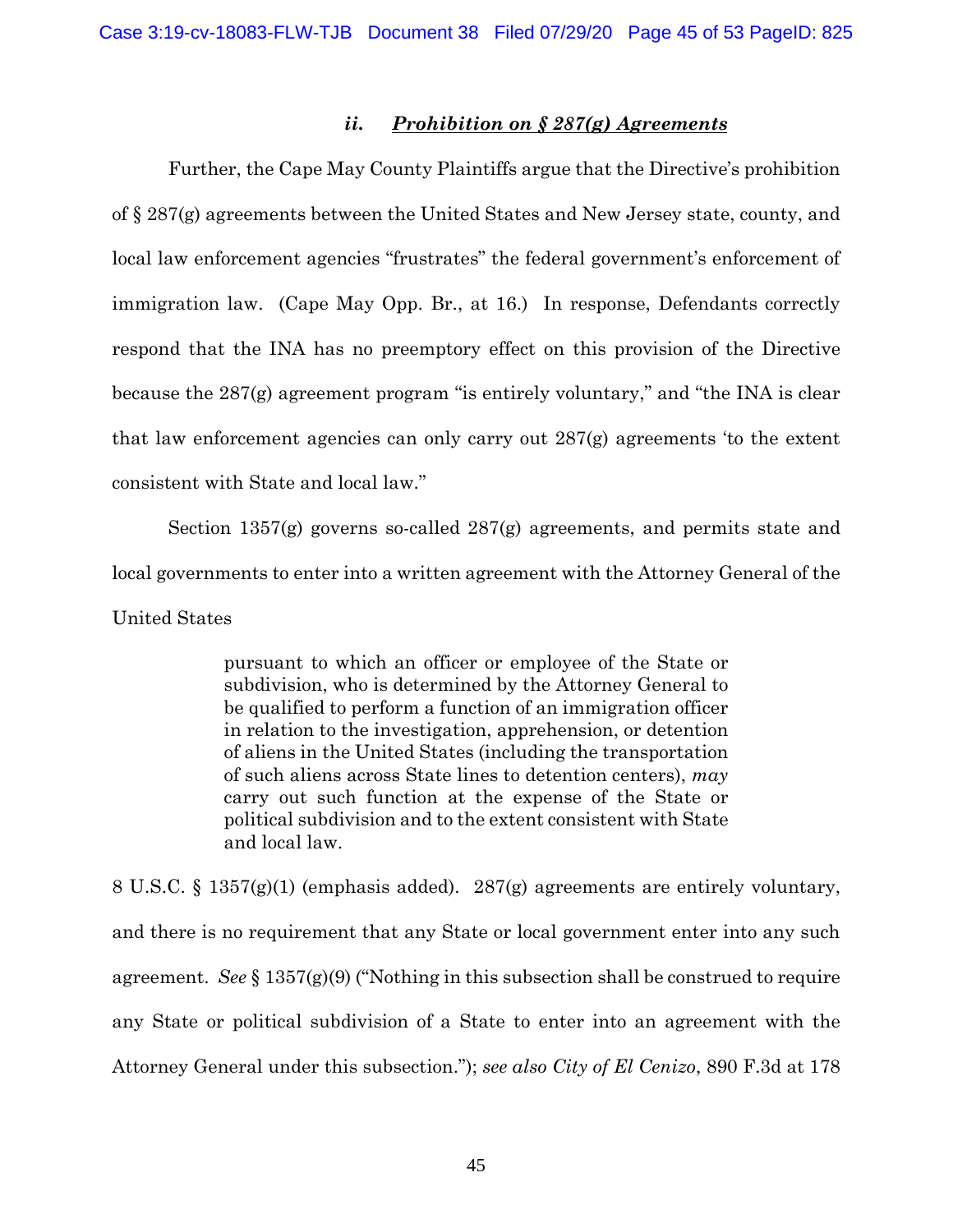### *ii. Prohibition on § 287(g) Agreements*

Further, the Cape May County Plaintiffs argue that the Directive's prohibition of § 287(g) agreements between the United States and New Jersey state, county, and local law enforcement agencies "frustrates" the federal government's enforcement of immigration law. (Cape May Opp. Br., at 16.) In response, Defendants correctly respond that the INA has no preemptory effect on this provision of the Directive because the 287(g) agreement program "is entirely voluntary," and "the INA is clear that law enforcement agencies can only carry out 287(g) agreements 'to the extent consistent with State and local law."

Section 1357(g) governs so-called 287(g) agreements, and permits state and local governments to enter into a written agreement with the Attorney General of the United States

> pursuant to which an officer or employee of the State or subdivision, who is determined by the Attorney General to be qualified to perform a function of an immigration officer in relation to the investigation, apprehension, or detention of aliens in the United States (including the transportation of such aliens across State lines to detention centers), *may* carry out such function at the expense of the State or political subdivision and to the extent consistent with State and local law.

8 U.S.C. § 1357(g)(1) (emphasis added). 287(g) agreements are entirely voluntary, and there is no requirement that any State or local government enter into any such agreement. *See* § 1357(g)(9) ("Nothing in this subsection shall be construed to require any State or political subdivision of a State to enter into an agreement with the Attorney General under this subsection."); *see also City of El Cenizo*, 890 F.3d at 178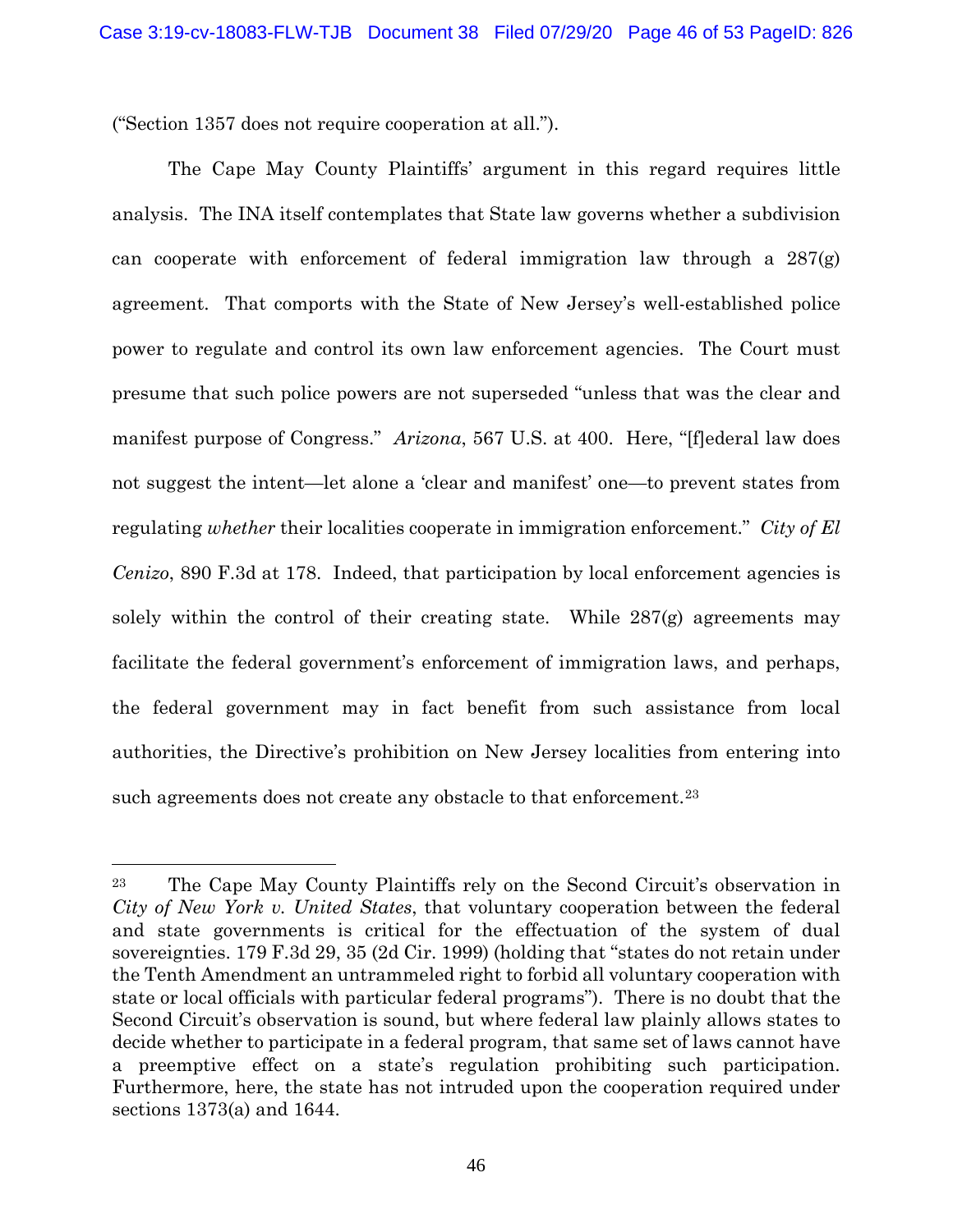("Section 1357 does not require cooperation at all.").

The Cape May County Plaintiffs' argument in this regard requires little analysis. The INA itself contemplates that State law governs whether a subdivision can cooperate with enforcement of federal immigration law through a 287(g) agreement. That comports with the State of New Jersey's well-established police power to regulate and control its own law enforcement agencies. The Court must presume that such police powers are not superseded "unless that was the clear and manifest purpose of Congress." *Arizona*, 567 U.S. at 400. Here, "[f]ederal law does not suggest the intent—let alone a 'clear and manifest' one—to prevent states from regulating *whether* their localities cooperate in immigration enforcement." *City of El Cenizo*, 890 F.3d at 178. Indeed, that participation by local enforcement agencies is solely within the control of their creating state. While 287(g) agreements may facilitate the federal government's enforcement of immigration laws, and perhaps, the federal government may in fact benefit from such assistance from local authorities, the Directive's prohibition on New Jersey localities from entering into such agreements does not create any obstacle to that enforcement.[23]

---

[23] The Cape May County Plaintiffs rely on the Second Circuit's observation in *City of New York v. United States*, that voluntary cooperation between the federal and state governments is critical for the effectuation of the system of dual sovereignties. 179 F.3d 29, 35 (2d Cir. 1999) (holding that "states do not retain under the Tenth Amendment an untrammeled right to forbid all voluntary cooperation with state or local officials with particular federal programs"). There is no doubt that the Second Circuit's observation is sound, but where federal law plainly allows states to decide whether to participate in a federal program, that same set of laws cannot have a preemptive effect on a state's regulation prohibiting such participation. Furthermore, here, the state has not intruded upon the cooperation required under sections 1373(a) and 1644.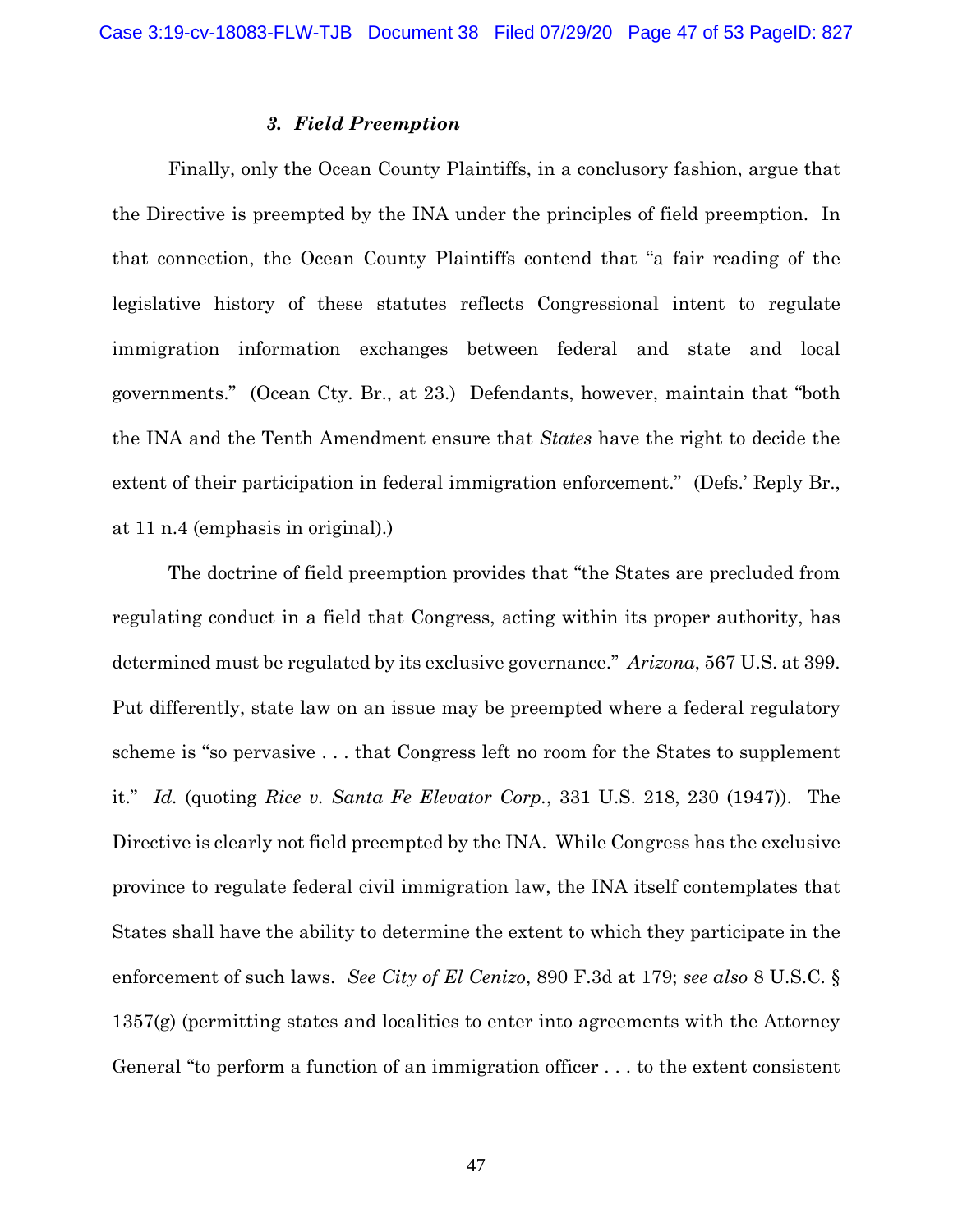### *3. Field Preemption*

Finally, only the Ocean County Plaintiffs, in a conclusory fashion, argue that the Directive is preempted by the INA under the principles of field preemption. In that connection, the Ocean County Plaintiffs contend that "a fair reading of the legislative history of these statutes reflects Congressional intent to regulate immigration information exchanges between federal and state and local governments." (Ocean Cty. Br., at 23.) Defendants, however, maintain that "both the INA and the Tenth Amendment ensure that *States* have the right to decide the extent of their participation in federal immigration enforcement." (Defs.' Reply Br., at 11 n.4 (emphasis in original).)

The doctrine of field preemption provides that "the States are precluded from regulating conduct in a field that Congress, acting within its proper authority, has determined must be regulated by its exclusive governance." *Arizona*, 567 U.S. at 399. Put differently, state law on an issue may be preempted where a federal regulatory scheme is "so pervasive . . . that Congress left no room for the States to supplement it." *Id.* (quoting *Rice v. Santa Fe Elevator Corp.*, 331 U.S. 218, 230 (1947)). The Directive is clearly not field preempted by the INA. While Congress has the exclusive province to regulate federal civil immigration law, the INA itself contemplates that States shall have the ability to determine the extent to which they participate in the enforcement of such laws. *See City of El Cenizo*, 890 F.3d at 179; *see also* 8 U.S.C. § 1357(g) (permitting states and localities to enter into agreements with the Attorney General "to perform a function of an immigration officer . . . to the extent consistent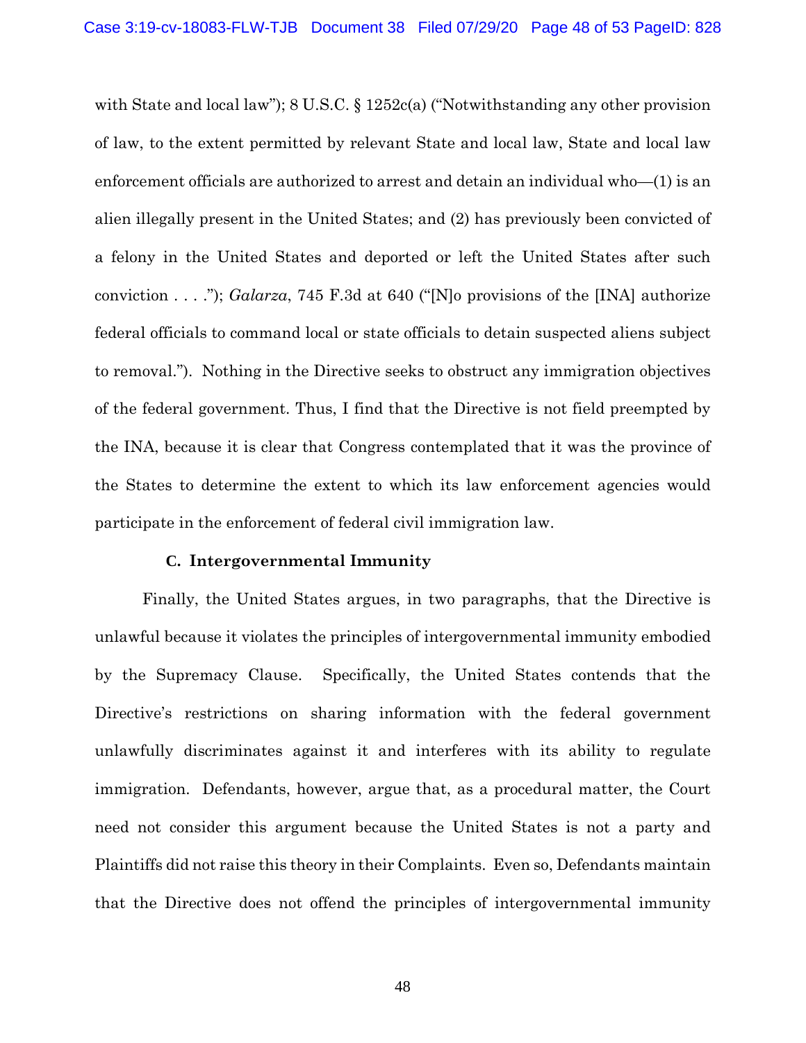with State and local law"); 8 U.S.C. § 1252c(a) ("Notwithstanding any other provision of law, to the extent permitted by relevant State and local law, State and local law enforcement officials are authorized to arrest and detain an individual who—(1) is an alien illegally present in the United States; and (2) has previously been convicted of a felony in the United States and deported or left the United States after such conviction . . . ."); *Galarza*, 745 F.3d at 640 ("[N]o provisions of the [INA] authorize federal officials to command local or state officials to detain suspected aliens subject to removal."). Nothing in the Directive seeks to obstruct any immigration objectives of the federal government. Thus, I find that the Directive is not field preempted by the INA, because it is clear that Congress contemplated that it was the province of the States to determine the extent to which its law enforcement agencies would participate in the enforcement of federal civil immigration law.

**C. Intergovernmental Immunity**

Finally, the United States argues, in two paragraphs, that the Directive is unlawful because it violates the principles of intergovernmental immunity embodied by the Supremacy Clause. Specifically, the United States contends that the Directive's restrictions on sharing information with the federal government unlawfully discriminates against it and interferes with its ability to regulate immigration. Defendants, however, argue that, as a procedural matter, the Court need not consider this argument because the United States is not a party and Plaintiffs did not raise this theory in their Complaints. Even so, Defendants maintain that the Directive does not offend the principles of intergovernmental immunity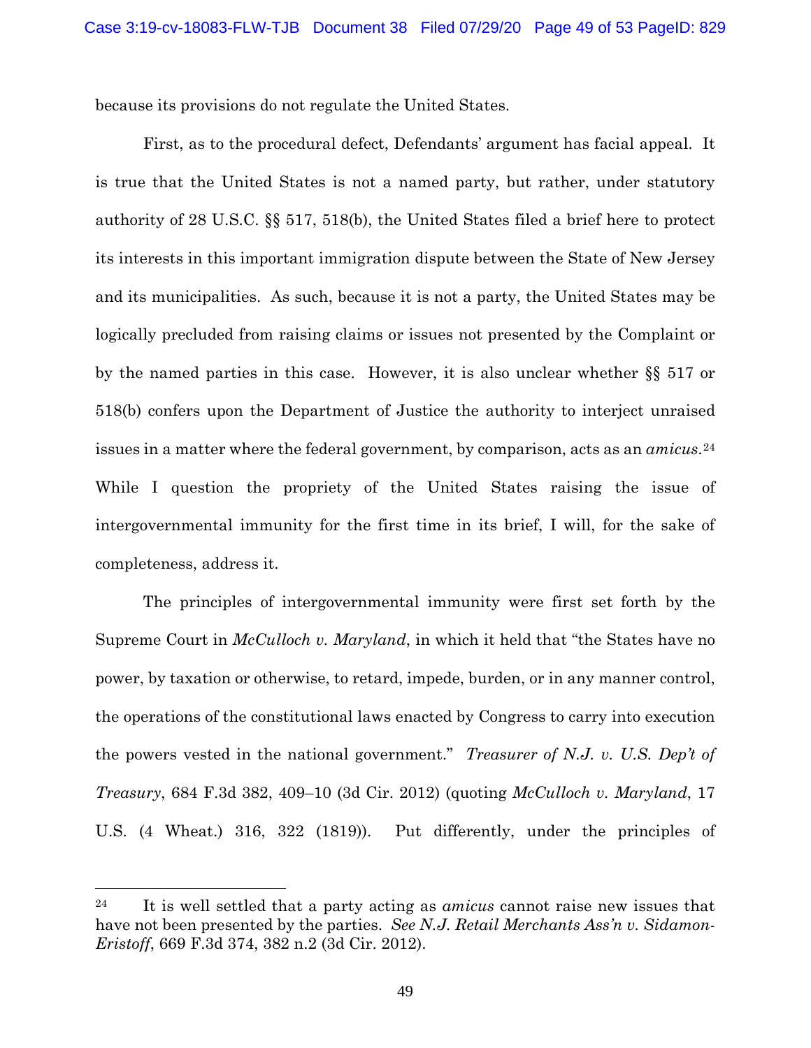because its provisions do not regulate the United States.

First, as to the procedural defect, Defendants' argument has facial appeal. It is true that the United States is not a named party, but rather, under statutory authority of 28 U.S.C. §§ 517, 518(b), the United States filed a brief here to protect its interests in this important immigration dispute between the State of New Jersey and its municipalities. As such, because it is not a party, the United States may be logically precluded from raising claims or issues not presented by the Complaint or by the named parties in this case. However, it is also unclear whether §§ 517 or 518(b) confers upon the Department of Justice the authority to interject unraised issues in a matter where the federal government, by comparison, acts as an *amicus*.[24] While I question the propriety of the United States raising the issue of intergovernmental immunity for the first time in its brief, I will, for the sake of completeness, address it.

The principles of intergovernmental immunity were first set forth by the Supreme Court in *McCulloch v. Maryland*, in which it held that "the States have no power, by taxation or otherwise, to retard, impede, burden, or in any manner control, the operations of the constitutional laws enacted by Congress to carry into execution the powers vested in the national government." *Treasurer of N.J. v. U.S. Dep't of Treasury*, 684 F.3d 382, 409–10 (3d Cir. 2012) (quoting *McCulloch v. Maryland*, 17 U.S. (4 Wheat.) 316, 322 (1819)). Put differently, under the principles of

---

[24] It is well settled that a party acting as *amicus* cannot raise new issues that have not been presented by the parties. *See N.J. Retail Merchants Ass'n v. Sidamon-Eristoff*, 669 F.3d 374, 382 n.2 (3d Cir. 2012).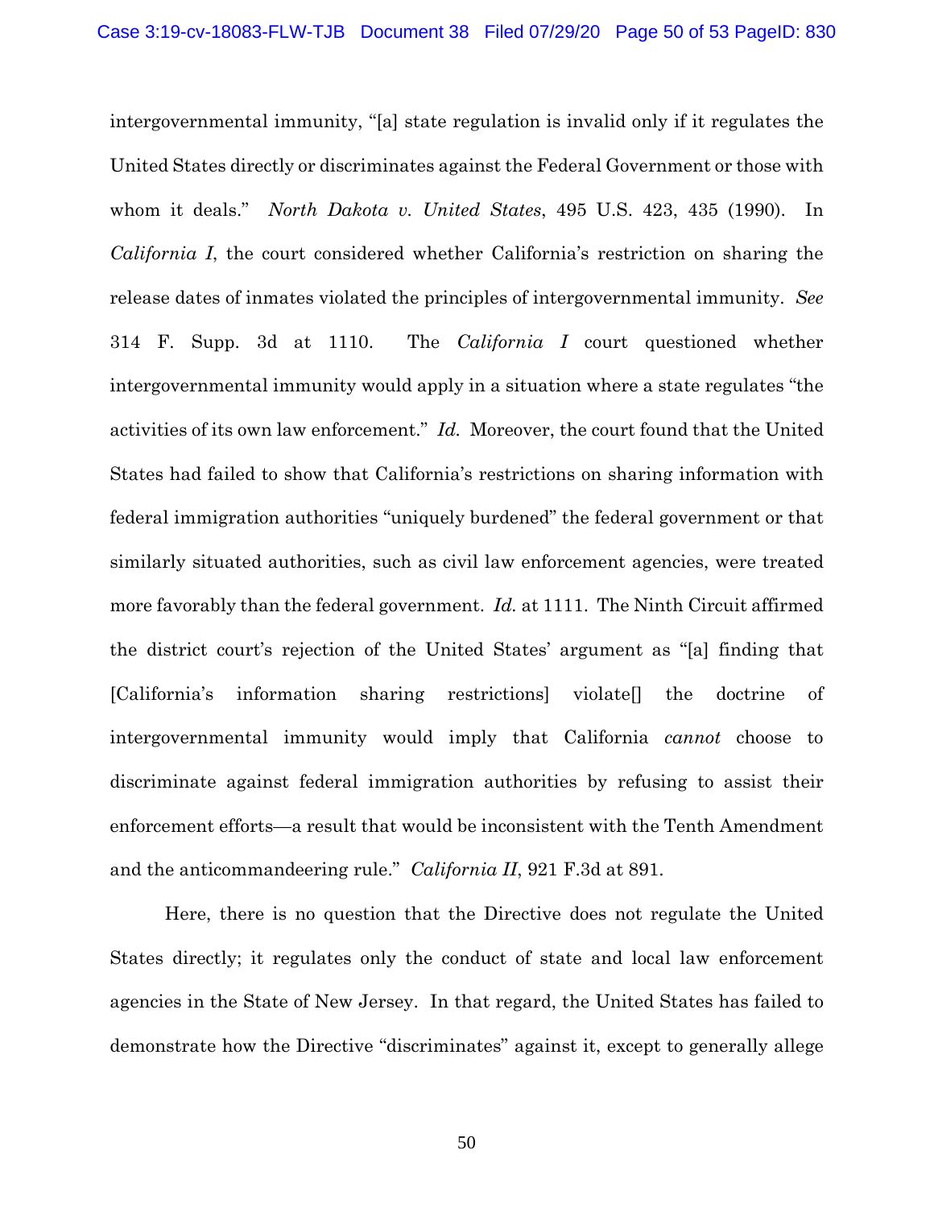intergovernmental immunity, "[a] state regulation is invalid only if it regulates the United States directly or discriminates against the Federal Government or those with whom it deals." *North Dakota v. United States*, 495 U.S. 423, 435 (1990). In *California I*, the court considered whether California's restriction on sharing the release dates of inmates violated the principles of intergovernmental immunity. *See* 314 F. Supp. 3d at 1110. The *California I* court questioned whether intergovernmental immunity would apply in a situation where a state regulates "the activities of its own law enforcement." *Id.* Moreover, the court found that the United States had failed to show that California's restrictions on sharing information with federal immigration authorities "uniquely burdened" the federal government or that similarly situated authorities, such as civil law enforcement agencies, were treated more favorably than the federal government. *Id.* at 1111. The Ninth Circuit affirmed the district court's rejection of the United States' argument as "[a] finding that [California's information sharing restrictions] violate[] the doctrine of intergovernmental immunity would imply that California *cannot* choose to discriminate against federal immigration authorities by refusing to assist their enforcement efforts—a result that would be inconsistent with the Tenth Amendment and the anticommandeering rule." *California II*, 921 F.3d at 891.

Here, there is no question that the Directive does not regulate the United States directly; it regulates only the conduct of state and local law enforcement agencies in the State of New Jersey. In that regard, the United States has failed to demonstrate how the Directive "discriminates" against it, except to generally allege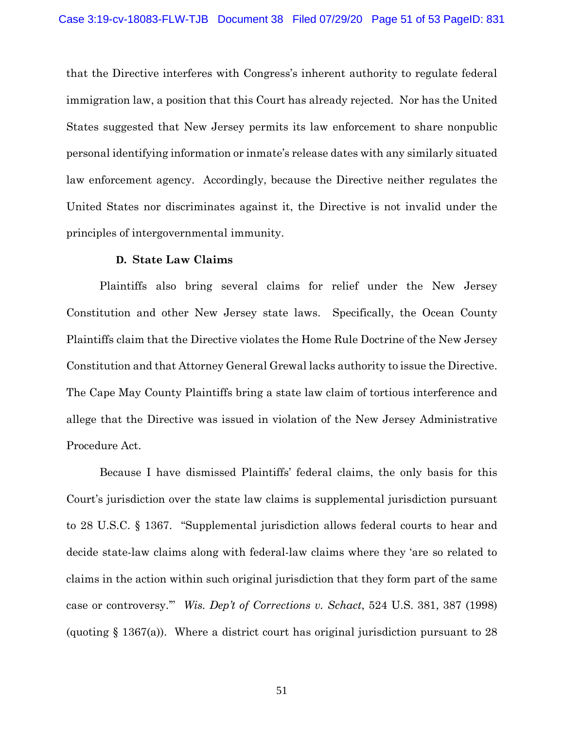that the Directive interferes with Congress's inherent authority to regulate federal immigration law, a position that this Court has already rejected. Nor has the United States suggested that New Jersey permits its law enforcement to share nonpublic personal identifying information or inmate's release dates with any similarly situated law enforcement agency. Accordingly, because the Directive neither regulates the United States nor discriminates against it, the Directive is not invalid under the principles of intergovernmental immunity.

**D. State Law Claims**

Plaintiffs also bring several claims for relief under the New Jersey Constitution and other New Jersey state laws. Specifically, the Ocean County Plaintiffs claim that the Directive violates the Home Rule Doctrine of the New Jersey Constitution and that Attorney General Grewal lacks authority to issue the Directive. The Cape May County Plaintiffs bring a state law claim of tortious interference and allege that the Directive was issued in violation of the New Jersey Administrative Procedure Act.

Because I have dismissed Plaintiffs' federal claims, the only basis for this Court's jurisdiction over the state law claims is supplemental jurisdiction pursuant to 28 U.S.C. § 1367. "Supplemental jurisdiction allows federal courts to hear and decide state-law claims along with federal-law claims where they 'are so related to claims in the action within such original jurisdiction that they form part of the same case or controversy.'" *Wis. Dep't of Corrections v. Schact*, 524 U.S. 381, 387 (1998) (quoting § 1367(a)). Where a district court has original jurisdiction pursuant to 28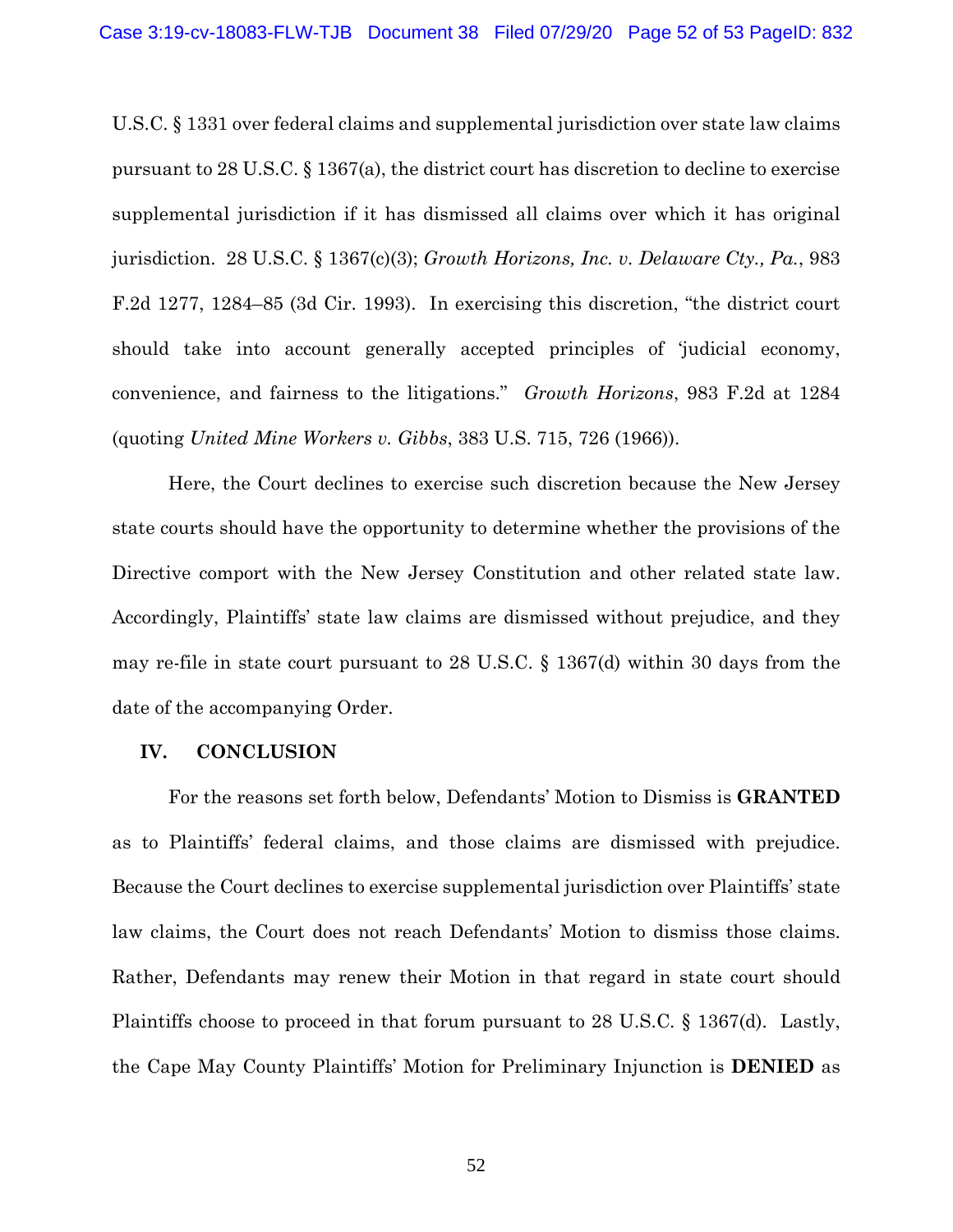U.S.C. § 1331 over federal claims and supplemental jurisdiction over state law claims pursuant to 28 U.S.C. § 1367(a), the district court has discretion to decline to exercise supplemental jurisdiction if it has dismissed all claims over which it has original jurisdiction. 28 U.S.C. § 1367(c)(3); *Growth Horizons, Inc. v. Delaware Cty., Pa.*, 983 F.2d 1277, 1284–85 (3d Cir. 1993). In exercising this discretion, "the district court should take into account generally accepted principles of 'judicial economy, convenience, and fairness to the litigations." *Growth Horizons*, 983 F.2d at 1284 (quoting *United Mine Workers v. Gibbs*, 383 U.S. 715, 726 (1966)).

Here, the Court declines to exercise such discretion because the New Jersey state courts should have the opportunity to determine whether the provisions of the Directive comport with the New Jersey Constitution and other related state law. Accordingly, Plaintiffs' state law claims are dismissed without prejudice, and they may re-file in state court pursuant to 28 U.S.C. § 1367(d) within 30 days from the date of the accompanying Order.

## IV. CONCLUSION

For the reasons set forth below, Defendants' Motion to Dismiss is **GRANTED** as to Plaintiffs' federal claims, and those claims are dismissed with prejudice. Because the Court declines to exercise supplemental jurisdiction over Plaintiffs' state law claims, the Court does not reach Defendants' Motion to dismiss those claims. Rather, Defendants may renew their Motion in that regard in state court should Plaintiffs choose to proceed in that forum pursuant to 28 U.S.C. § 1367(d). Lastly, the Cape May County Plaintiffs' Motion for Preliminary Injunction is **DENIED** as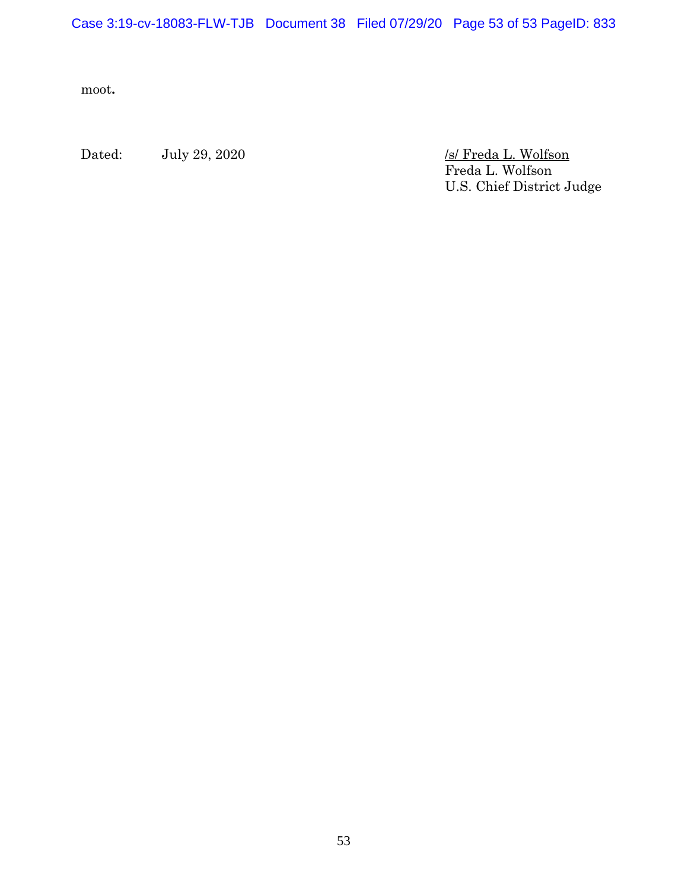moot.

Dated: July 29, 2020

/s/ Freda L. Wolfson
Freda L. Wolfson
U.S. Chief District Judge